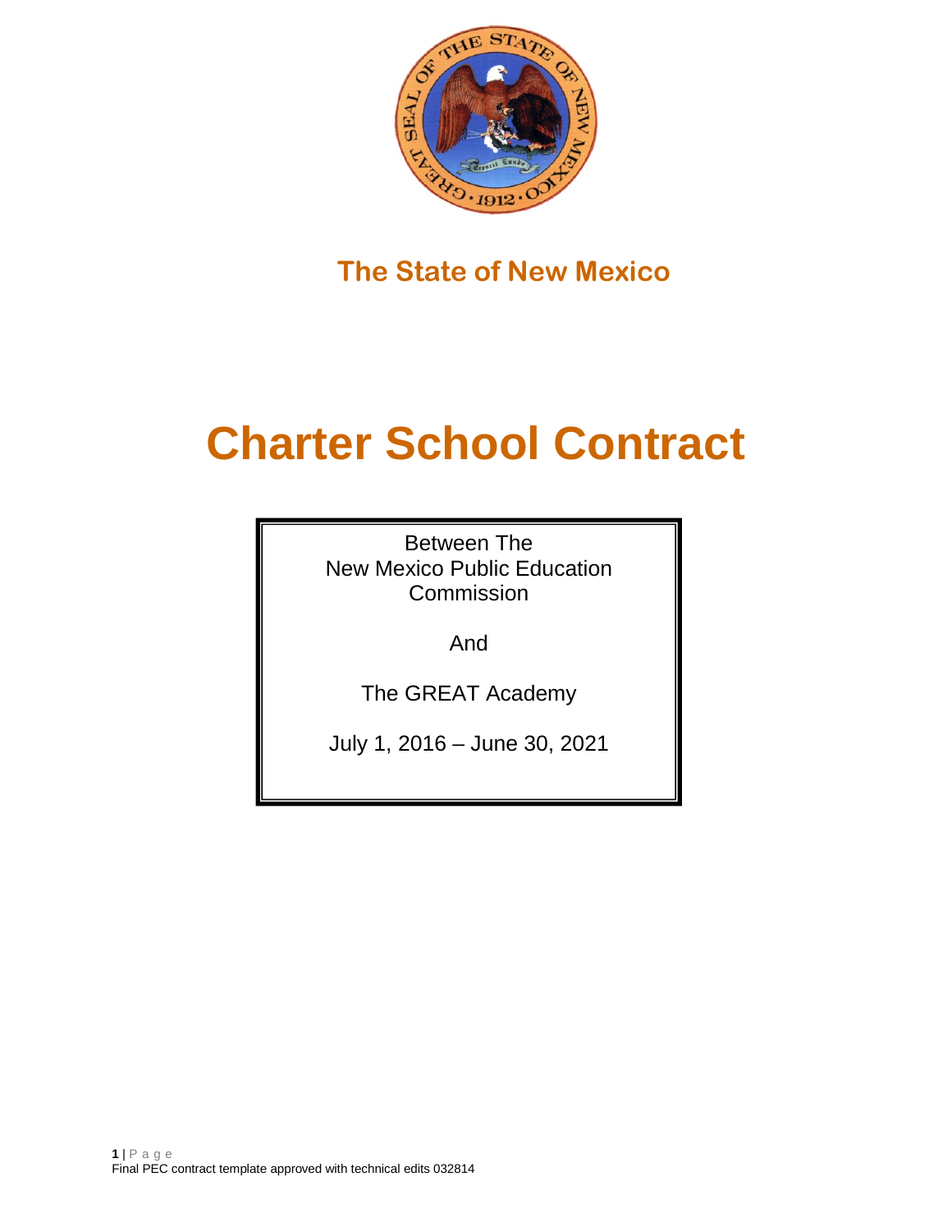**The State of New Mexico**

# Charter School Contract

Between The
New Mexico Public Education Commission

And

The GREAT Academy

July 1, 2016 – June 30, 2021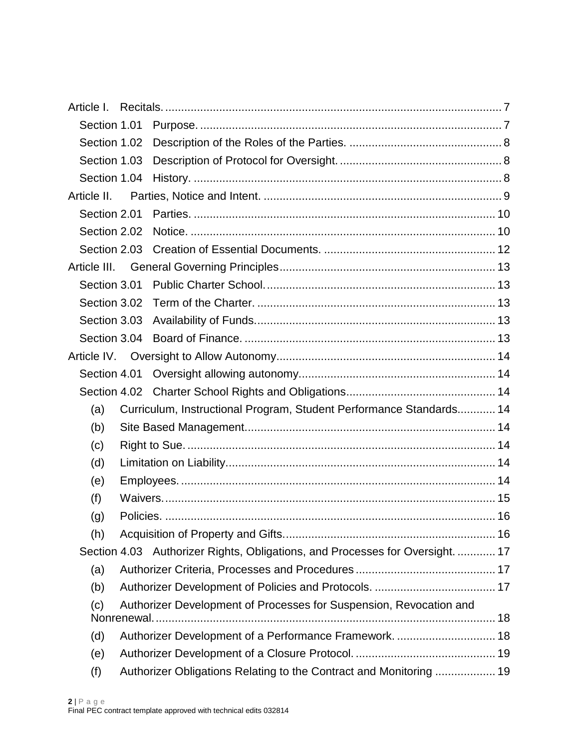Article I. Recitals. 7

Section 1.01 Purpose. 7

Section 1.02 Description of the Roles of the Parties. 8

Section 1.03 Description of Protocol for Oversight. 8

Section 1.04 History. 8

Article II. Parties, Notice and Intent. 9

Section 2.01 Parties. 10

Section 2.02 Notice. 10

Section 2.03 Creation of Essential Documents. 12

Article III. General Governing Principles 13

Section 3.01 Public Charter School. 13

Section 3.02 Term of the Charter. 13

Section 3.03 Availability of Funds. 13

Section 3.04 Board of Finance. 13

Article IV. Oversight to Allow Autonomy 14

Section 4.01 Oversight allowing autonomy. 14

Section 4.02 Charter School Rights and Obligations 14

(a) Curriculum, Instructional Program, Student Performance Standards. 14

(b) Site Based Management. 14

(c) Right to Sue. 14

(d) Limitation on Liability. 14

(e) Employees. 14

(f) Waivers. 15

(g) Policies. 16

(h) Acquisition of Property and Gifts. 16

Section 4.03 Authorizer Rights, Obligations, and Processes for Oversight. 17

(a) Authorizer Criteria, Processes and Procedures 17

(b) Authorizer Development of Policies and Protocols. 17

(c) Authorizer Development of Processes for Suspension, Revocation and Nonrenewal. 18

(d) Authorizer Development of a Performance Framework. 18

(e) Authorizer Development of a Closure Protocol. 19

(f) Authorizer Obligations Relating to the Contract and Monitoring 19

Final PEC contract template approved with technical edits 032814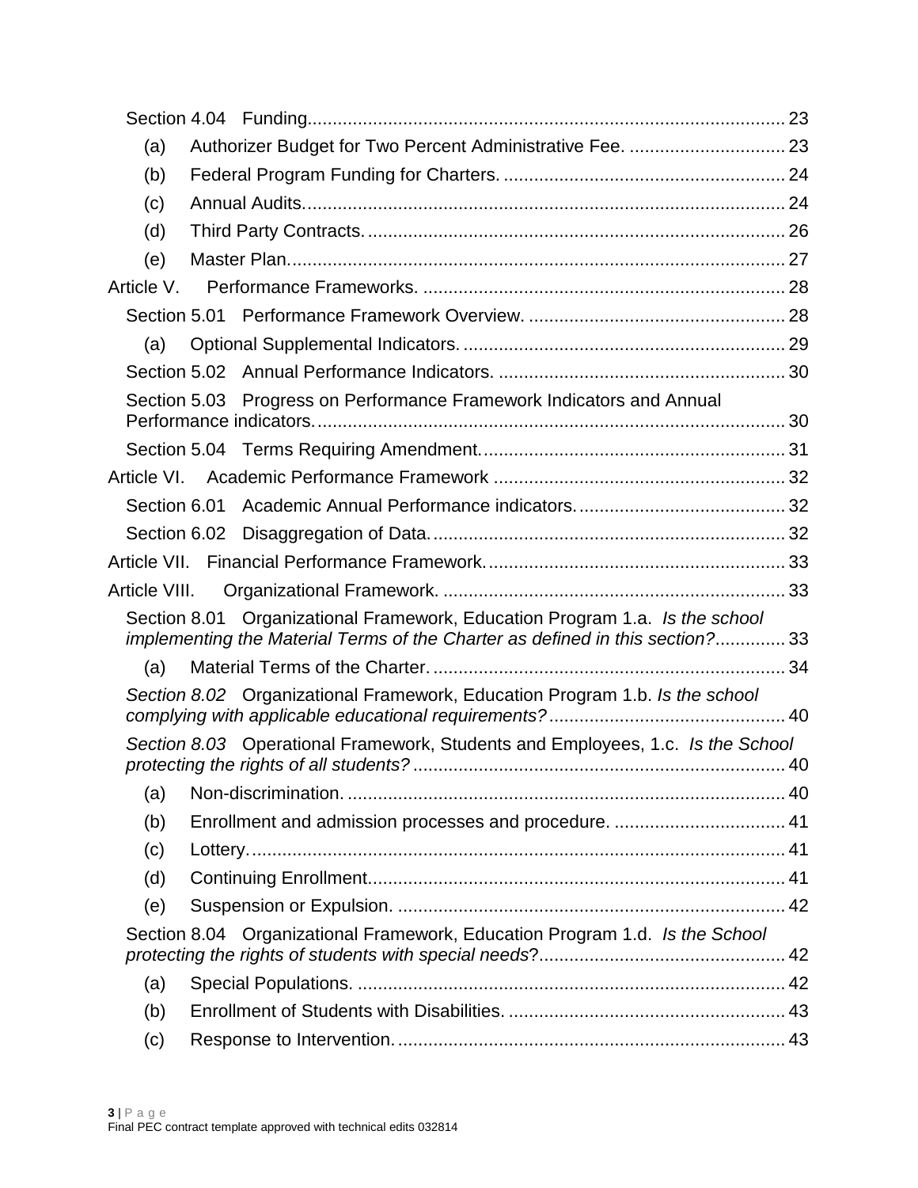Section 4.04 Funding .......................................................................................... 23

(a) Authorizer Budget for Two Percent Administrative Fee. ............................... 23

(b) Federal Program Funding for Charters. ....................................................... 24

(c) Annual Audits. ............................................................................................. 24

(d) Third Party Contracts. .................................................................................. 26

(e) Master Plan. ................................................................................................. 27

Article V. Performance Frameworks. ....................................................................... 28

Section 5.01 Performance Framework Overview. .................................................. 28

(a) Optional Supplemental Indicators. ............................................................... 29

Section 5.02 Annual Performance Indicators. ........................................................ 30

Section 5.03 Progress on Performance Framework Indicators and Annual Performance indicators. ........................................................................................... 30

Section 5.04 Terms Requiring Amendment. ........................................................... 31

Article VI. Academic Performance Framework ......................................................... 32

Section 6.01 Academic Annual Performance indicators. ......................................... 32

Section 6.02 Disaggregation of Data. ..................................................................... 32

Article VII. Financial Performance Framework. .......................................................... 33

Article VIII. Organizational Framework. ................................................................... 33

Section 8.01 Organizational Framework, Education Program 1.a. *Is the school implementing the Material Terms of the Charter as defined in this section?* ............. 33

(a) Material Terms of the Charter. ..................................................................... 34

*Section 8.02* Organizational Framework, Education Program 1.b. *Is the school complying with applicable educational requirements?* .............................................. 40

*Section 8.03* Operational Framework, Students and Employees, 1.c. *Is the School protecting the rights of all students?* ......................................................................... 40

(a) Non-discrimination. ...................................................................................... 40

(b) Enrollment and admission processes and procedure. .................................. 41

(c) Lottery. ......................................................................................................... 41

(d) Continuing Enrollment. ................................................................................. 41

(e) Suspension or Expulsion. ............................................................................ 42

Section 8.04 Organizational Framework, Education Program 1.d. *Is the School protecting the rights of students with special needs*? ................................................ 42

(a) Special Populations. .................................................................................... 42

(b) Enrollment of Students with Disabilities. ...................................................... 43

(c) Response to Intervention. ............................................................................ 43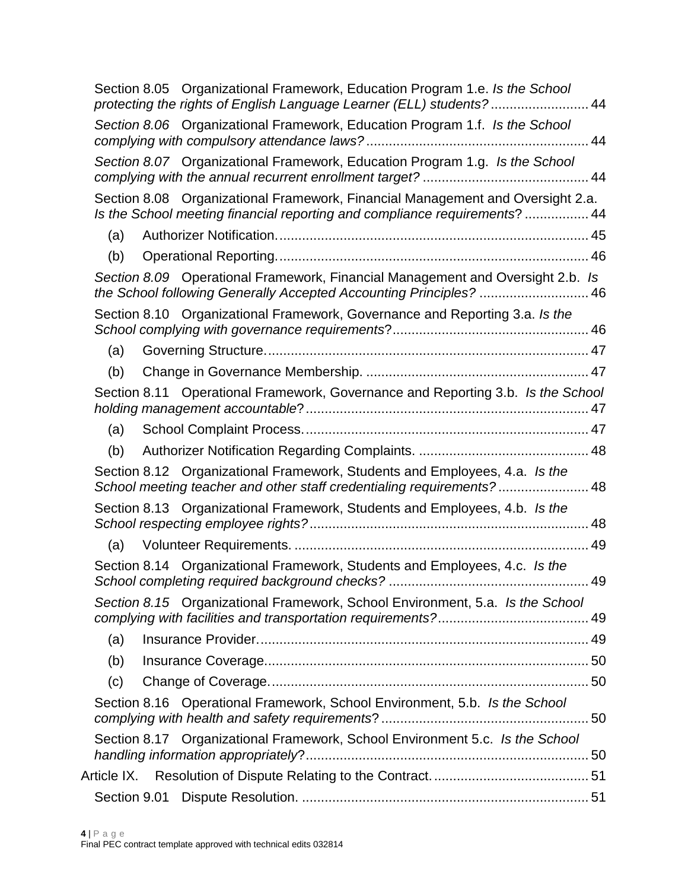Section 8.05 Organizational Framework, Education Program 1.e. *Is the School protecting the rights of English Language Learner (ELL) students?* .......................... 44

*Section 8.06* Organizational Framework, Education Program 1.f. *Is the School complying with compulsory attendance laws?* .......................................................... 44

*Section 8.07* Organizational Framework, Education Program 1.g. *Is the School complying with the annual recurrent enrollment target?* ........................................... 44

Section 8.08 Organizational Framework, Financial Management and Oversight 2.a. *Is the School meeting financial reporting and compliance requirements*? ................. 44

(a) Authorizer Notification. ................................................................................. 45

(b) Operational Reporting. ................................................................................. 46

*Section 8.09* Operational Framework, Financial Management and Oversight 2.b. *Is the School following Generally Accepted Accounting Principles?* ............................ 46

Section 8.10 Organizational Framework, Governance and Reporting 3.a. *Is the School complying with governance requirements*? ................................................... 46

(a) Governing Structure. ..................................................................................... 47

(b) Change in Governance Membership. .......................................................... 47

Section 8.11 Operational Framework, Governance and Reporting 3.b. *Is the School holding management accountable*? .......................................................................... 47

(a) School Complaint Process. .......................................................................... 47

(b) Authorizer Notification Regarding Complaints. ............................................. 48

Section 8.12 Organizational Framework, Students and Employees, 4.a. *Is the School meeting teacher and other staff credentialing requirements?* ........................ 48

Section 8.13 Organizational Framework, Students and Employees, 4.b. *Is the School respecting employee rights?* ......................................................................... 48

(a) Volunteer Requirements. ............................................................................. 49

Section 8.14 Organizational Framework, Students and Employees, 4.c. *Is the School completing required background checks?* .................................................... 49

*Section 8.15* Organizational Framework, School Environment, 5.a. *Is the School complying with facilities and transportation requirements?* ....................................... 49

(a) Insurance Provider. ...................................................................................... 49

(b) Insurance Coverage. .................................................................................... 50

(c) Change of Coverage. ................................................................................... 50

Section 8.16 Operational Framework, School Environment, 5.b. *Is the School complying with health and safety requirements*? ...................................................... 50

Section 8.17 Organizational Framework, School Environment 5.c. *Is the School handling information appropriately*? .......................................................................... 50

Article IX. Resolution of Dispute Relating to the Contract. ......................................... 51

Section 9.01 Dispute Resolution. ............................................................................ 51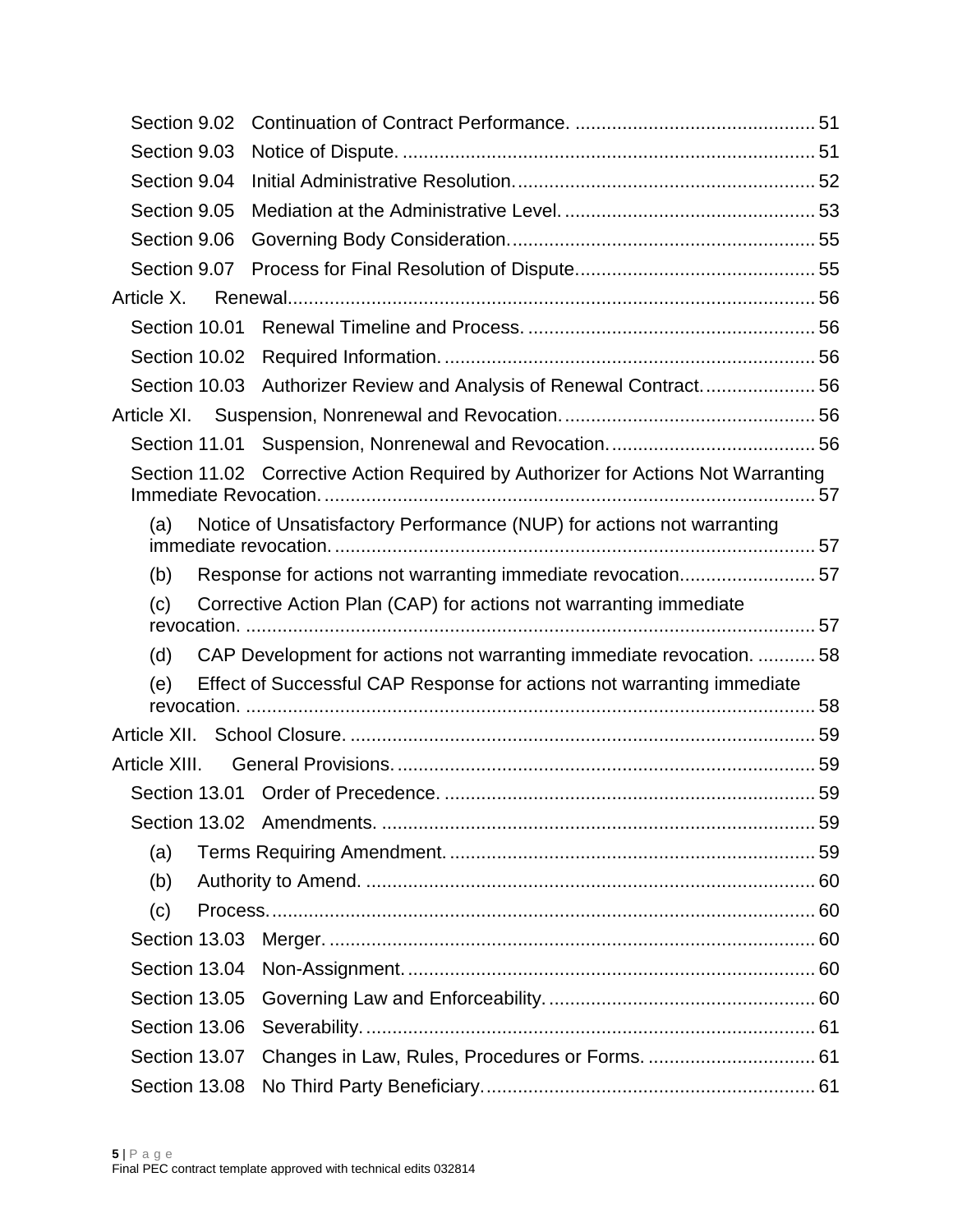Section 9.02 Continuation of Contract Performance. 51

Section 9.03 Notice of Dispute. 51

Section 9.04 Initial Administrative Resolution. 52

Section 9.05 Mediation at the Administrative Level. 53

Section 9.06 Governing Body Consideration. 55

Section 9.07 Process for Final Resolution of Dispute. 55

Article X. Renewal. 56

Section 10.01 Renewal Timeline and Process. 56

Section 10.02 Required Information. 56

Section 10.03 Authorizer Review and Analysis of Renewal Contract. 56

Article XI. Suspension, Nonrenewal and Revocation. 56

Section 11.01 Suspension, Nonrenewal and Revocation. 56

Section 11.02 Corrective Action Required by Authorizer for Actions Not Warranting Immediate Revocation. 57

(a) Notice of Unsatisfactory Performance (NUP) for actions not warranting immediate revocation. 57

(b) Response for actions not warranting immediate revocation. 57

(c) Corrective Action Plan (CAP) for actions not warranting immediate revocation. 57

(d) CAP Development for actions not warranting immediate revocation. 58

(e) Effect of Successful CAP Response for actions not warranting immediate revocation. 58

Article XII. School Closure. 59

Article XIII. General Provisions. 59

Section 13.01 Order of Precedence. 59

Section 13.02 Amendments. 59

(a) Terms Requiring Amendment. 59

(b) Authority to Amend. 60

(c) Process. 60

Section 13.03 Merger. 60

Section 13.04 Non-Assignment. 60

Section 13.05 Governing Law and Enforceability. 60

Section 13.06 Severability. 61

Section 13.07 Changes in Law, Rules, Procedures or Forms. 61

Section 13.08 No Third Party Beneficiary. 61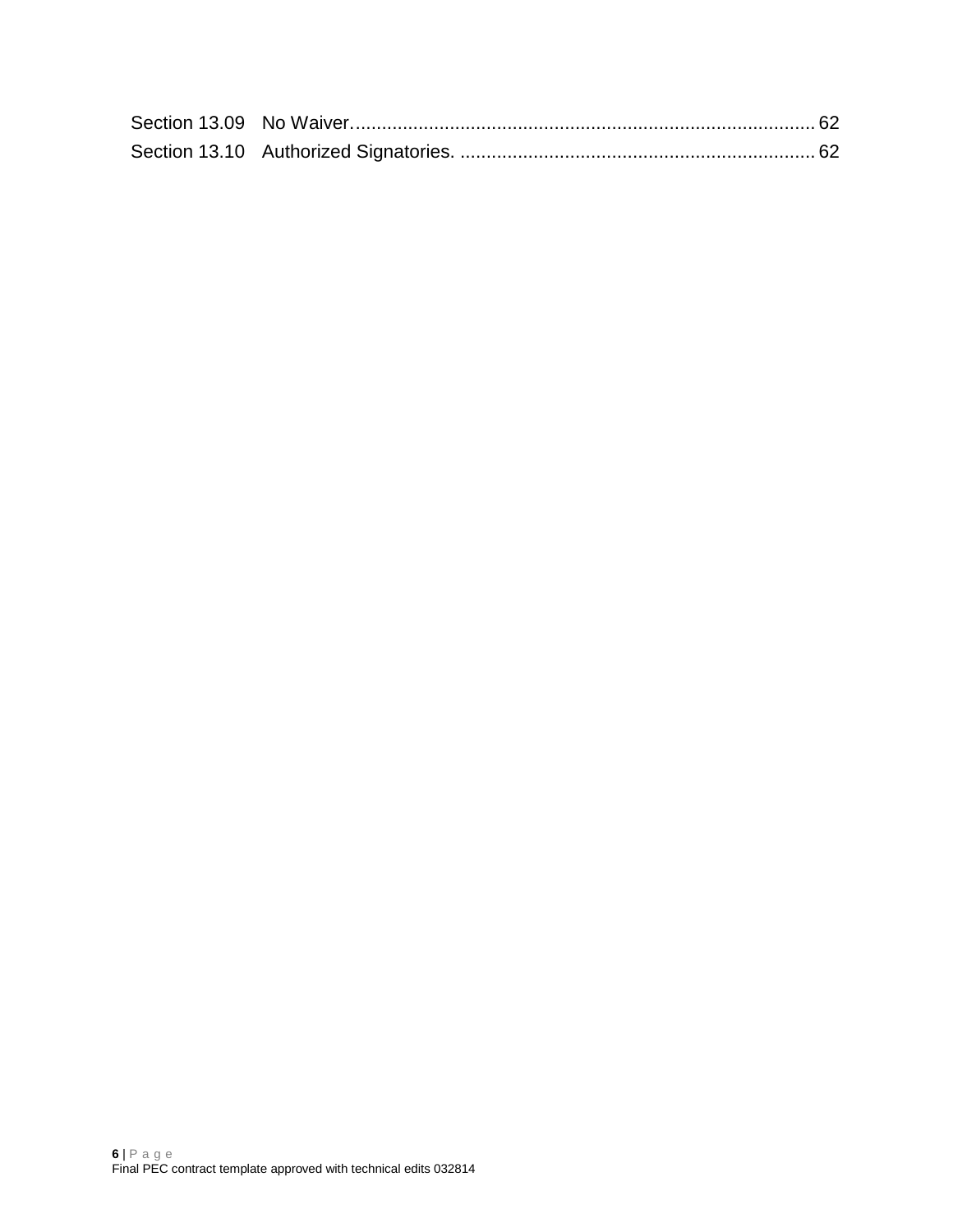Section 13.09 No Waiver........................................................................................ 62

Section 13.10 Authorized Signatories. .................................................................... 62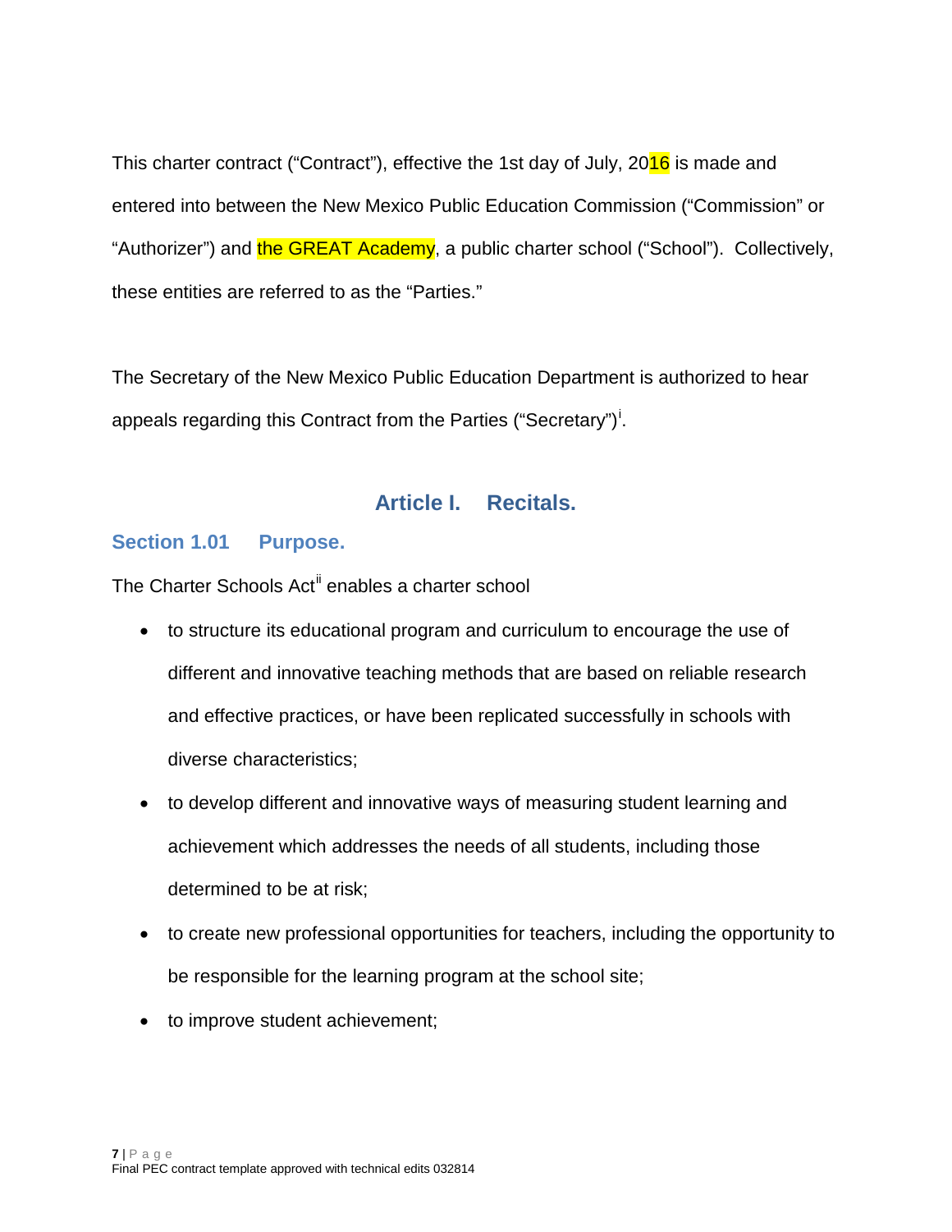This charter contract ("Contract"), effective the 1st day of July, 2016 is made and entered into between the New Mexico Public Education Commission ("Commission" or "Authorizer") and the GREAT Academy, a public charter school ("School"). Collectively, these entities are referred to as the "Parties."

The Secretary of the New Mexico Public Education Department is authorized to hear appeals regarding this Contract from the Parties ("Secretary")[i].

## Article I. Recitals.

### Section 1.01 Purpose.

The Charter Schools Act[ii] enables a charter school

- to structure its educational program and curriculum to encourage the use of different and innovative teaching methods that are based on reliable research and effective practices, or have been replicated successfully in schools with diverse characteristics;
- to develop different and innovative ways of measuring student learning and achievement which addresses the needs of all students, including those determined to be at risk;
- to create new professional opportunities for teachers, including the opportunity to be responsible for the learning program at the school site;
- to improve student achievement;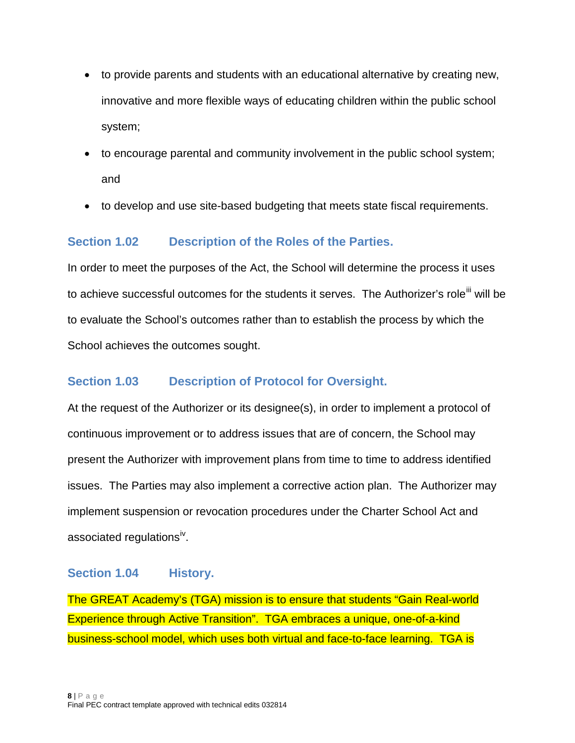- to provide parents and students with an educational alternative by creating new, innovative and more flexible ways of educating children within the public school system;
- to encourage parental and community involvement in the public school system; and
- to develop and use site-based budgeting that meets state fiscal requirements.

### Section 1.02 Description of the Roles of the Parties.

In order to meet the purposes of the Act, the School will determine the process it uses to achieve successful outcomes for the students it serves. The Authorizer's role[iii] will be to evaluate the School's outcomes rather than to establish the process by which the School achieves the outcomes sought.

### Section 1.03 Description of Protocol for Oversight.

At the request of the Authorizer or its designee(s), in order to implement a protocol of continuous improvement or to address issues that are of concern, the School may present the Authorizer with improvement plans from time to time to address identified issues. The Parties may also implement a corrective action plan. The Authorizer may implement suspension or revocation procedures under the Charter School Act and associated regulations[iv].

### Section 1.04 History.

The GREAT Academy's (TGA) mission is to ensure that students "Gain Real-world Experience through Active Transition". TGA embraces a unique, one-of-a-kind business-school model, which uses both virtual and face-to-face learning. TGA is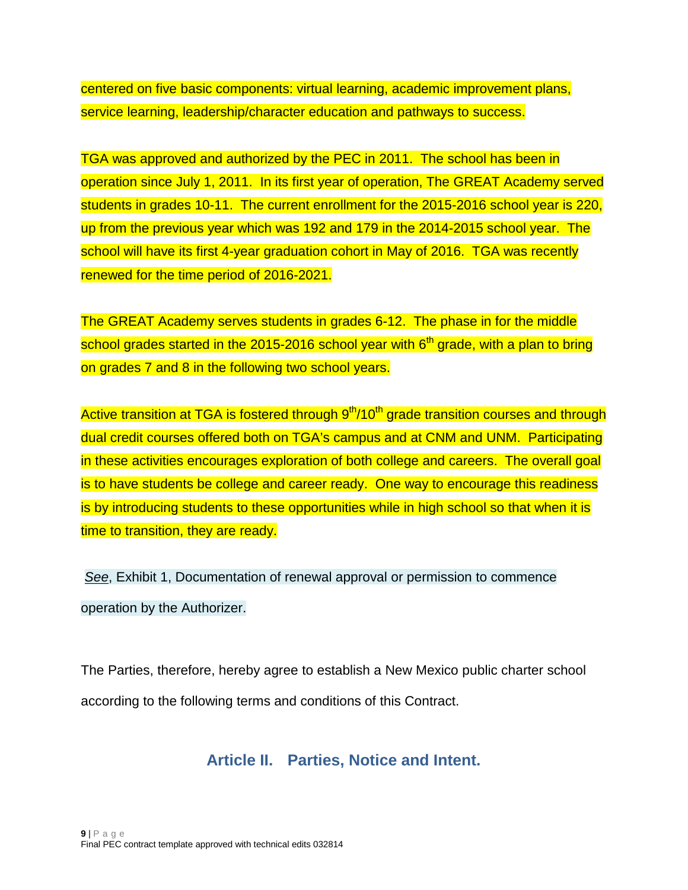centered on five basic components: virtual learning, academic improvement plans, service learning, leadership/character education and pathways to success.

TGA was approved and authorized by the PEC in 2011. The school has been in operation since July 1, 2011. In its first year of operation, The GREAT Academy served students in grades 10-11. The current enrollment for the 2015-2016 school year is 220, up from the previous year which was 192 and 179 in the 2014-2015 school year. The school will have its first 4-year graduation cohort in May of 2016. TGA was recently renewed for the time period of 2016-2021.

The GREAT Academy serves students in grades 6-12. The phase in for the middle school grades started in the 2015-2016 school year with 6th grade, with a plan to bring on grades 7 and 8 in the following two school years.

Active transition at TGA is fostered through 9th/10th grade transition courses and through dual credit courses offered both on TGA's campus and at CNM and UNM. Participating in these activities encourages exploration of both college and careers. The overall goal is to have students be college and career ready. One way to encourage this readiness is by introducing students to these opportunities while in high school so that when it is time to transition, they are ready.

*See*, Exhibit 1, Documentation of renewal approval or permission to commence operation by the Authorizer.

The Parties, therefore, hereby agree to establish a New Mexico public charter school according to the following terms and conditions of this Contract.

## Article II. Parties, Notice and Intent.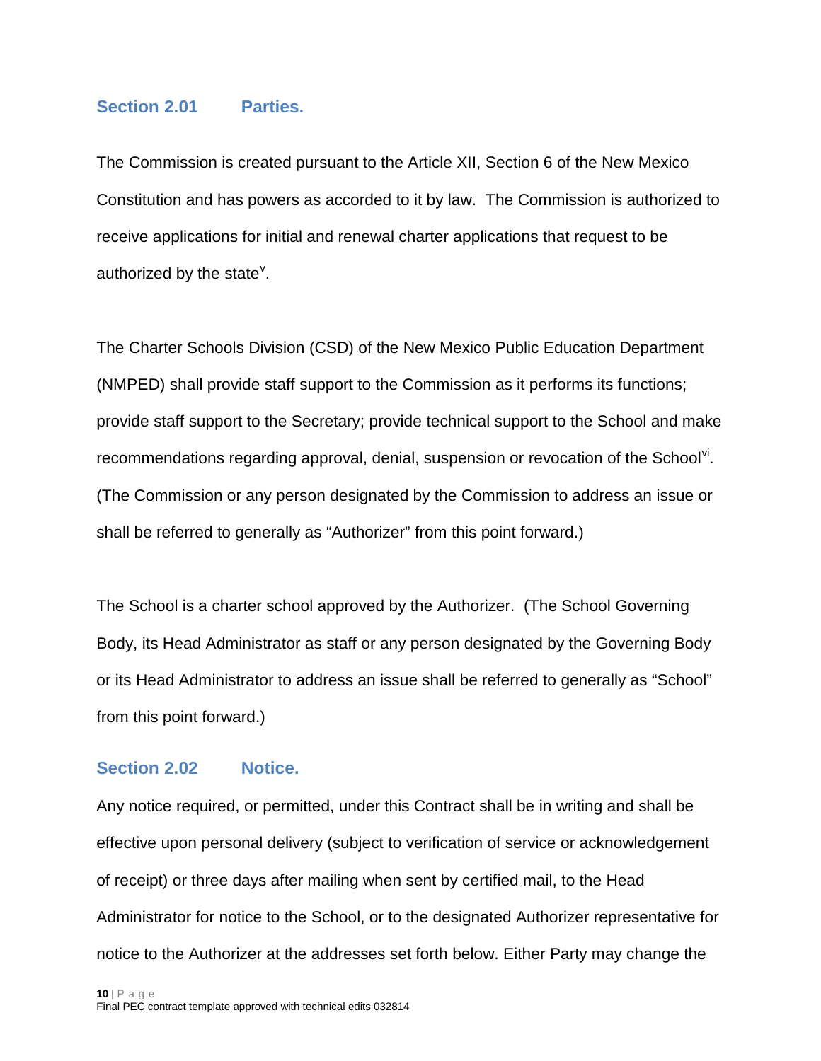### Section 2.01 Parties.

The Commission is created pursuant to the Article XII, Section 6 of the New Mexico Constitution and has powers as accorded to it by law. The Commission is authorized to receive applications for initial and renewal charter applications that request to be authorized by the state[v].

The Charter Schools Division (CSD) of the New Mexico Public Education Department (NMPED) shall provide staff support to the Commission as it performs its functions; provide staff support to the Secretary; provide technical support to the School and make recommendations regarding approval, denial, suspension or revocation of the School[vi]. (The Commission or any person designated by the Commission to address an issue or shall be referred to generally as "Authorizer" from this point forward.)

The School is a charter school approved by the Authorizer. (The School Governing Body, its Head Administrator as staff or any person designated by the Governing Body or its Head Administrator to address an issue shall be referred to generally as "School" from this point forward.)

### Section 2.02 Notice.

Any notice required, or permitted, under this Contract shall be in writing and shall be effective upon personal delivery (subject to verification of service or acknowledgement of receipt) or three days after mailing when sent by certified mail, to the Head Administrator for notice to the School, or to the designated Authorizer representative for notice to the Authorizer at the addresses set forth below. Either Party may change the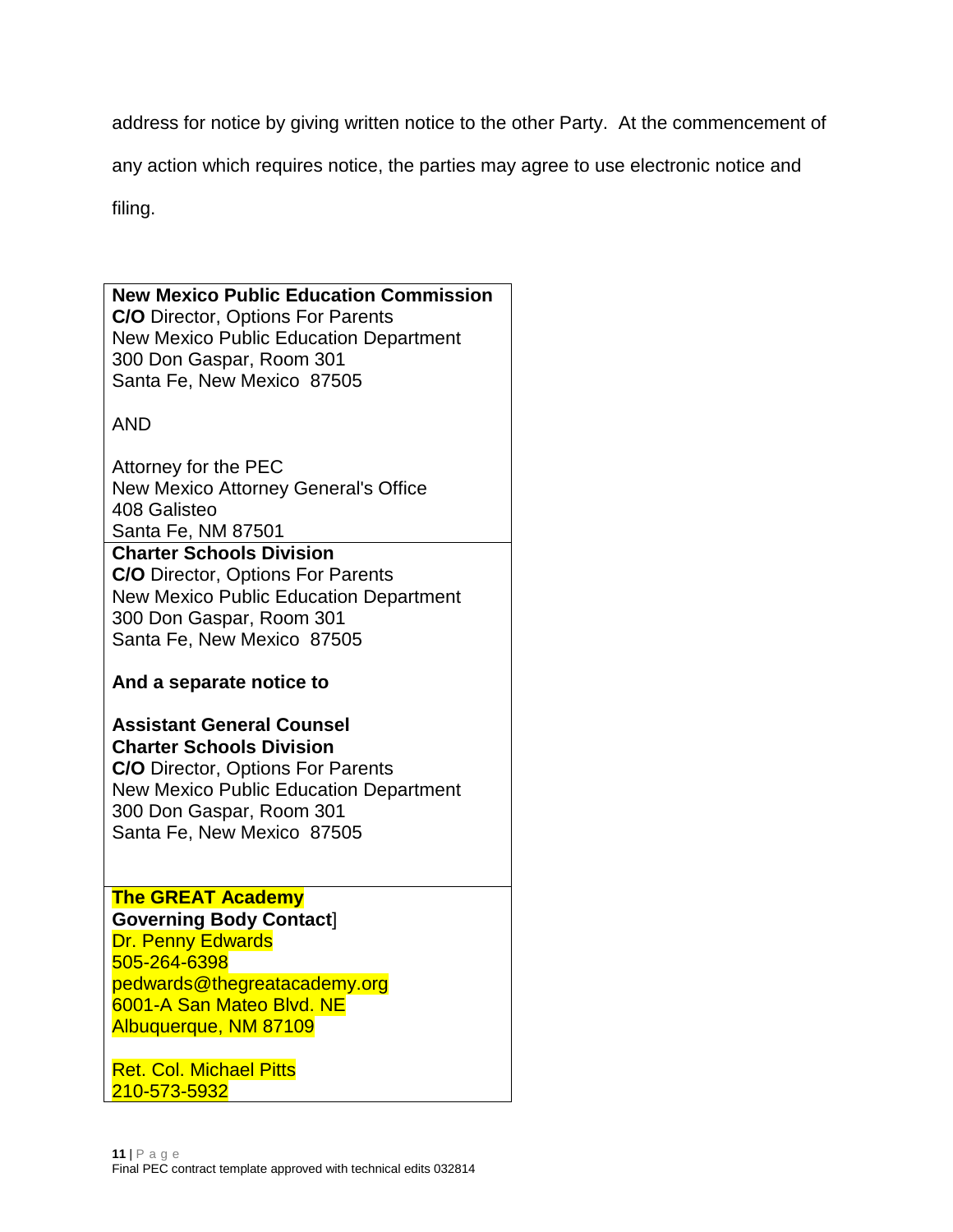address for notice by giving written notice to the other Party. At the commencement of any action which requires notice, the parties may agree to use electronic notice and filing.

| |
|---|
| **New Mexico Public Education Commission**<br>**C/O** Director, Options For Parents<br>New Mexico Public Education Department<br>300 Don Gaspar, Room 301<br>Santa Fe, New Mexico 87505<br><br>AND<br><br>Attorney for the PEC<br>New Mexico Attorney General's Office<br>408 Galisteo<br>Santa Fe, NM 87501 |
| **Charter Schools Division**<br>**C/O** Director, Options For Parents<br>New Mexico Public Education Department<br>300 Don Gaspar, Room 301<br>Santa Fe, New Mexico 87505<br><br>**And a separate notice to**<br><br>**Assistant General Counsel**<br>**Charter Schools Division**<br>**C/O** Director, Options For Parents<br>New Mexico Public Education Department<br>300 Don Gaspar, Room 301<br>Santa Fe, New Mexico 87505 |
| **The GREAT Academy**<br>**Governing Body Contact**]<br>Dr. Penny Edwards<br>505-264-6398<br>pedwards@thegreatacademy.org<br>6001-A San Mateo Blvd. NE<br>Albuquerque, NM 87109<br><br>Ret. Col. Michael Pitts<br>210-573-5932 |

Final PEC contract template approved with technical edits 032814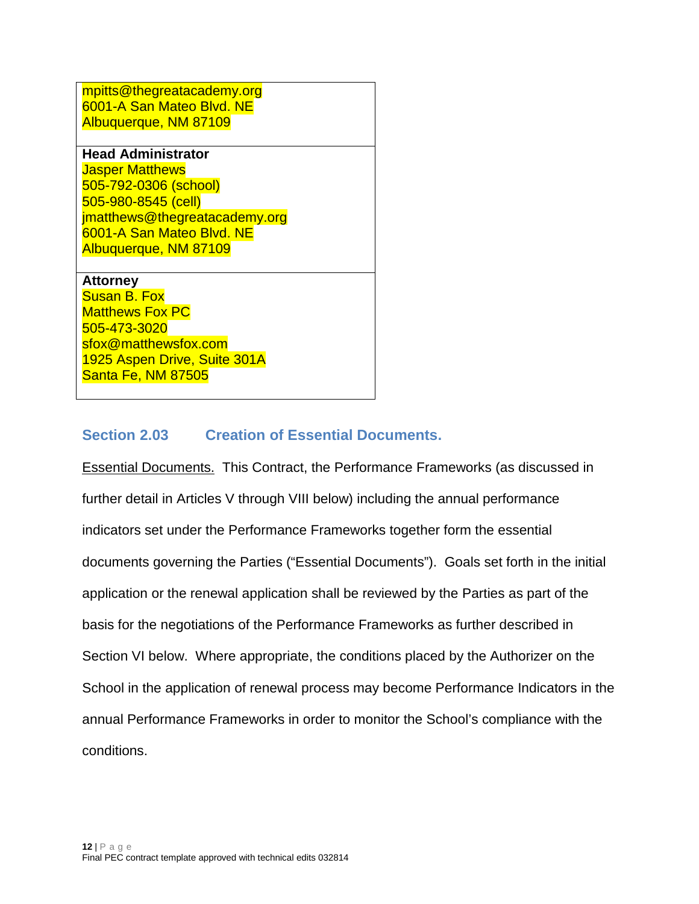| |
|---|
| mpitts@thegreatacademy.org<br>6001-A San Mateo Blvd. NE<br>Albuquerque, NM 87109 |
| **Head Administrator**<br>Jasper Matthews<br>505-792-0306 (school)<br>505-980-8545 (cell)<br>jmatthews@thegreatacademy.org<br>6001-A San Mateo Blvd. NE<br>Albuquerque, NM 87109 |
| **Attorney**<br>Susan B. Fox<br>Matthews Fox PC<br>505-473-3020<br>sfox@matthewsfox.com<br>1925 Aspen Drive, Suite 301A<br>Santa Fe, NM 87505 |

## Section 2.03 Creation of Essential Documents.

Essential Documents. This Contract, the Performance Frameworks (as discussed in further detail in Articles V through VIII below) including the annual performance indicators set under the Performance Frameworks together form the essential documents governing the Parties ("Essential Documents"). Goals set forth in the initial application or the renewal application shall be reviewed by the Parties as part of the basis for the negotiations of the Performance Frameworks as further described in Section VI below. Where appropriate, the conditions placed by the Authorizer on the School in the application of renewal process may become Performance Indicators in the annual Performance Frameworks in order to monitor the School's compliance with the conditions.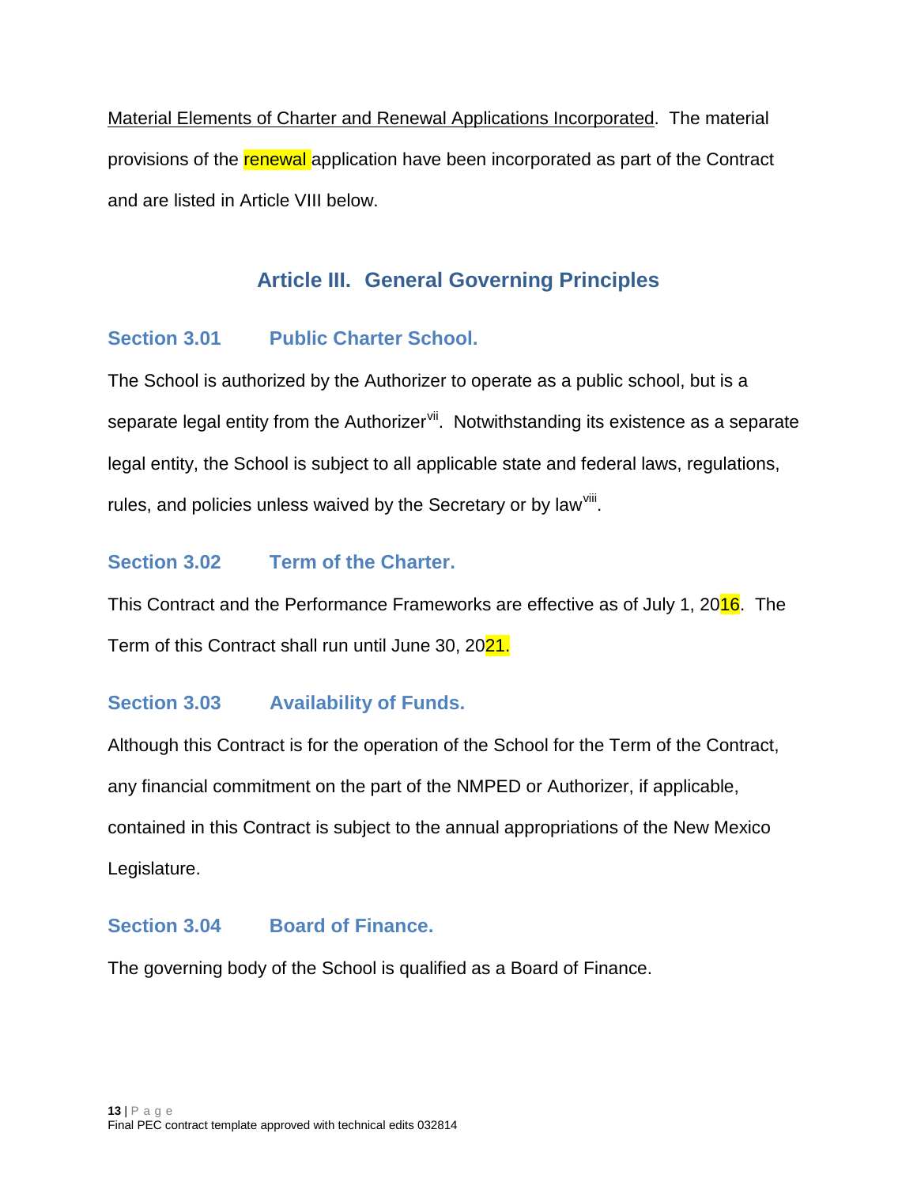Material Elements of Charter and Renewal Applications Incorporated. The material provisions of the renewal application have been incorporated as part of the Contract and are listed in Article VIII below.

## Article III. General Governing Principles

### Section 3.01 Public Charter School.

The School is authorized by the Authorizer to operate as a public school, but is a separate legal entity from the Authorizer[vii]. Notwithstanding its existence as a separate legal entity, the School is subject to all applicable state and federal laws, regulations, rules, and policies unless waived by the Secretary or by law[viii].

### Section 3.02 Term of the Charter.

This Contract and the Performance Frameworks are effective as of July 1, 2016. The Term of this Contract shall run until June 30, 2021.

### Section 3.03 Availability of Funds.

Although this Contract is for the operation of the School for the Term of the Contract, any financial commitment on the part of the NMPED or Authorizer, if applicable, contained in this Contract is subject to the annual appropriations of the New Mexico Legislature.

### Section 3.04 Board of Finance.

The governing body of the School is qualified as a Board of Finance.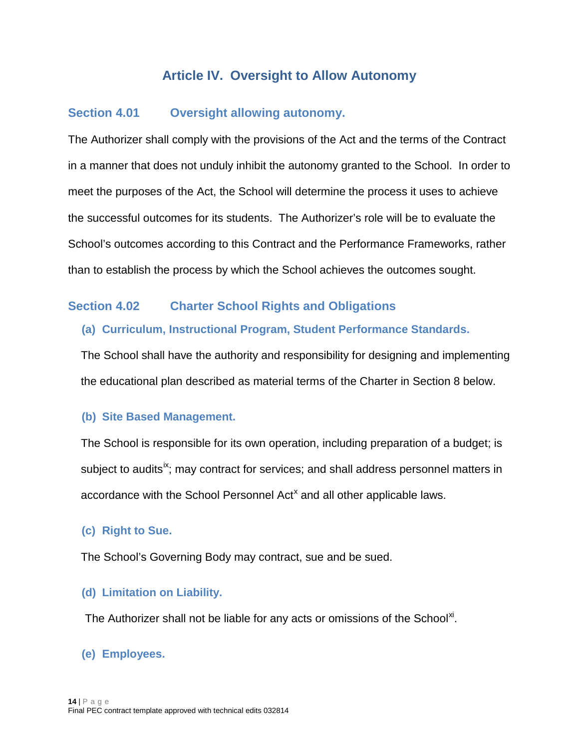# Article IV. Oversight to Allow Autonomy

## Section 4.01 Oversight allowing autonomy.

The Authorizer shall comply with the provisions of the Act and the terms of the Contract in a manner that does not unduly inhibit the autonomy granted to the School. In order to meet the purposes of the Act, the School will determine the process it uses to achieve the successful outcomes for its students. The Authorizer's role will be to evaluate the School's outcomes according to this Contract and the Performance Frameworks, rather than to establish the process by which the School achieves the outcomes sought.

## Section 4.02 Charter School Rights and Obligations

### (a) Curriculum, Instructional Program, Student Performance Standards.

The School shall have the authority and responsibility for designing and implementing the educational plan described as material terms of the Charter in Section 8 below.

### (b) Site Based Management.

The School is responsible for its own operation, including preparation of a budget; is subject to audits[ix]; may contract for services; and shall address personnel matters in accordance with the School Personnel Act[x] and all other applicable laws.

### (c) Right to Sue.

The School's Governing Body may contract, sue and be sued.

### (d) Limitation on Liability.

The Authorizer shall not be liable for any acts or omissions of the School[xi].

### (e) Employees.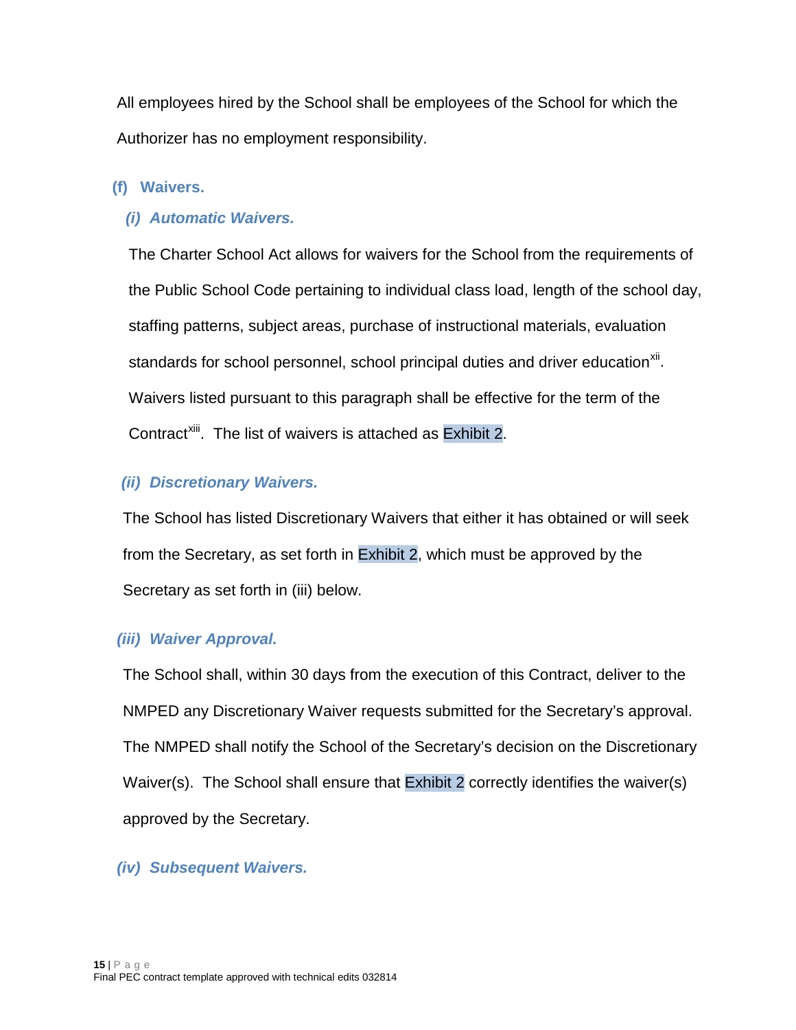All employees hired by the School shall be employees of the School for which the Authorizer has no employment responsibility.

### (f) Waivers.

#### *(i) Automatic Waivers.*

The Charter School Act allows for waivers for the School from the requirements of the Public School Code pertaining to individual class load, length of the school day, staffing patterns, subject areas, purchase of instructional materials, evaluation standards for school personnel, school principal duties and driver education[xii]. Waivers listed pursuant to this paragraph shall be effective for the term of the Contract[xiii]. The list of waivers is attached as Exhibit 2.

#### *(ii) Discretionary Waivers.*

The School has listed Discretionary Waivers that either it has obtained or will seek from the Secretary, as set forth in Exhibit 2, which must be approved by the Secretary as set forth in (iii) below.

#### *(iii) Waiver Approval.*

The School shall, within 30 days from the execution of this Contract, deliver to the NMPED any Discretionary Waiver requests submitted for the Secretary's approval. The NMPED shall notify the School of the Secretary's decision on the Discretionary Waiver(s). The School shall ensure that Exhibit 2 correctly identifies the waiver(s) approved by the Secretary.

#### *(iv) Subsequent Waivers.*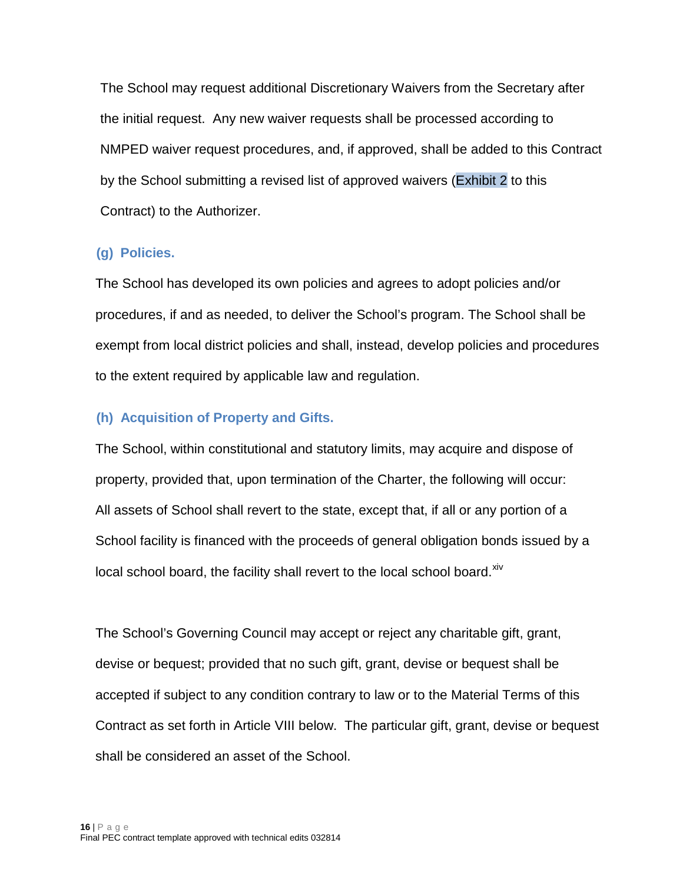The School may request additional Discretionary Waivers from the Secretary after the initial request. Any new waiver requests shall be processed according to NMPED waiver request procedures, and, if approved, shall be added to this Contract by the School submitting a revised list of approved waivers (Exhibit 2 to this Contract) to the Authorizer.

### (g) Policies.

The School has developed its own policies and agrees to adopt policies and/or procedures, if and as needed, to deliver the School's program. The School shall be exempt from local district policies and shall, instead, develop policies and procedures to the extent required by applicable law and regulation.

### (h) Acquisition of Property and Gifts.

The School, within constitutional and statutory limits, may acquire and dispose of property, provided that, upon termination of the Charter, the following will occur: All assets of School shall revert to the state, except that, if all or any portion of a School facility is financed with the proceeds of general obligation bonds issued by a local school board, the facility shall revert to the local school board.[xiv]

The School's Governing Council may accept or reject any charitable gift, grant, devise or bequest; provided that no such gift, grant, devise or bequest shall be accepted if subject to any condition contrary to law or to the Material Terms of this Contract as set forth in Article VIII below. The particular gift, grant, devise or bequest shall be considered an asset of the School.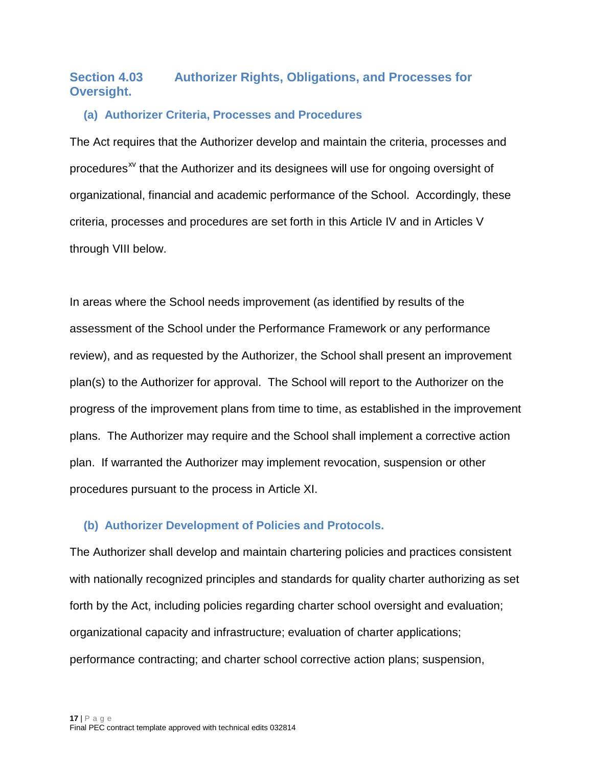### Section 4.03 Authorizer Rights, Obligations, and Processes for Oversight.

#### (a) Authorizer Criteria, Processes and Procedures

The Act requires that the Authorizer develop and maintain the criteria, processes and procedures[xv] that the Authorizer and its designees will use for ongoing oversight of organizational, financial and academic performance of the School. Accordingly, these criteria, processes and procedures are set forth in this Article IV and in Articles V through VIII below.

In areas where the School needs improvement (as identified by results of the assessment of the School under the Performance Framework or any performance review), and as requested by the Authorizer, the School shall present an improvement plan(s) to the Authorizer for approval. The School will report to the Authorizer on the progress of the improvement plans from time to time, as established in the improvement plans. The Authorizer may require and the School shall implement a corrective action plan. If warranted the Authorizer may implement revocation, suspension or other procedures pursuant to the process in Article XI.

#### (b) Authorizer Development of Policies and Protocols.

The Authorizer shall develop and maintain chartering policies and practices consistent with nationally recognized principles and standards for quality charter authorizing as set forth by the Act, including policies regarding charter school oversight and evaluation; organizational capacity and infrastructure; evaluation of charter applications; performance contracting; and charter school corrective action plans; suspension,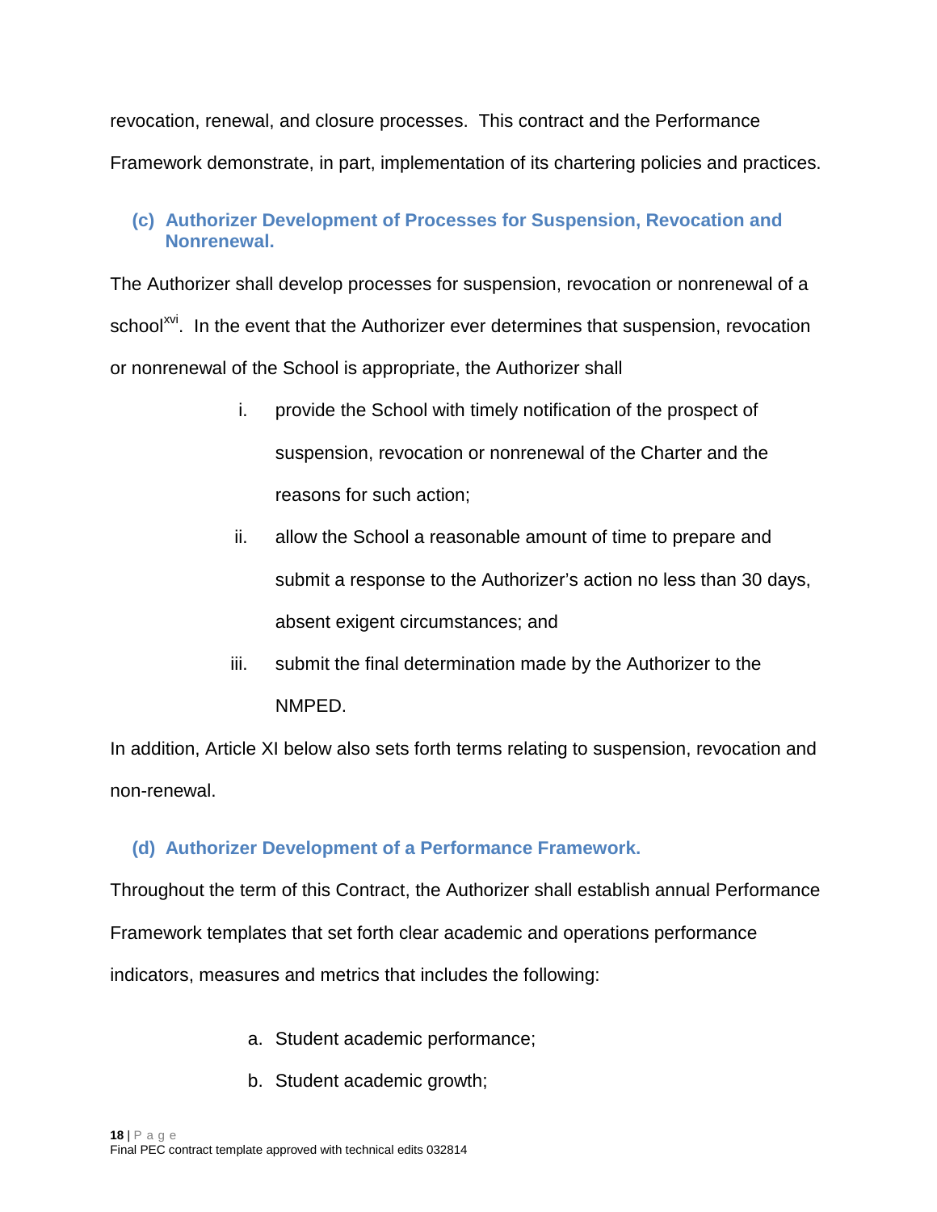revocation, renewal, and closure processes. This contract and the Performance Framework demonstrate, in part, implementation of its chartering policies and practices.

### (c) Authorizer Development of Processes for Suspension, Revocation and Nonrenewal.

The Authorizer shall develop processes for suspension, revocation or nonrenewal of a school[xvi]. In the event that the Authorizer ever determines that suspension, revocation or nonrenewal of the School is appropriate, the Authorizer shall

i. provide the School with timely notification of the prospect of suspension, revocation or nonrenewal of the Charter and the reasons for such action;

ii. allow the School a reasonable amount of time to prepare and submit a response to the Authorizer's action no less than 30 days, absent exigent circumstances; and

iii. submit the final determination made by the Authorizer to the NMPED.

In addition, Article XI below also sets forth terms relating to suspension, revocation and non-renewal.

### (d) Authorizer Development of a Performance Framework.

Throughout the term of this Contract, the Authorizer shall establish annual Performance Framework templates that set forth clear academic and operations performance indicators, measures and metrics that includes the following:

a. Student academic performance;
b. Student academic growth;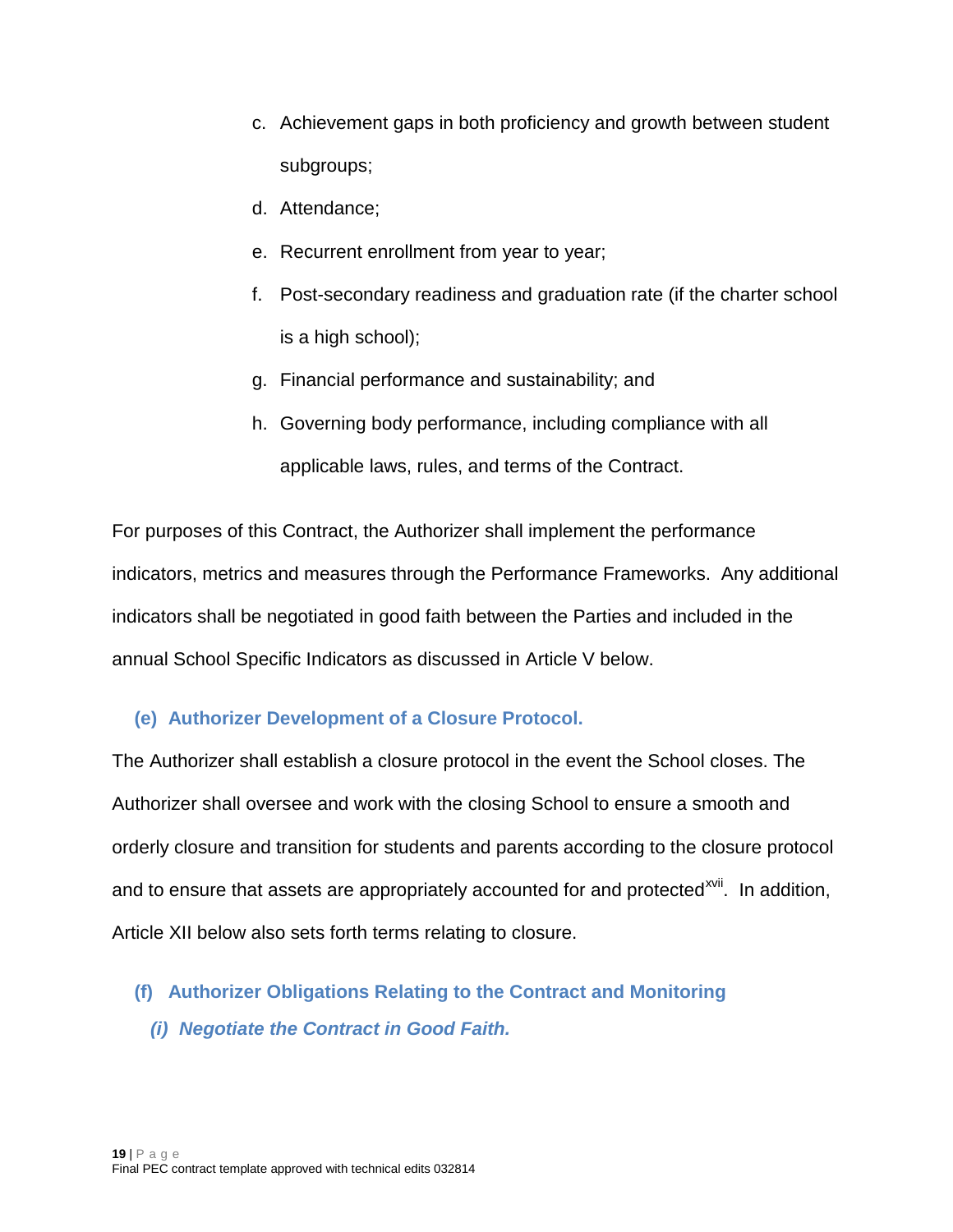c. Achievement gaps in both proficiency and growth between student subgroups;
d. Attendance;
e. Recurrent enrollment from year to year;
f. Post-secondary readiness and graduation rate (if the charter school is a high school);
g. Financial performance and sustainability; and
h. Governing body performance, including compliance with all applicable laws, rules, and terms of the Contract.

For purposes of this Contract, the Authorizer shall implement the performance indicators, metrics and measures through the Performance Frameworks. Any additional indicators shall be negotiated in good faith between the Parties and included in the annual School Specific Indicators as discussed in Article V below.

### (e) Authorizer Development of a Closure Protocol.

The Authorizer shall establish a closure protocol in the event the School closes. The Authorizer shall oversee and work with the closing School to ensure a smooth and orderly closure and transition for students and parents according to the closure protocol and to ensure that assets are appropriately accounted for and protected[xvii]. In addition, Article XII below also sets forth terms relating to closure.

### (f) Authorizer Obligations Relating to the Contract and Monitoring

#### *(i) Negotiate the Contract in Good Faith.*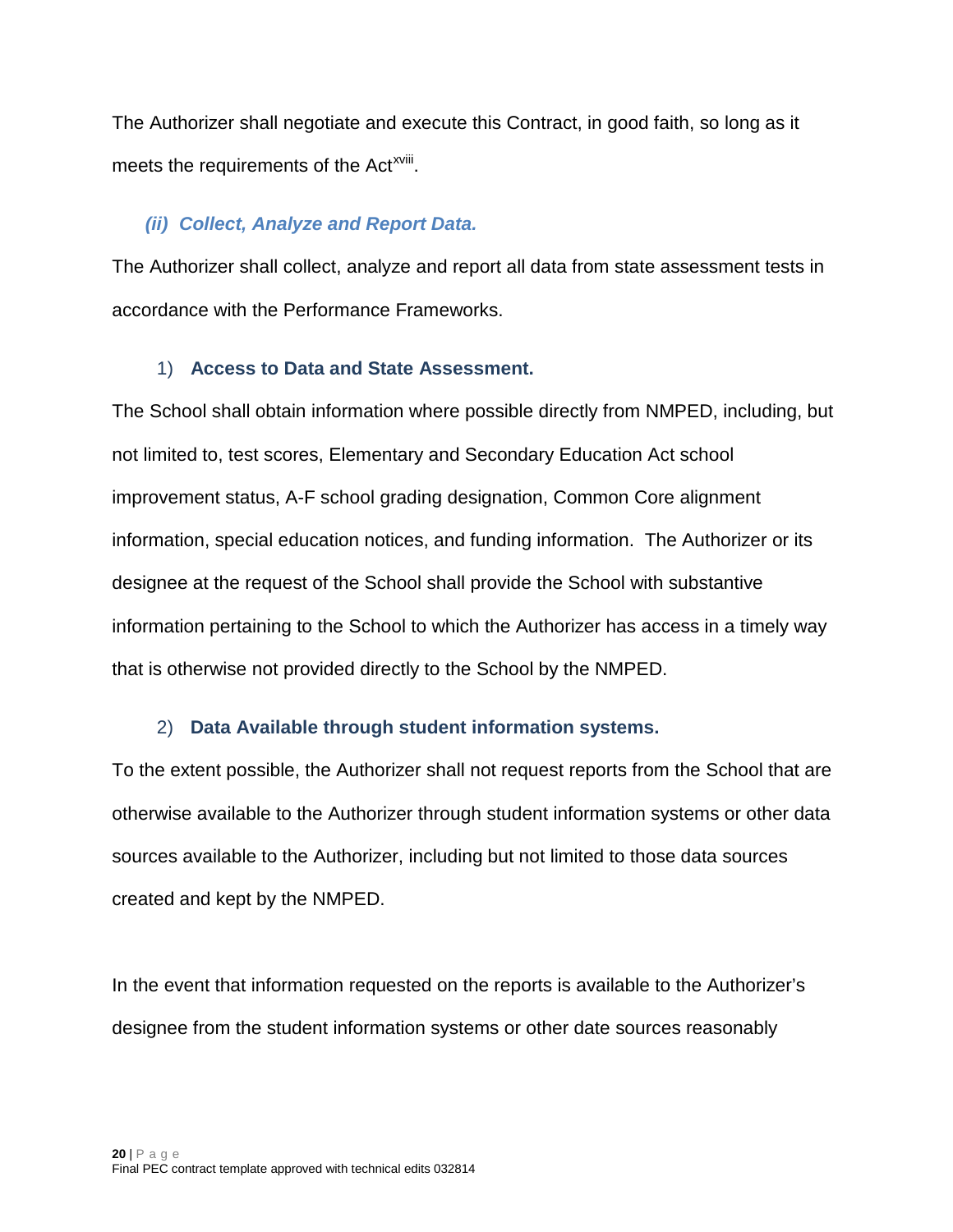The Authorizer shall negotiate and execute this Contract, in good faith, so long as it meets the requirements of the Act[xviii].

### *(ii) Collect, Analyze and Report Data.*

The Authorizer shall collect, analyze and report all data from state assessment tests in accordance with the Performance Frameworks.

#### 1) **Access to Data and State Assessment.**

The School shall obtain information where possible directly from NMPED, including, but not limited to, test scores, Elementary and Secondary Education Act school improvement status, A-F school grading designation, Common Core alignment information, special education notices, and funding information. The Authorizer or its designee at the request of the School shall provide the School with substantive information pertaining to the School to which the Authorizer has access in a timely way that is otherwise not provided directly to the School by the NMPED.

#### 2) **Data Available through student information systems.**

To the extent possible, the Authorizer shall not request reports from the School that are otherwise available to the Authorizer through student information systems or other data sources available to the Authorizer, including but not limited to those data sources created and kept by the NMPED.

In the event that information requested on the reports is available to the Authorizer's designee from the student information systems or other date sources reasonably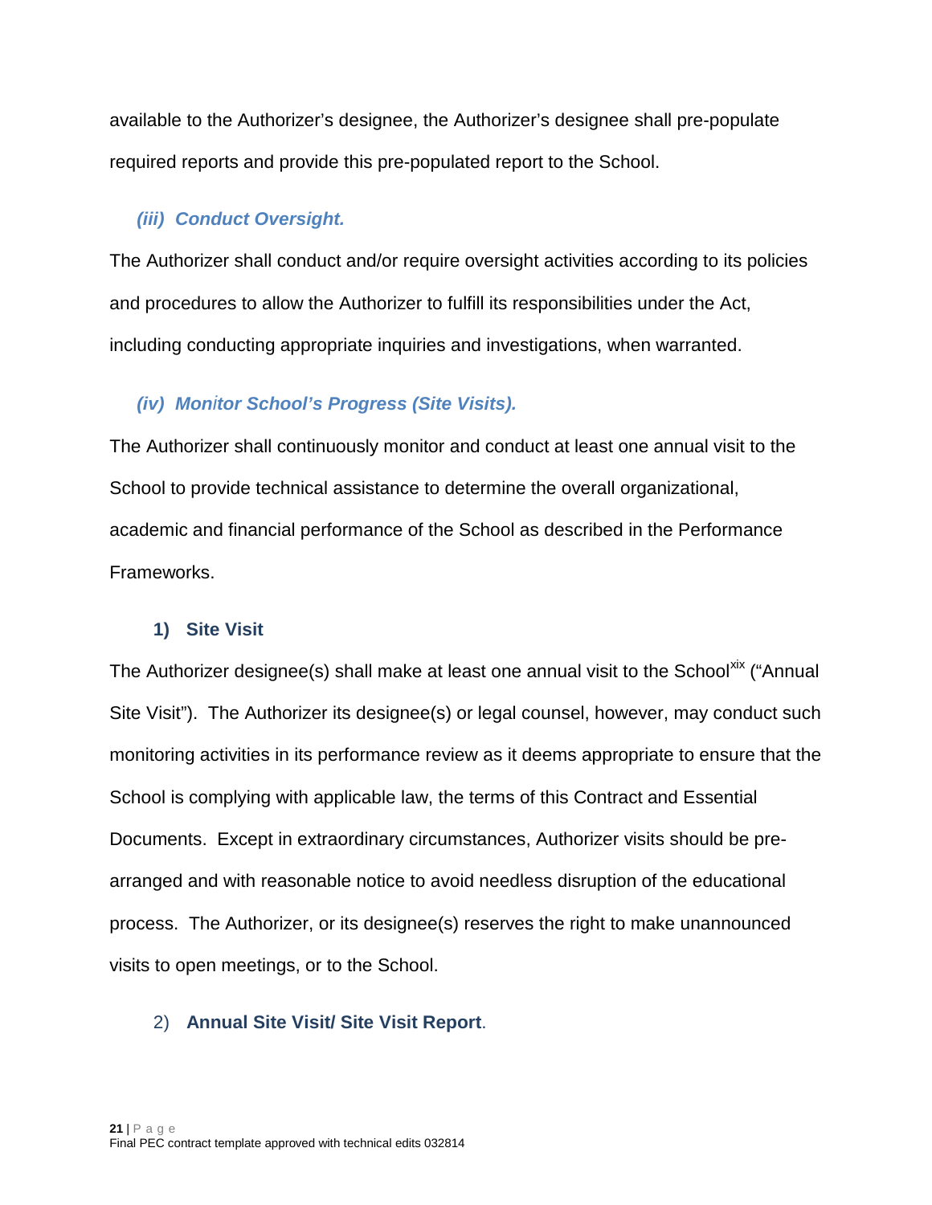available to the Authorizer's designee, the Authorizer's designee shall pre-populate required reports and provide this pre-populated report to the School.

### *(iii) Conduct Oversight.*

The Authorizer shall conduct and/or require oversight activities according to its policies and procedures to allow the Authorizer to fulfill its responsibilities under the Act, including conducting appropriate inquiries and investigations, when warranted.

### *(iv) Monitor School's Progress (Site Visits).*

The Authorizer shall continuously monitor and conduct at least one annual visit to the School to provide technical assistance to determine the overall organizational, academic and financial performance of the School as described in the Performance Frameworks.

#### 1) Site Visit

The Authorizer designee(s) shall make at least one annual visit to the School[xix] ("Annual Site Visit"). The Authorizer its designee(s) or legal counsel, however, may conduct such monitoring activities in its performance review as it deems appropriate to ensure that the School is complying with applicable law, the terms of this Contract and Essential Documents. Except in extraordinary circumstances, Authorizer visits should be pre-arranged and with reasonable notice to avoid needless disruption of the educational process. The Authorizer, or its designee(s) reserves the right to make unannounced visits to open meetings, or to the School.

#### 2) **Annual Site Visit/ Site Visit Report**.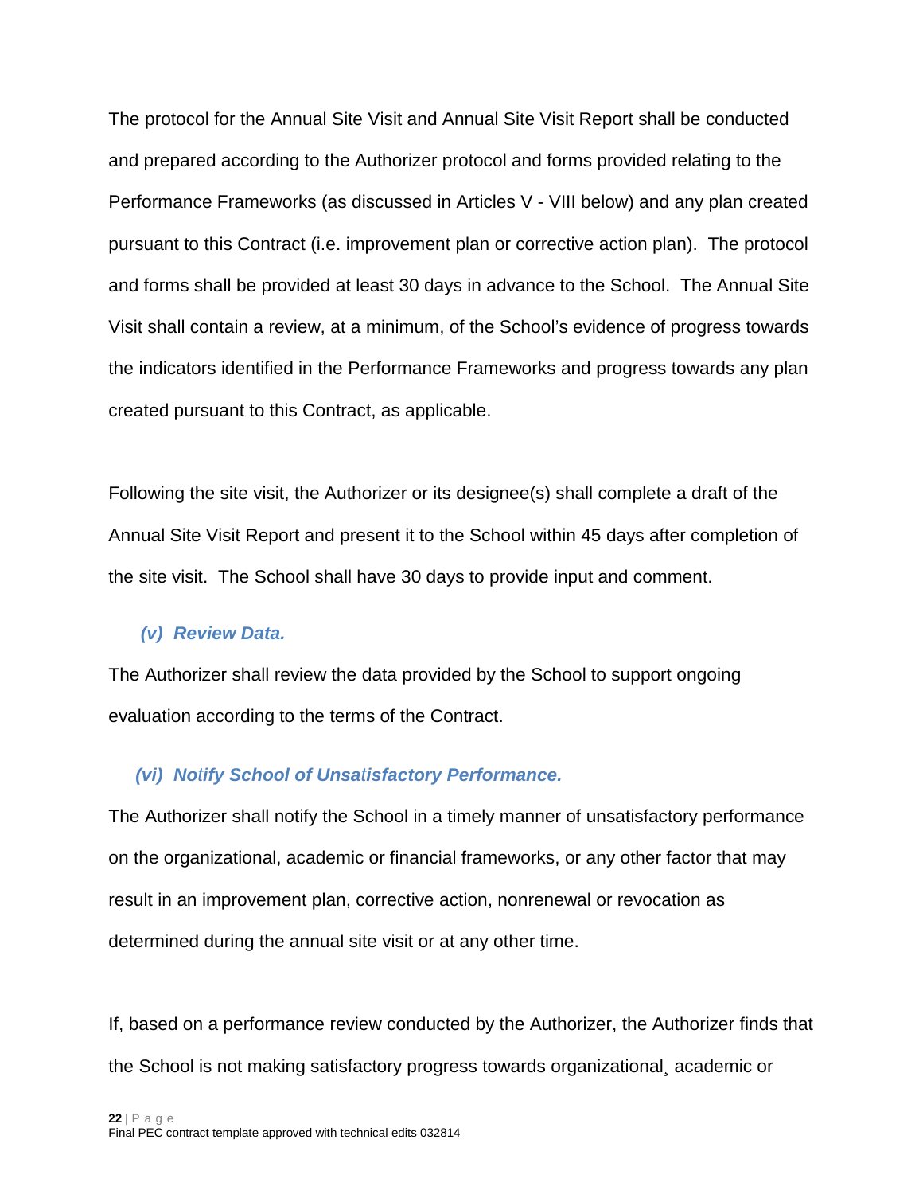The protocol for the Annual Site Visit and Annual Site Visit Report shall be conducted and prepared according to the Authorizer protocol and forms provided relating to the Performance Frameworks (as discussed in Articles V - VIII below) and any plan created pursuant to this Contract (i.e. improvement plan or corrective action plan). The protocol and forms shall be provided at least 30 days in advance to the School. The Annual Site Visit shall contain a review, at a minimum, of the School's evidence of progress towards the indicators identified in the Performance Frameworks and progress towards any plan created pursuant to this Contract, as applicable.

Following the site visit, the Authorizer or its designee(s) shall complete a draft of the Annual Site Visit Report and present it to the School within 45 days after completion of the site visit. The School shall have 30 days to provide input and comment.

#### *(v) Review Data.*

The Authorizer shall review the data provided by the School to support ongoing evaluation according to the terms of the Contract.

#### *(vi) Notify School of Unsatisfactory Performance.*

The Authorizer shall notify the School in a timely manner of unsatisfactory performance on the organizational, academic or financial frameworks, or any other factor that may result in an improvement plan, corrective action, nonrenewal or revocation as determined during the annual site visit or at any other time.

If, based on a performance review conducted by the Authorizer, the Authorizer finds that the School is not making satisfactory progress towards organizational¸ academic or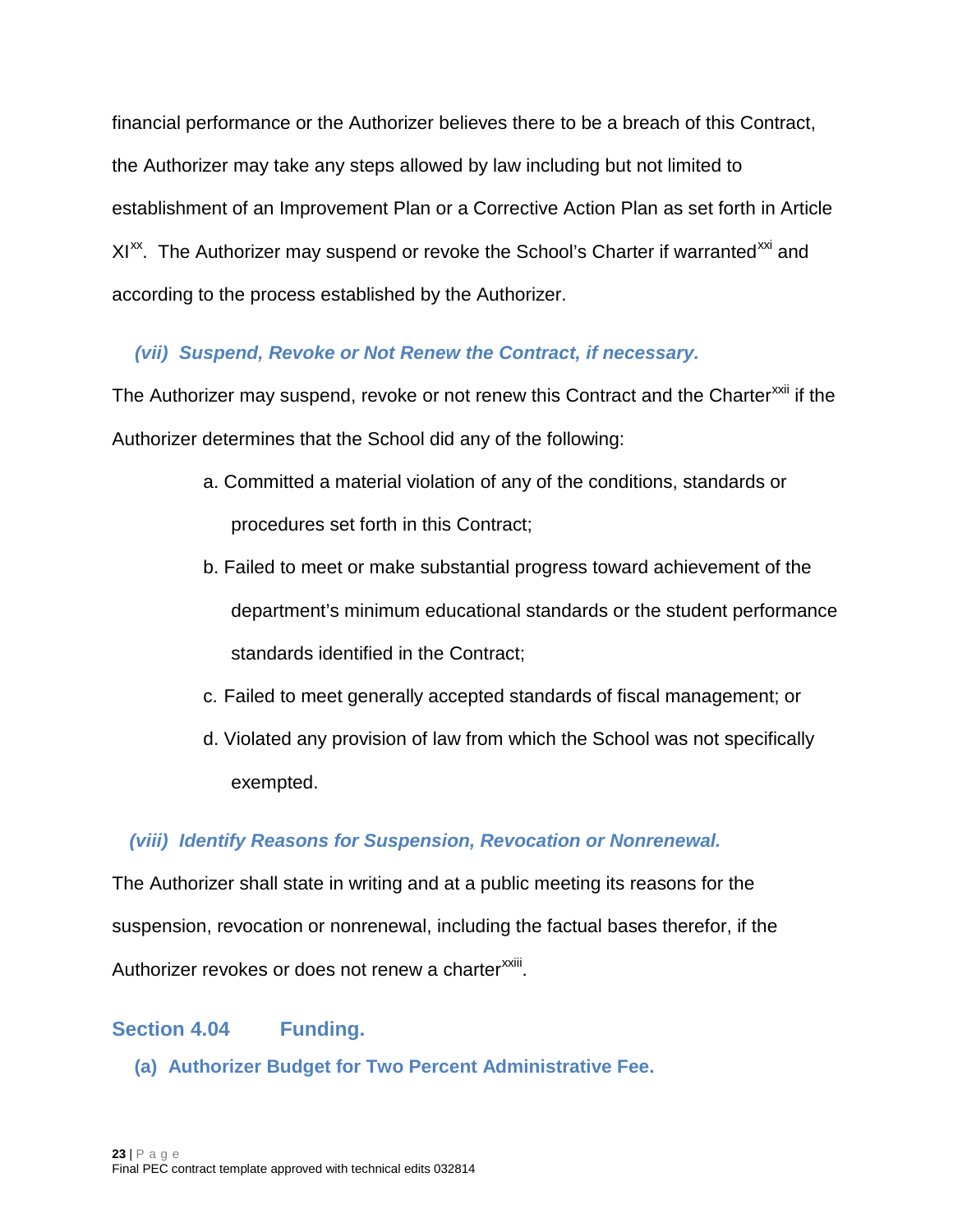financial performance or the Authorizer believes there to be a breach of this Contract, the Authorizer may take any steps allowed by law including but not limited to establishment of an Improvement Plan or a Corrective Action Plan as set forth in Article XI[xx]. The Authorizer may suspend or revoke the School's Charter if warranted[xxi] and according to the process established by the Authorizer.

***(vii) Suspend, Revoke or Not Renew the Contract, if necessary.***

The Authorizer may suspend, revoke or not renew this Contract and the Charter[xxii] if the Authorizer determines that the School did any of the following:

a. Committed a material violation of any of the conditions, standards or procedures set forth in this Contract;

b. Failed to meet or make substantial progress toward achievement of the department's minimum educational standards or the student performance standards identified in the Contract;

c. Failed to meet generally accepted standards of fiscal management; or

d. Violated any provision of law from which the School was not specifically exempted.

***(viii) Identify Reasons for Suspension, Revocation or Nonrenewal.***

The Authorizer shall state in writing and at a public meeting its reasons for the suspension, revocation or nonrenewal, including the factual bases therefor, if the Authorizer revokes or does not renew a charter[xxiii].

## Section 4.04 Funding.

### (a) Authorizer Budget for Two Percent Administrative Fee.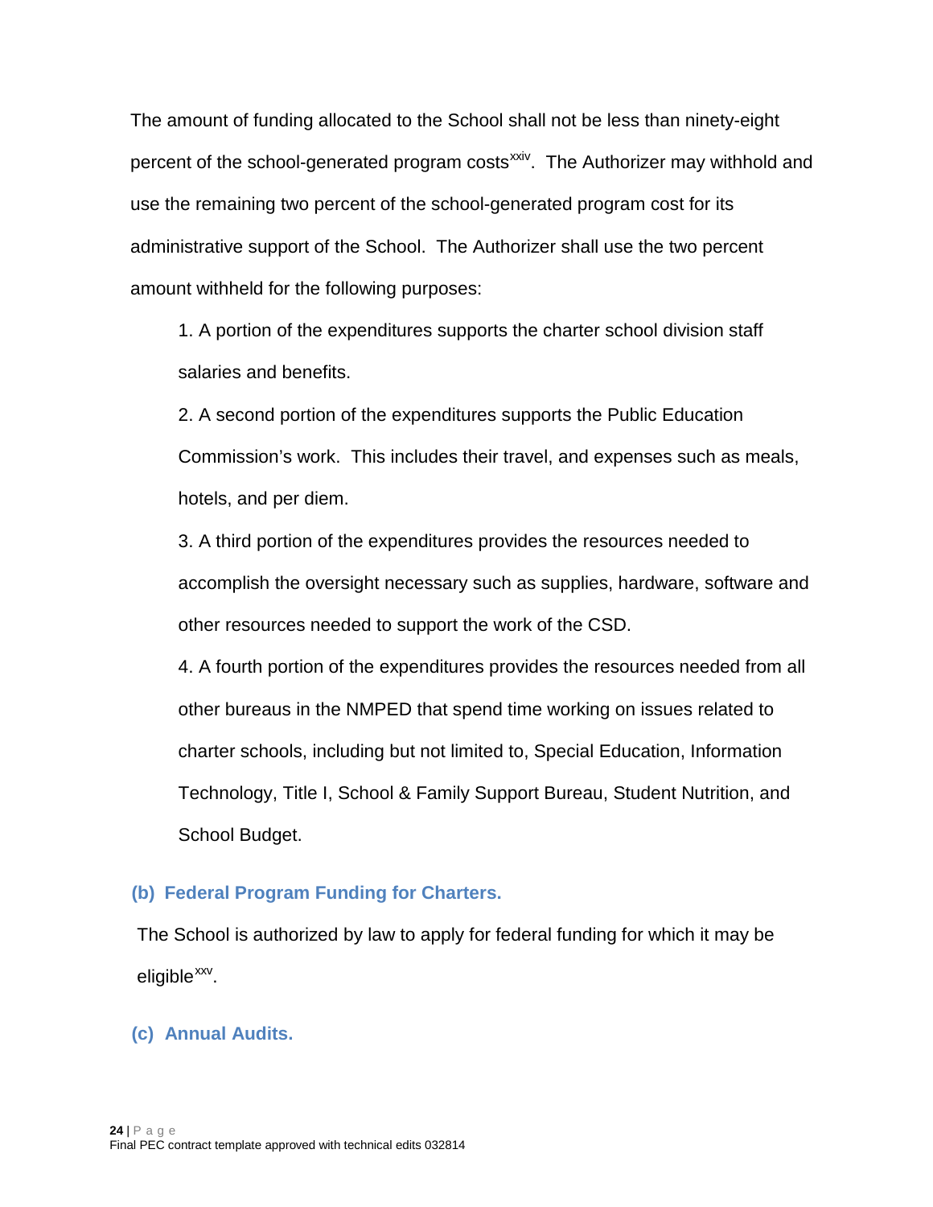The amount of funding allocated to the School shall not be less than ninety-eight percent of the school-generated program costs[xxiv]. The Authorizer may withhold and use the remaining two percent of the school-generated program cost for its administrative support of the School. The Authorizer shall use the two percent amount withheld for the following purposes:

1. A portion of the expenditures supports the charter school division staff salaries and benefits.
2. A second portion of the expenditures supports the Public Education Commission's work. This includes their travel, and expenses such as meals, hotels, and per diem.
3. A third portion of the expenditures provides the resources needed to accomplish the oversight necessary such as supplies, hardware, software and other resources needed to support the work of the CSD.
4. A fourth portion of the expenditures provides the resources needed from all other bureaus in the NMPED that spend time working on issues related to charter schools, including but not limited to, Special Education, Information Technology, Title I, School & Family Support Bureau, Student Nutrition, and School Budget.

### (b) Federal Program Funding for Charters.

The School is authorized by law to apply for federal funding for which it may be eligible[xxv].

### (c) Annual Audits.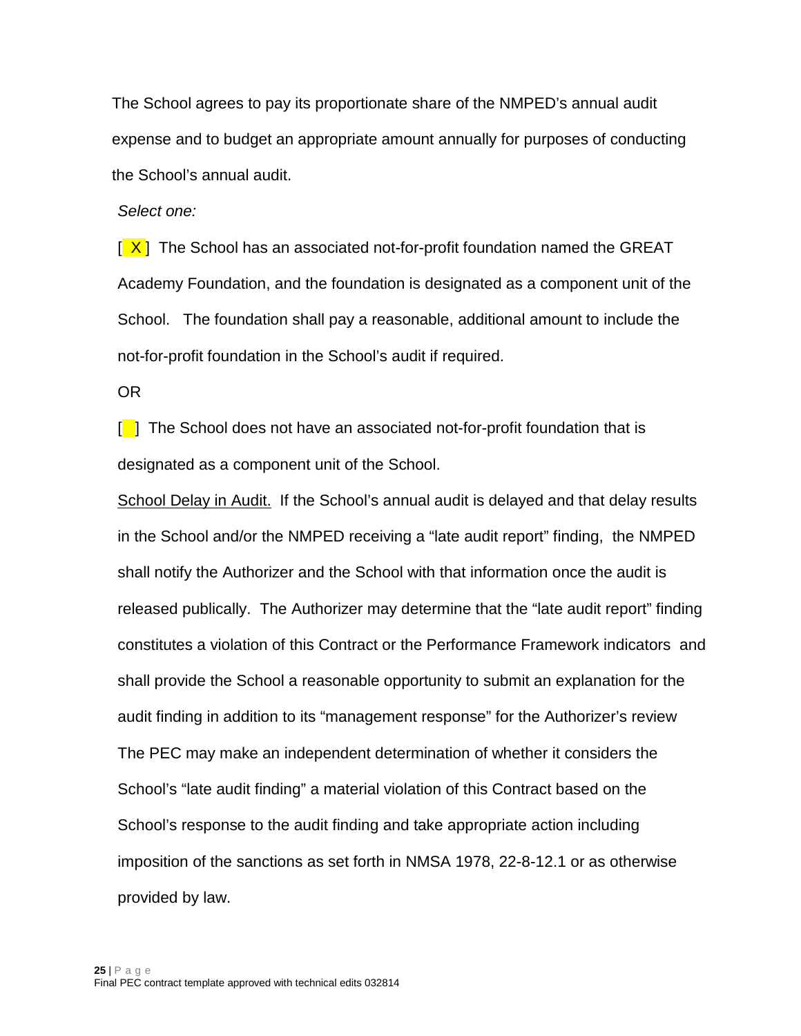The School agrees to pay its proportionate share of the NMPED's annual audit expense and to budget an appropriate amount annually for purposes of conducting the School's annual audit.

*Select one:*

[ X ] The School has an associated not-for-profit foundation named the GREAT Academy Foundation, and the foundation is designated as a component unit of the School. The foundation shall pay a reasonable, additional amount to include the not-for-profit foundation in the School's audit if required.

OR

[ ] The School does not have an associated not-for-profit foundation that is designated as a component unit of the School.

<u>School Delay in Audit.</u> If the School's annual audit is delayed and that delay results in the School and/or the NMPED receiving a "late audit report" finding, the NMPED shall notify the Authorizer and the School with that information once the audit is released publically. The Authorizer may determine that the "late audit report" finding constitutes a violation of this Contract or the Performance Framework indicators and shall provide the School a reasonable opportunity to submit an explanation for the audit finding in addition to its "management response" for the Authorizer's review The PEC may make an independent determination of whether it considers the School's "late audit finding" a material violation of this Contract based on the School's response to the audit finding and take appropriate action including imposition of the sanctions as set forth in NMSA 1978, 22-8-12.1 or as otherwise provided by law.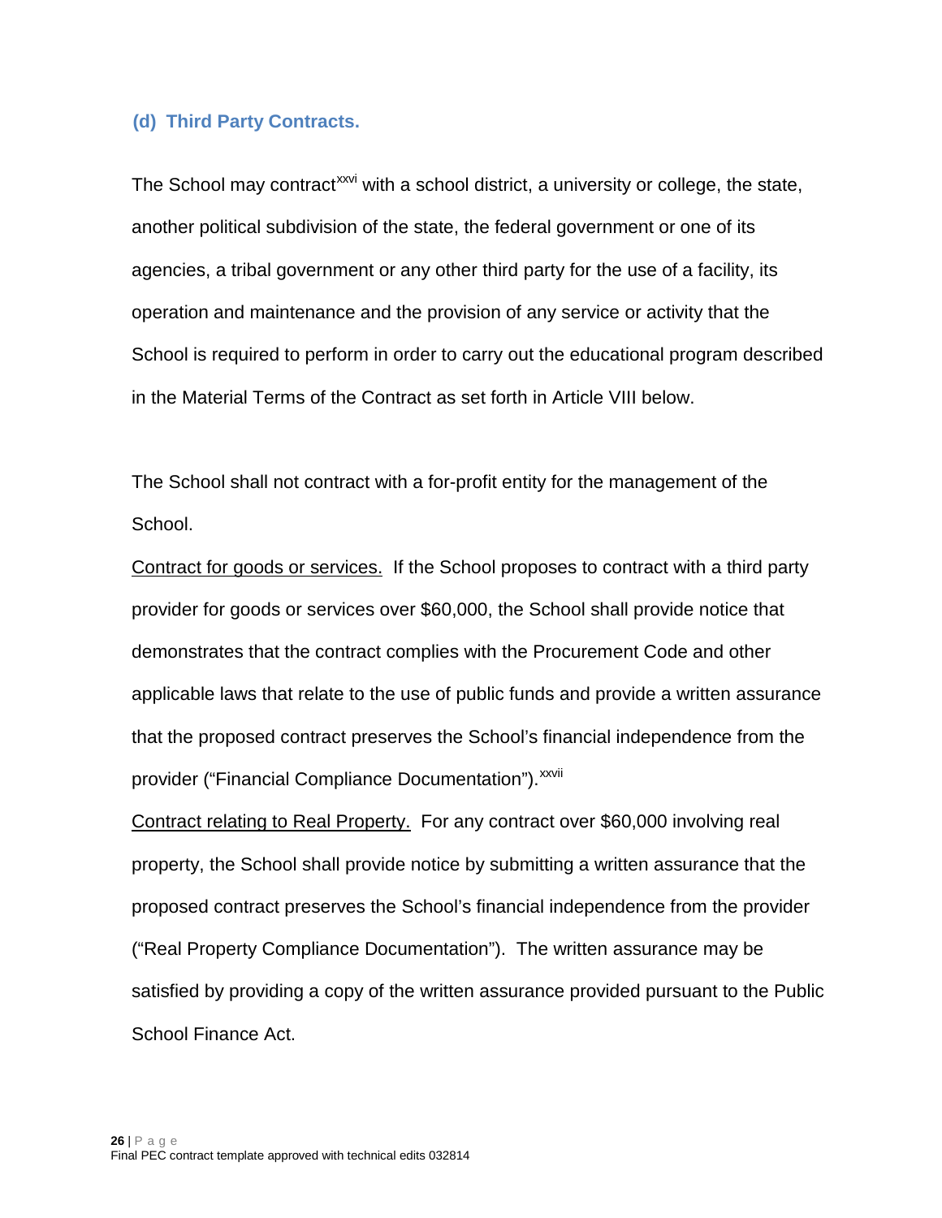### (d) Third Party Contracts.

The School may contract[xxvi] with a school district, a university or college, the state, another political subdivision of the state, the federal government or one of its agencies, a tribal government or any other third party for the use of a facility, its operation and maintenance and the provision of any service or activity that the School is required to perform in order to carry out the educational program described in the Material Terms of the Contract as set forth in Article VIII below.

The School shall not contract with a for-profit entity for the management of the School.

Contract for goods or services. If the School proposes to contract with a third party provider for goods or services over $60,000, the School shall provide notice that demonstrates that the contract complies with the Procurement Code and other applicable laws that relate to the use of public funds and provide a written assurance that the proposed contract preserves the School's financial independence from the provider ("Financial Compliance Documentation").[xxvii]

Contract relating to Real Property. For any contract over $60,000 involving real property, the School shall provide notice by submitting a written assurance that the proposed contract preserves the School's financial independence from the provider ("Real Property Compliance Documentation"). The written assurance may be satisfied by providing a copy of the written assurance provided pursuant to the Public School Finance Act.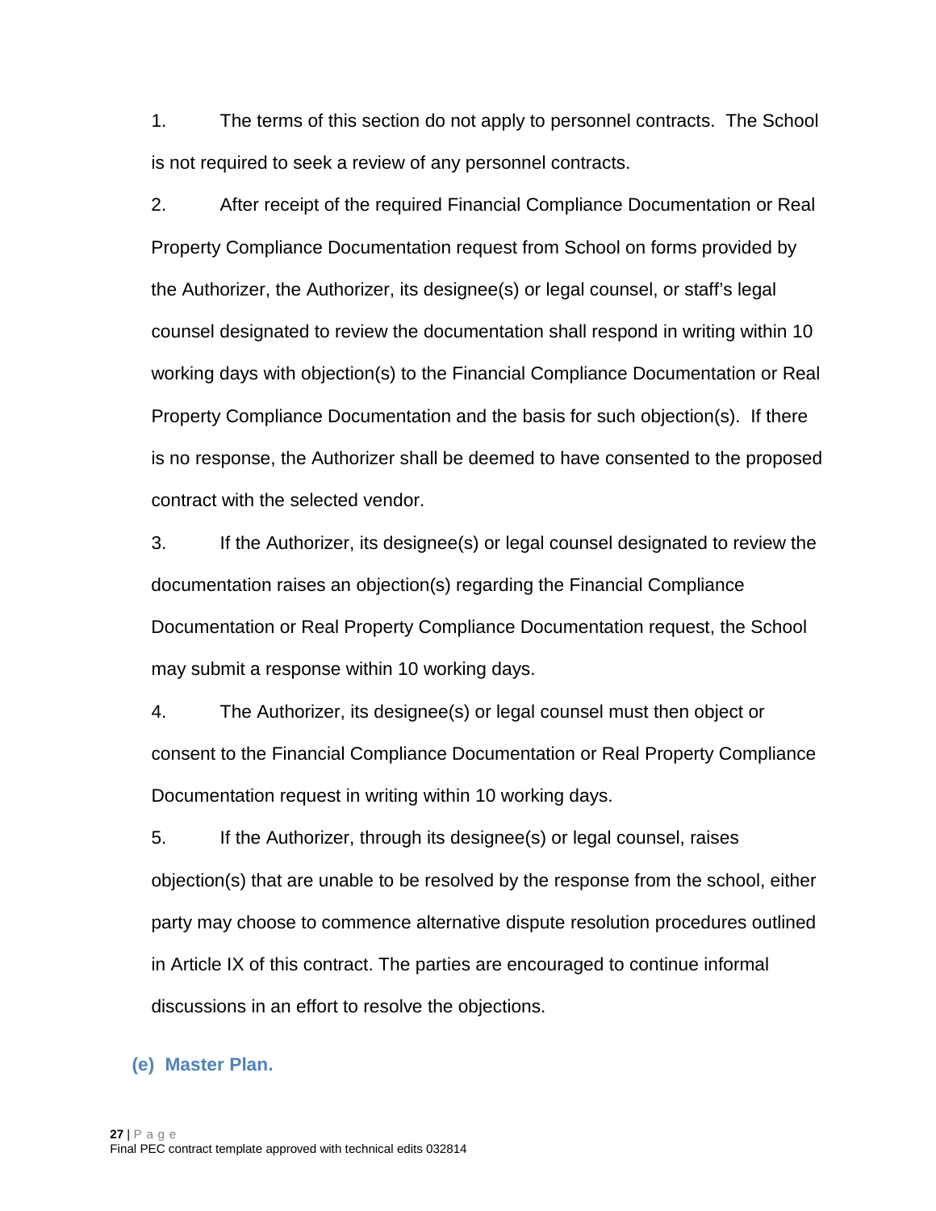1. The terms of this section do not apply to personnel contracts. The School is not required to seek a review of any personnel contracts.

2. After receipt of the required Financial Compliance Documentation or Real Property Compliance Documentation request from School on forms provided by the Authorizer, the Authorizer, its designee(s) or legal counsel, or staff's legal counsel designated to review the documentation shall respond in writing within 10 working days with objection(s) to the Financial Compliance Documentation or Real Property Compliance Documentation and the basis for such objection(s). If there is no response, the Authorizer shall be deemed to have consented to the proposed contract with the selected vendor.

3. If the Authorizer, its designee(s) or legal counsel designated to review the documentation raises an objection(s) regarding the Financial Compliance Documentation or Real Property Compliance Documentation request, the School may submit a response within 10 working days.

4. The Authorizer, its designee(s) or legal counsel must then object or consent to the Financial Compliance Documentation or Real Property Compliance Documentation request in writing within 10 working days.

5. If the Authorizer, through its designee(s) or legal counsel, raises objection(s) that are unable to be resolved by the response from the school, either party may choose to commence alternative dispute resolution procedures outlined in Article IX of this contract. The parties are encouraged to continue informal discussions in an effort to resolve the objections.

### (e) Master Plan.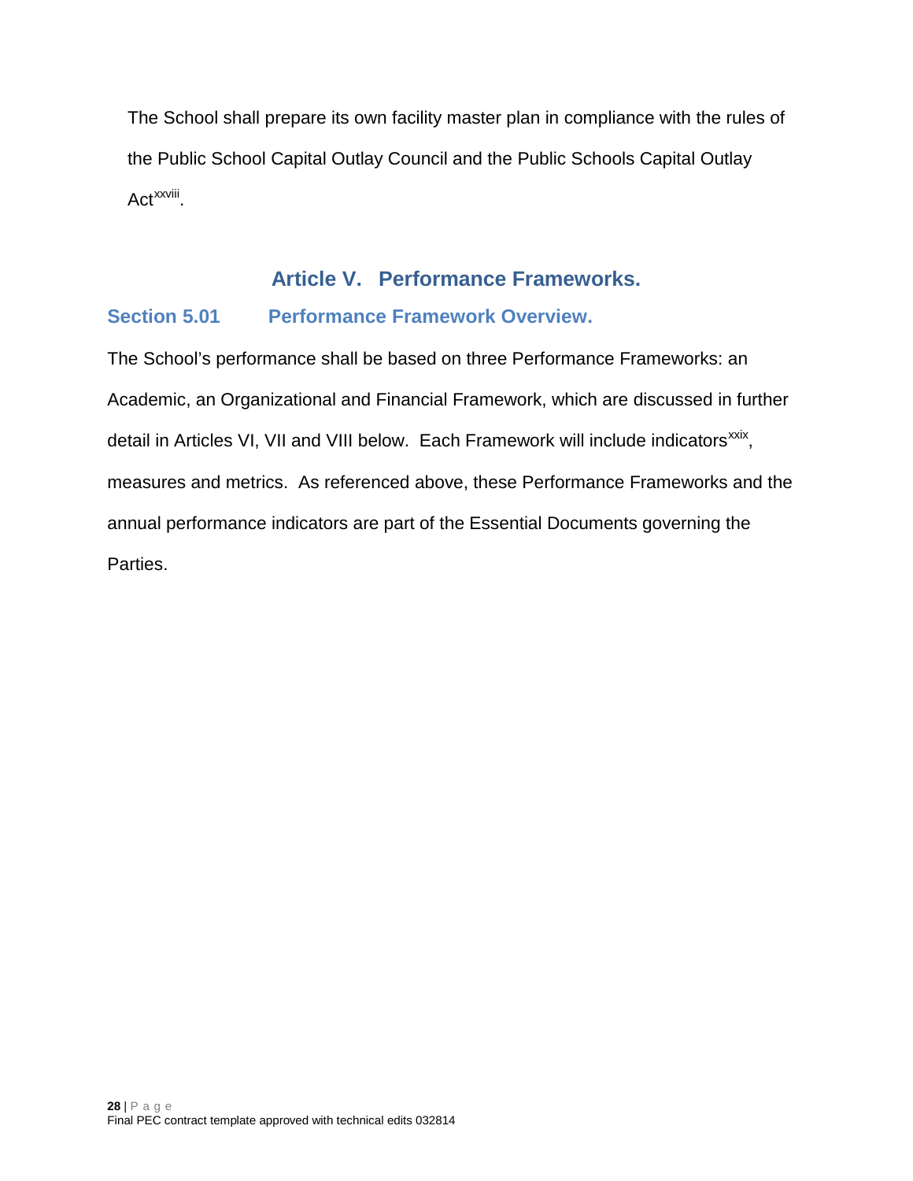The School shall prepare its own facility master plan in compliance with the rules of the Public School Capital Outlay Council and the Public Schools Capital Outlay Act[xxviii].

# Article V. Performance Frameworks.

## Section 5.01 Performance Framework Overview.

The School's performance shall be based on three Performance Frameworks: an Academic, an Organizational and Financial Framework, which are discussed in further detail in Articles VI, VII and VIII below. Each Framework will include indicators[xxix], measures and metrics. As referenced above, these Performance Frameworks and the annual performance indicators are part of the Essential Documents governing the Parties.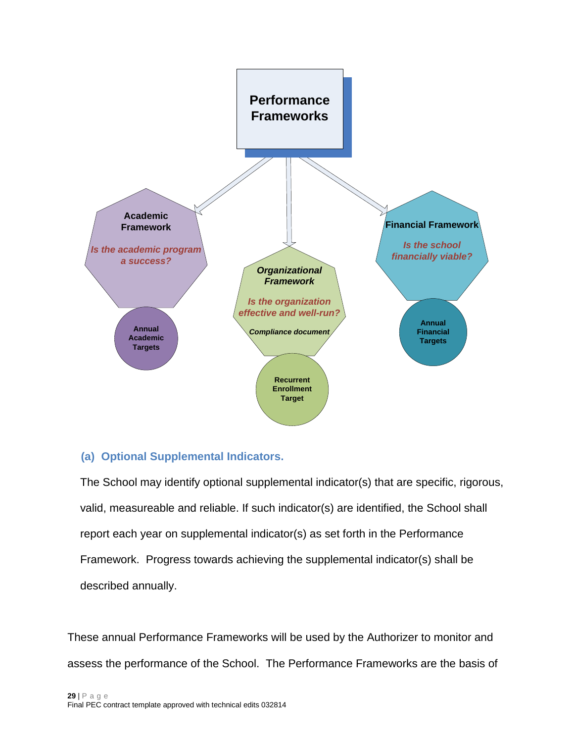**Performance Frameworks**

**Academic Framework**

***Is the academic program a success?***

**Annual Academic Targets**

***Organizational Framework***

***Is the organization effective and well-run?***

***Compliance document***

**Recurrent Enrollment Target**

**Financial Framework**

***Is the school financially viable?***

**Annual Financial Targets**

### (a) Optional Supplemental Indicators.

The School may identify optional supplemental indicator(s) that are specific, rigorous, valid, measureable and reliable. If such indicator(s) are identified, the School shall report each year on supplemental indicator(s) as set forth in the Performance Framework. Progress towards achieving the supplemental indicator(s) shall be described annually.

These annual Performance Frameworks will be used by the Authorizer to monitor and assess the performance of the School. The Performance Frameworks are the basis of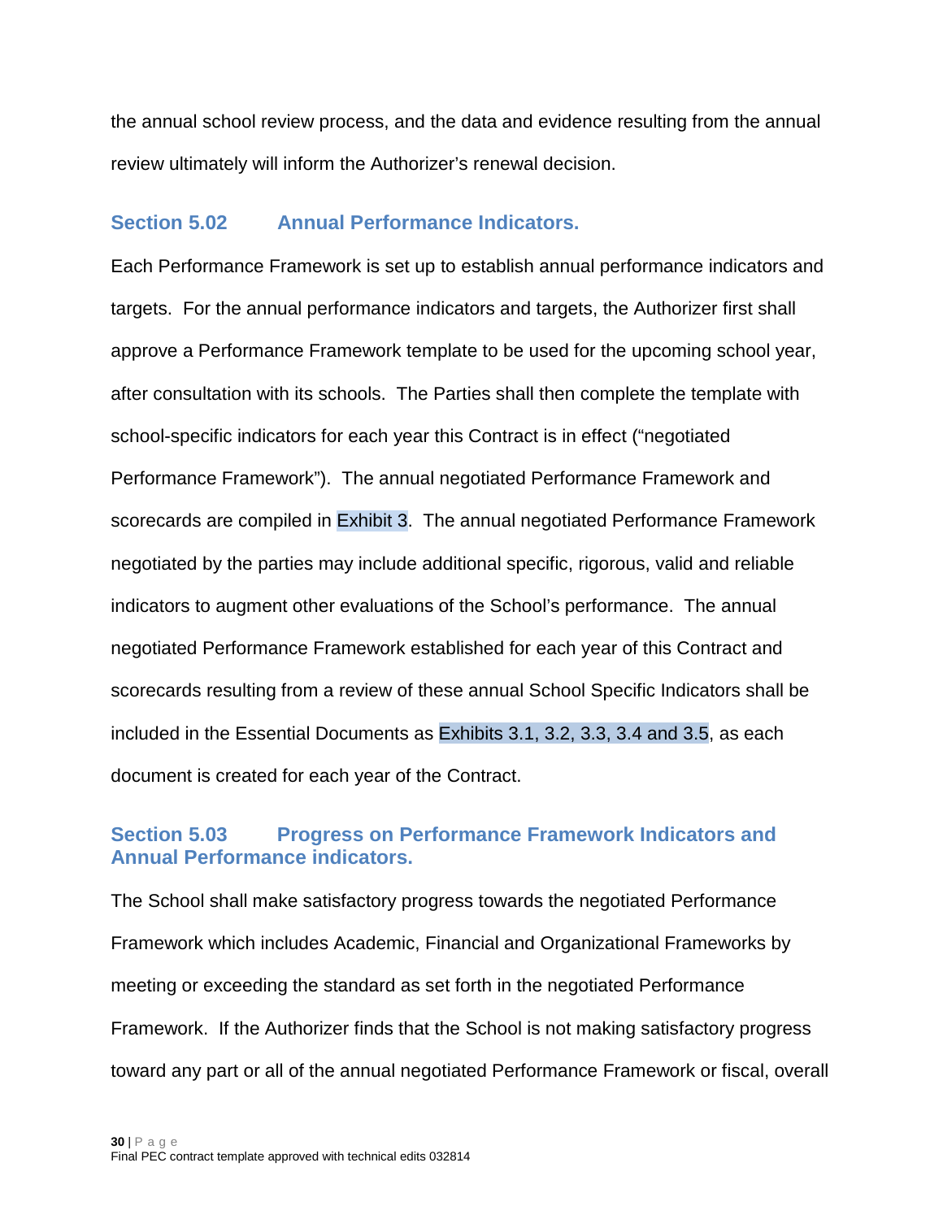the annual school review process, and the data and evidence resulting from the annual review ultimately will inform the Authorizer's renewal decision.

### Section 5.02 Annual Performance Indicators.

Each Performance Framework is set up to establish annual performance indicators and targets. For the annual performance indicators and targets, the Authorizer first shall approve a Performance Framework template to be used for the upcoming school year, after consultation with its schools. The Parties shall then complete the template with school-specific indicators for each year this Contract is in effect ("negotiated Performance Framework"). The annual negotiated Performance Framework and scorecards are compiled in Exhibit 3. The annual negotiated Performance Framework negotiated by the parties may include additional specific, rigorous, valid and reliable indicators to augment other evaluations of the School's performance. The annual negotiated Performance Framework established for each year of this Contract and scorecards resulting from a review of these annual School Specific Indicators shall be included in the Essential Documents as Exhibits 3.1, 3.2, 3.3, 3.4 and 3.5, as each document is created for each year of the Contract.

### Section 5.03 Progress on Performance Framework Indicators and Annual Performance indicators.

The School shall make satisfactory progress towards the negotiated Performance Framework which includes Academic, Financial and Organizational Frameworks by meeting or exceeding the standard as set forth in the negotiated Performance Framework. If the Authorizer finds that the School is not making satisfactory progress toward any part or all of the annual negotiated Performance Framework or fiscal, overall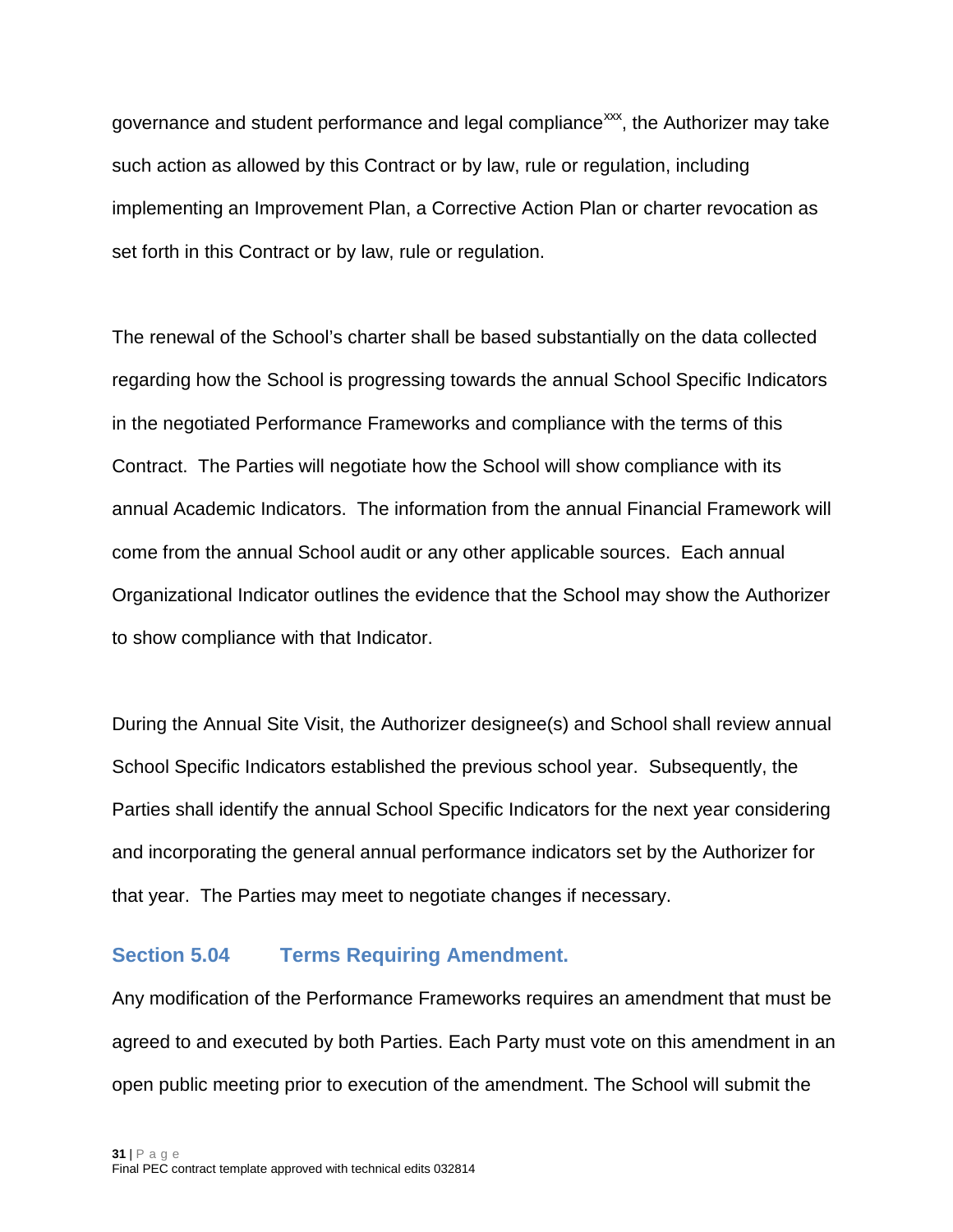governance and student performance and legal compliance[xxx], the Authorizer may take such action as allowed by this Contract or by law, rule or regulation, including implementing an Improvement Plan, a Corrective Action Plan or charter revocation as set forth in this Contract or by law, rule or regulation.

The renewal of the School's charter shall be based substantially on the data collected regarding how the School is progressing towards the annual School Specific Indicators in the negotiated Performance Frameworks and compliance with the terms of this Contract. The Parties will negotiate how the School will show compliance with its annual Academic Indicators. The information from the annual Financial Framework will come from the annual School audit or any other applicable sources. Each annual Organizational Indicator outlines the evidence that the School may show the Authorizer to show compliance with that Indicator.

During the Annual Site Visit, the Authorizer designee(s) and School shall review annual School Specific Indicators established the previous school year. Subsequently, the Parties shall identify the annual School Specific Indicators for the next year considering and incorporating the general annual performance indicators set by the Authorizer for that year. The Parties may meet to negotiate changes if necessary.

### Section 5.04 Terms Requiring Amendment.

Any modification of the Performance Frameworks requires an amendment that must be agreed to and executed by both Parties. Each Party must vote on this amendment in an open public meeting prior to execution of the amendment. The School will submit the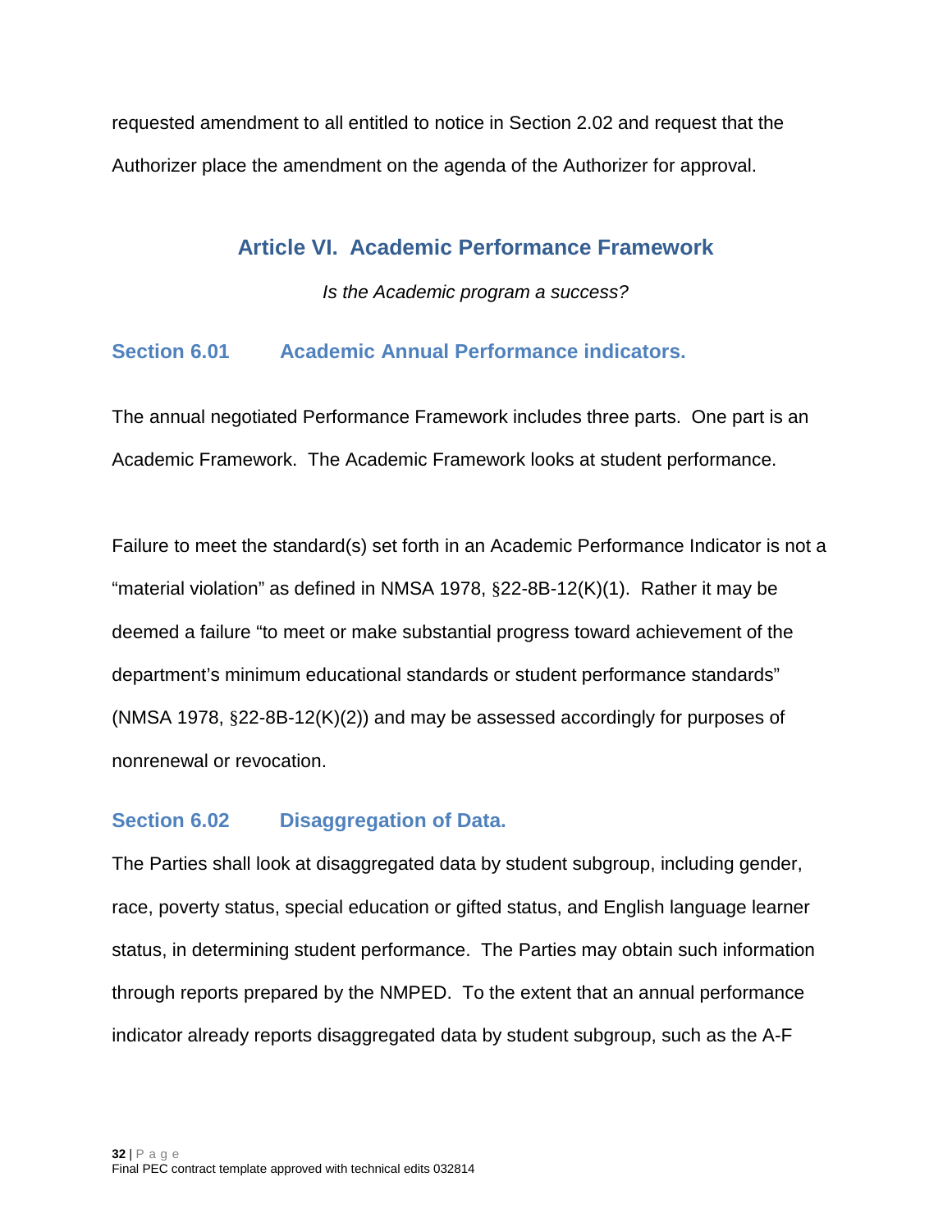requested amendment to all entitled to notice in Section 2.02 and request that the Authorizer place the amendment on the agenda of the Authorizer for approval.

## Article VI. Academic Performance Framework

*Is the Academic program a success?*

### Section 6.01 Academic Annual Performance indicators.

The annual negotiated Performance Framework includes three parts. One part is an Academic Framework. The Academic Framework looks at student performance.

Failure to meet the standard(s) set forth in an Academic Performance Indicator is not a "material violation" as defined in NMSA 1978, §22-8B-12(K)(1). Rather it may be deemed a failure "to meet or make substantial progress toward achievement of the department's minimum educational standards or student performance standards" (NMSA 1978, §22-8B-12(K)(2)) and may be assessed accordingly for purposes of nonrenewal or revocation.

### Section 6.02 Disaggregation of Data.

The Parties shall look at disaggregated data by student subgroup, including gender, race, poverty status, special education or gifted status, and English language learner status, in determining student performance. The Parties may obtain such information through reports prepared by the NMPED. To the extent that an annual performance indicator already reports disaggregated data by student subgroup, such as the A-F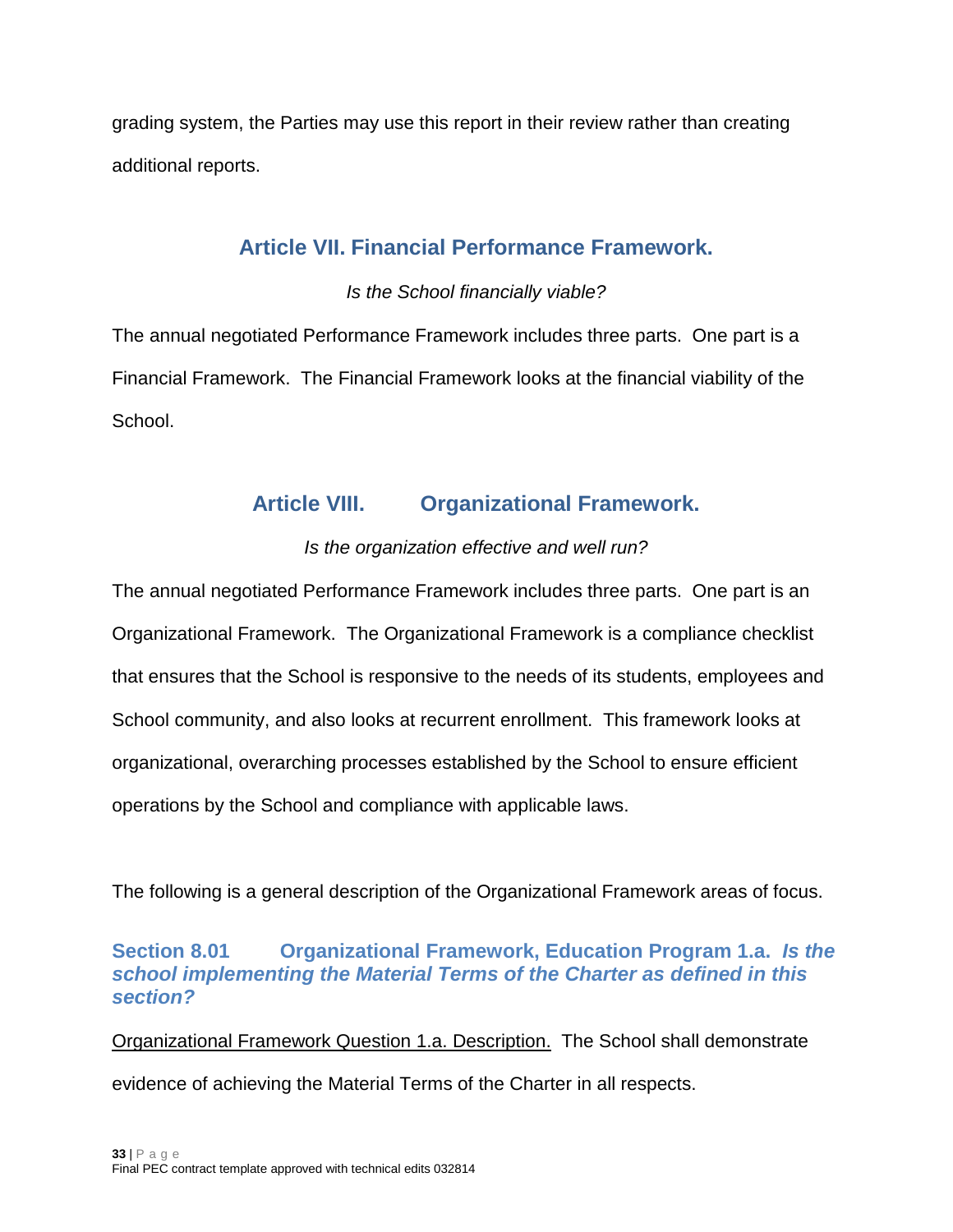grading system, the Parties may use this report in their review rather than creating additional reports.

## Article VII. Financial Performance Framework.

*Is the School financially viable?*

The annual negotiated Performance Framework includes three parts. One part is a Financial Framework. The Financial Framework looks at the financial viability of the School.

## Article VIII. Organizational Framework.

*Is the organization effective and well run?*

The annual negotiated Performance Framework includes three parts. One part is an Organizational Framework. The Organizational Framework is a compliance checklist that ensures that the School is responsive to the needs of its students, employees and School community, and also looks at recurrent enrollment. This framework looks at organizational, overarching processes established by the School to ensure efficient operations by the School and compliance with applicable laws.

The following is a general description of the Organizational Framework areas of focus.

### Section 8.01 Organizational Framework, Education Program 1.a. *Is the school implementing the Material Terms of the Charter as defined in this section?*

<u>Organizational Framework Question 1.a. Description.</u> The School shall demonstrate evidence of achieving the Material Terms of the Charter in all respects.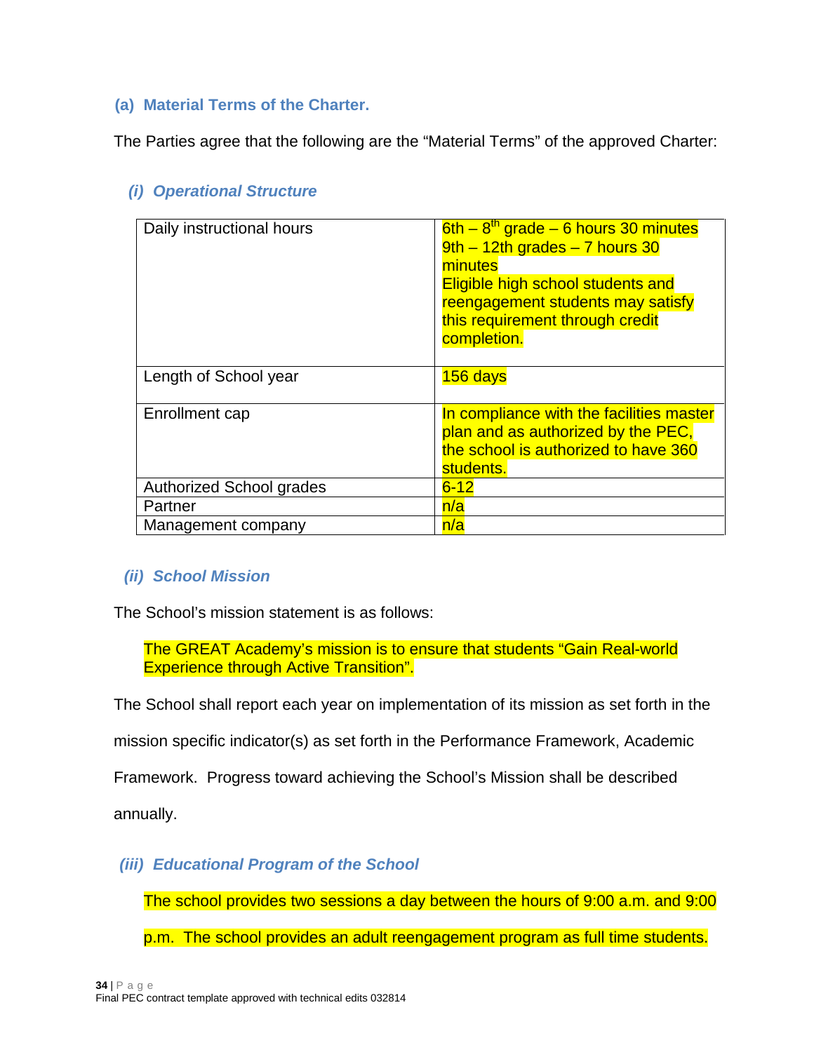### (a) Material Terms of the Charter.

The Parties agree that the following are the "Material Terms" of the approved Charter:

#### (i) *Operational Structure*

| | |
|---|---|
| Daily instructional hours | 6th – 8th grade – 6 hours 30 minutes<br>9th – 12th grades – 7 hours 30 minutes<br>Eligible high school students and reengagement students may satisfy this requirement through credit completion. |
| Length of School year | 156 days |
| Enrollment cap | In compliance with the facilities master plan and as authorized by the PEC, the school is authorized to have 360 students. |
| Authorized School grades | 6-12 |
| Partner | n/a |
| Management company | n/a |

#### (ii) *School Mission*

The School's mission statement is as follows:

> The GREAT Academy's mission is to ensure that students "Gain Real-world Experience through Active Transition".

The School shall report each year on implementation of its mission as set forth in the mission specific indicator(s) as set forth in the Performance Framework, Academic Framework. Progress toward achieving the School's Mission shall be described annually.

#### (iii) *Educational Program of the School*

The school provides two sessions a day between the hours of 9:00 a.m. and 9:00 p.m. The school provides an adult reengagement program as full time students.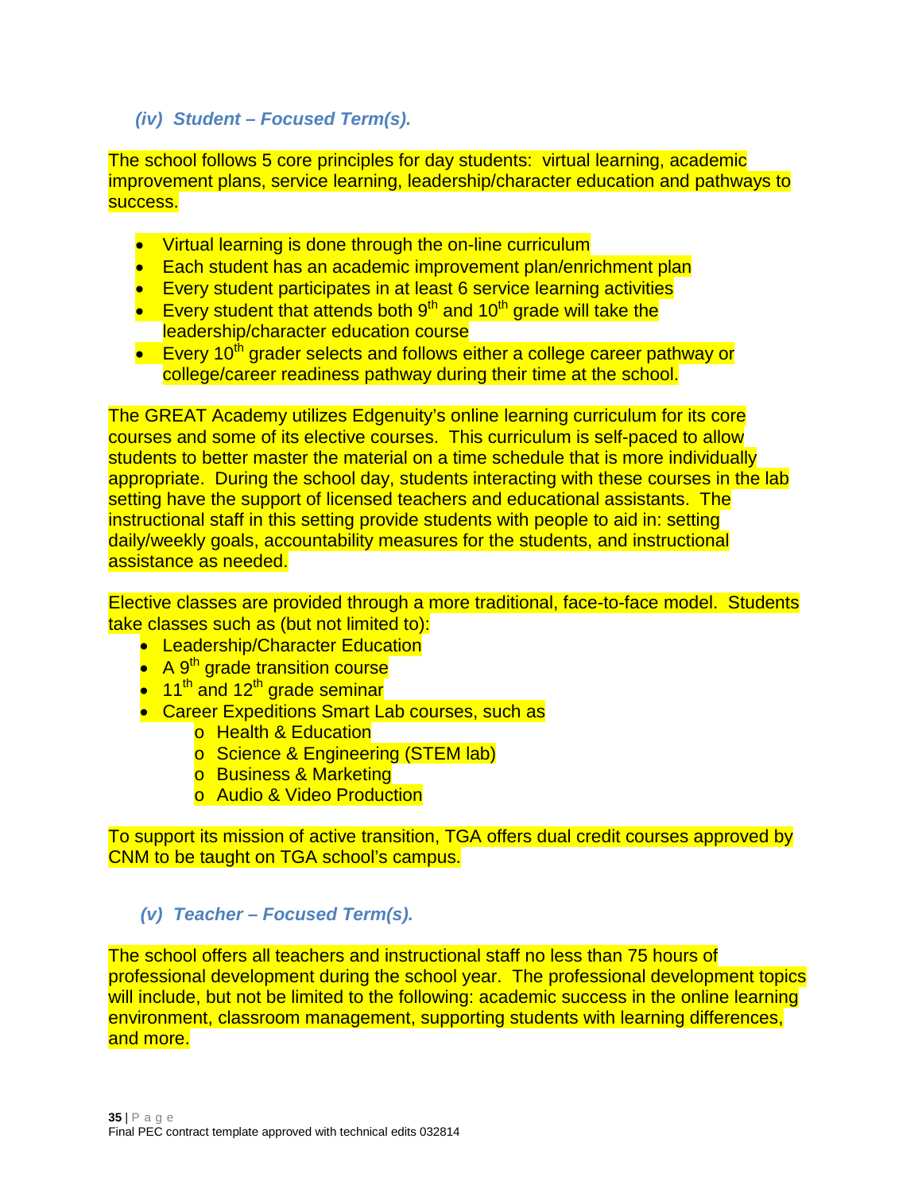### *(iv) Student – Focused Term(s).*

The school follows 5 core principles for day students: virtual learning, academic improvement plans, service learning, leadership/character education and pathways to success.

- Virtual learning is done through the on-line curriculum
- Each student has an academic improvement plan/enrichment plan
- Every student participates in at least 6 service learning activities
- Every student that attends both 9th and 10th grade will take the leadership/character education course
- Every 10th grader selects and follows either a college career pathway or college/career readiness pathway during their time at the school.

The GREAT Academy utilizes Edgenuity's online learning curriculum for its core courses and some of its elective courses. This curriculum is self-paced to allow students to better master the material on a time schedule that is more individually appropriate. During the school day, students interacting with these courses in the lab setting have the support of licensed teachers and educational assistants. The instructional staff in this setting provide students with people to aid in: setting daily/weekly goals, accountability measures for the students, and instructional assistance as needed.

Elective classes are provided through a more traditional, face-to-face model. Students take classes such as (but not limited to):

- Leadership/Character Education
- A 9th grade transition course
- 11th and 12th grade seminar
- Career Expeditions Smart Lab courses, such as
  - Health & Education
  - Science & Engineering (STEM lab)
  - Business & Marketing
  - Audio & Video Production

To support its mission of active transition, TGA offers dual credit courses approved by CNM to be taught on TGA school's campus.

### *(v) Teacher – Focused Term(s).*

The school offers all teachers and instructional staff no less than 75 hours of professional development during the school year. The professional development topics will include, but not be limited to the following: academic success in the online learning environment, classroom management, supporting students with learning differences, and more.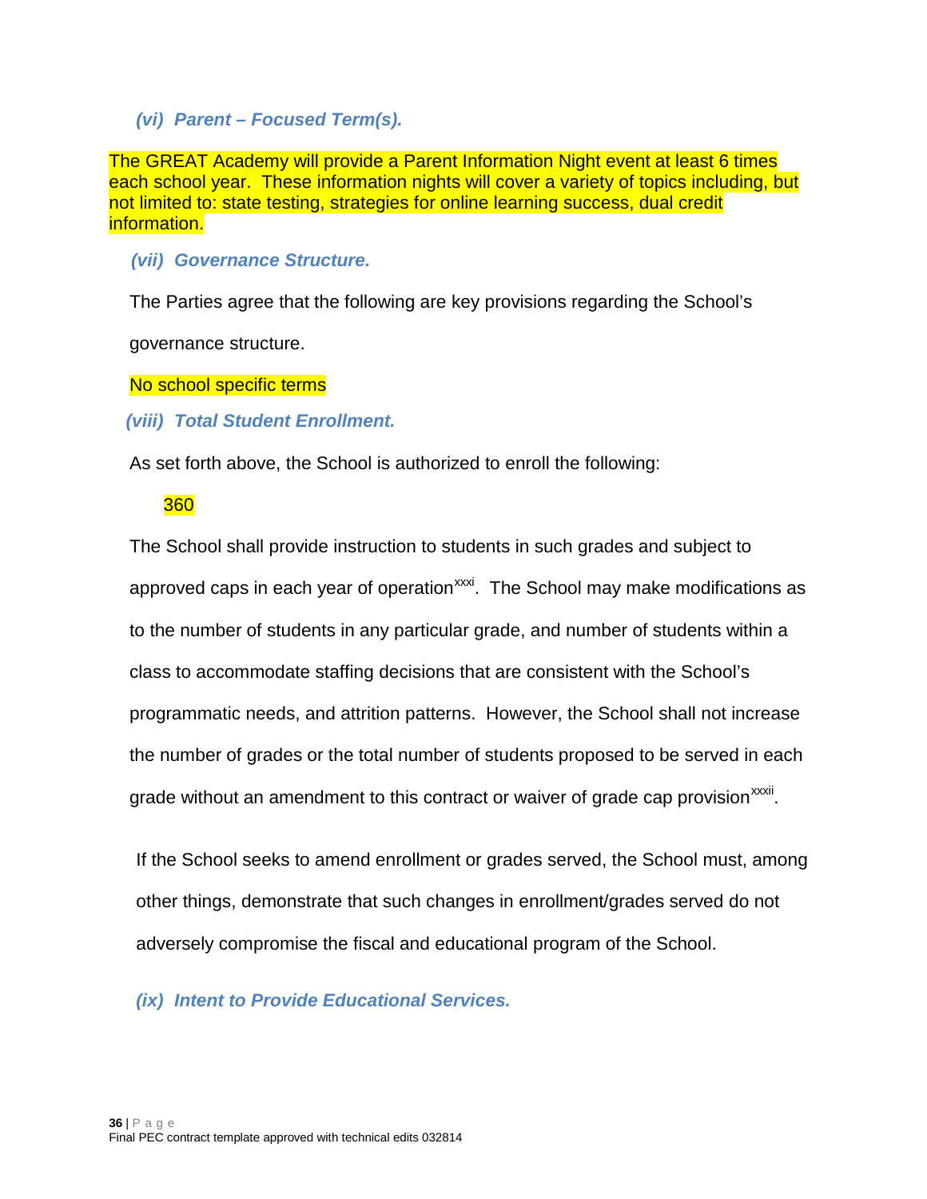### *(vi) Parent – Focused Term(s).*

The GREAT Academy will provide a Parent Information Night event at least 6 times each school year. These information nights will cover a variety of topics including, but not limited to: state testing, strategies for online learning success, dual credit information.

### *(vii) Governance Structure.*

The Parties agree that the following are key provisions regarding the School's governance structure.

No school specific terms

### *(viii) Total Student Enrollment.*

As set forth above, the School is authorized to enroll the following:

360

The School shall provide instruction to students in such grades and subject to approved caps in each year of operation[xxxi]. The School may make modifications as to the number of students in any particular grade, and number of students within a class to accommodate staffing decisions that are consistent with the School's programmatic needs, and attrition patterns. However, the School shall not increase the number of grades or the total number of students proposed to be served in each grade without an amendment to this contract or waiver of grade cap provision[xxxii].

If the School seeks to amend enrollment or grades served, the School must, among other things, demonstrate that such changes in enrollment/grades served do not adversely compromise the fiscal and educational program of the School.

### *(ix) Intent to Provide Educational Services.*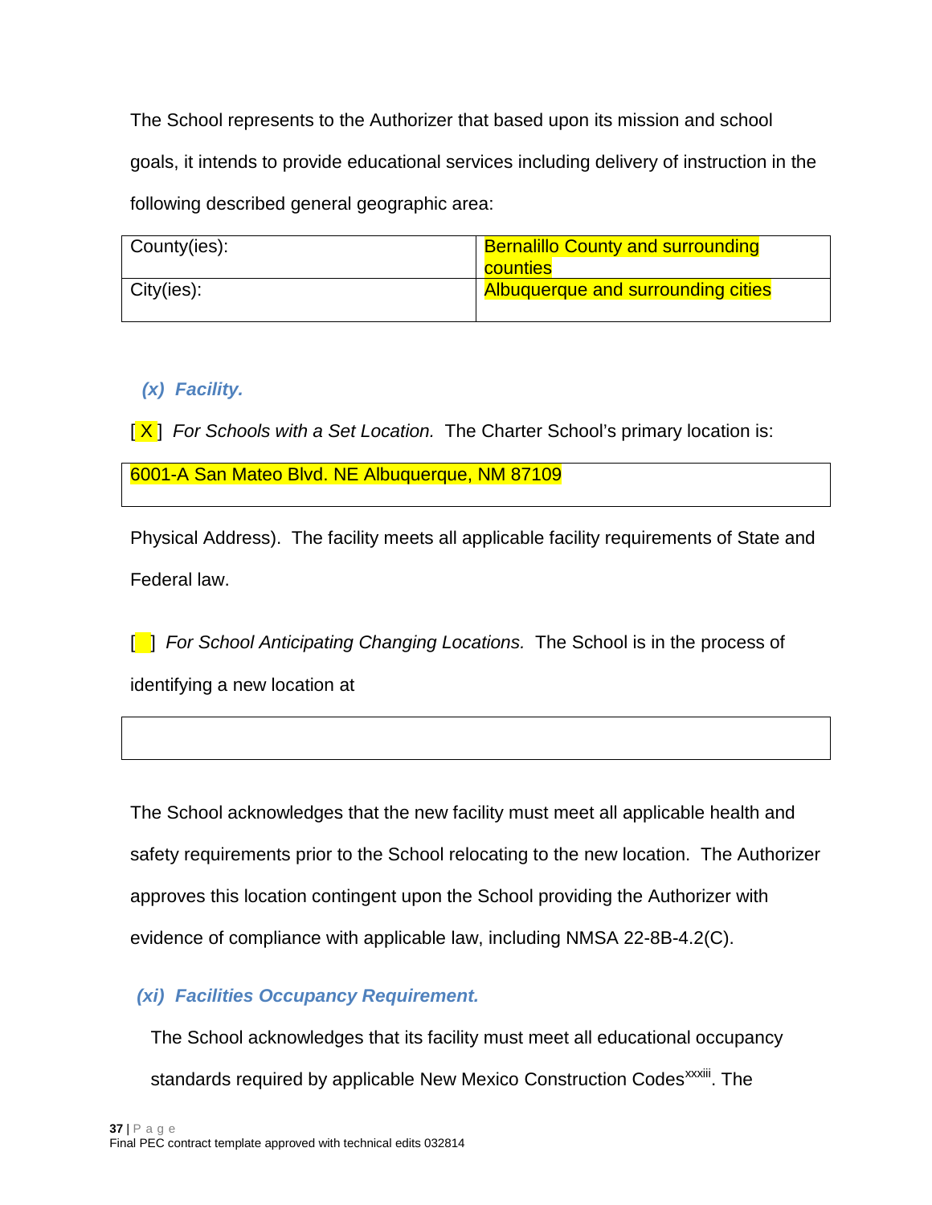The School represents to the Authorizer that based upon its mission and school goals, it intends to provide educational services including delivery of instruction in the following described general geographic area:

| County(ies): | Bernalillo County and surrounding counties |
|---|---|
| City(ies): | Albuquerque and surrounding cities |

***(x) Facility.***

[ X ] *For Schools with a Set Location.* The Charter School's primary location is:

| 6001-A San Mateo Blvd. NE Albuquerque, NM 87109 |
|---|

Physical Address). The facility meets all applicable facility requirements of State and Federal law.

[ ] *For School Anticipating Changing Locations.* The School is in the process of identifying a new location at

| |
|---|

The School acknowledges that the new facility must meet all applicable health and safety requirements prior to the School relocating to the new location. The Authorizer approves this location contingent upon the School providing the Authorizer with evidence of compliance with applicable law, including NMSA 22-8B-4.2(C).

***(xi) Facilities Occupancy Requirement.***

The School acknowledges that its facility must meet all educational occupancy standards required by applicable New Mexico Construction Codes[xxxiii]. The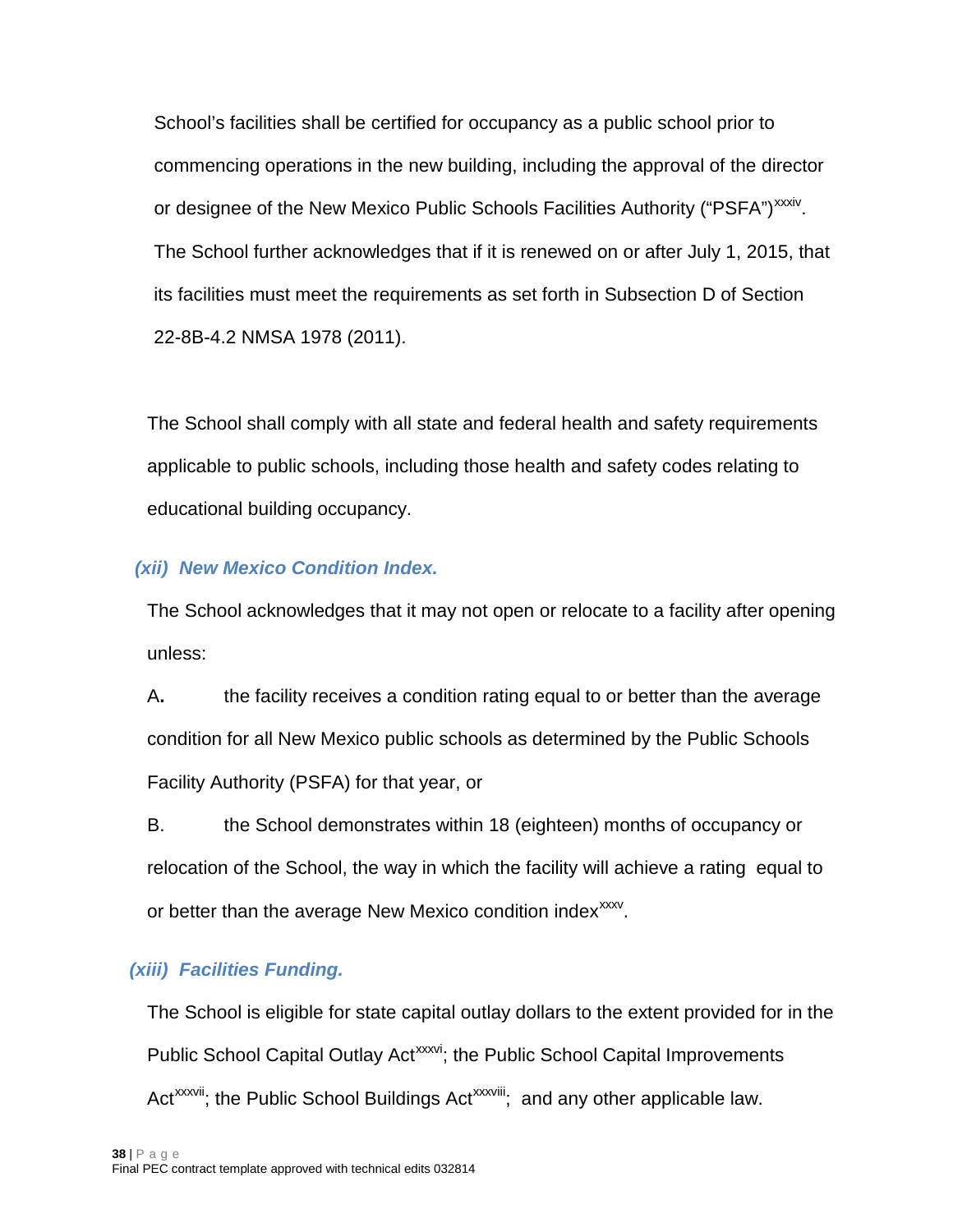School's facilities shall be certified for occupancy as a public school prior to commencing operations in the new building, including the approval of the director or designee of the New Mexico Public Schools Facilities Authority ("PSFA")[xxxiv]. The School further acknowledges that if it is renewed on or after July 1, 2015, that its facilities must meet the requirements as set forth in Subsection D of Section 22-8B-4.2 NMSA 1978 (2011).

The School shall comply with all state and federal health and safety requirements applicable to public schools, including those health and safety codes relating to educational building occupancy.

### *(xii) New Mexico Condition Index.*

The School acknowledges that it may not open or relocate to a facility after opening unless:

A. the facility receives a condition rating equal to or better than the average condition for all New Mexico public schools as determined by the Public Schools Facility Authority (PSFA) for that year, or

B. the School demonstrates within 18 (eighteen) months of occupancy or relocation of the School, the way in which the facility will achieve a rating equal to or better than the average New Mexico condition index[xxxv].

### *(xiii) Facilities Funding.*

The School is eligible for state capital outlay dollars to the extent provided for in the Public School Capital Outlay Act[xxxvi]; the Public School Capital Improvements Act[xxxvii]; the Public School Buildings Act[xxxviii]; and any other applicable law.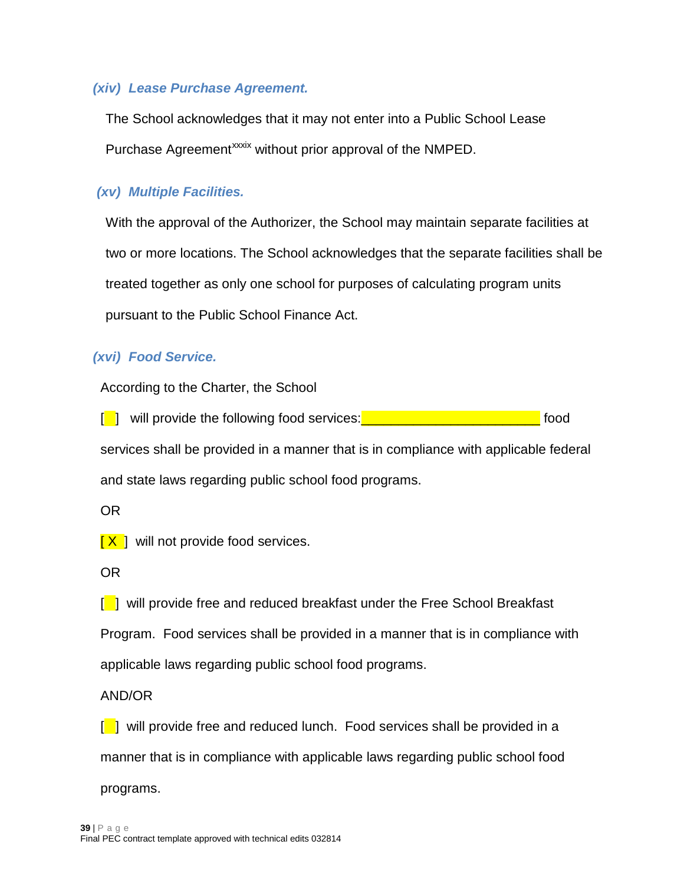### *(xiv) Lease Purchase Agreement.*

The School acknowledges that it may not enter into a Public School Lease Purchase Agreement[xxxix] without prior approval of the NMPED.

### *(xv) Multiple Facilities.*

With the approval of the Authorizer, the School may maintain separate facilities at two or more locations. The School acknowledges that the separate facilities shall be treated together as only one school for purposes of calculating program units pursuant to the Public School Finance Act.

### *(xvi) Food Service.*

According to the Charter, the School

[ ] will provide the following food services:________________________ food services shall be provided in a manner that is in compliance with applicable federal and state laws regarding public school food programs.

OR

[ X ] will not provide food services.

OR

[ ] will provide free and reduced breakfast under the Free School Breakfast Program. Food services shall be provided in a manner that is in compliance with applicable laws regarding public school food programs.

AND/OR

[ ] will provide free and reduced lunch. Food services shall be provided in a manner that is in compliance with applicable laws regarding public school food programs.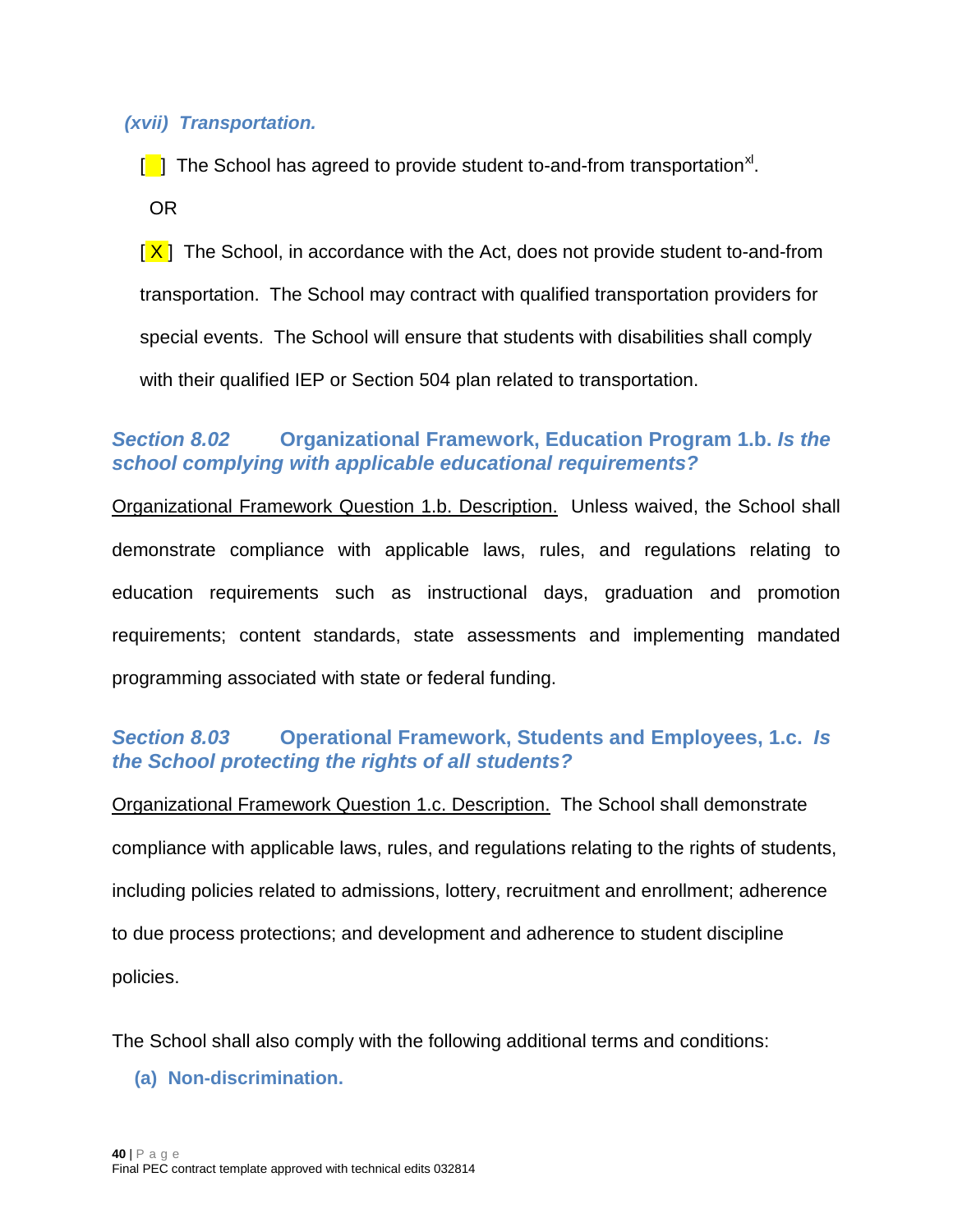*(xvii) Transportation.*

[ ] The School has agreed to provide student to-and-from transportation[xl].

OR

[X] The School, in accordance with the Act, does not provide student to-and-from transportation. The School may contract with qualified transportation providers for special events. The School will ensure that students with disabilities shall comply with their qualified IEP or Section 504 plan related to transportation.

### *Section 8.02* Organizational Framework, Education Program 1.b. *Is the school complying with applicable educational requirements?*

Organizational Framework Question 1.b. Description. Unless waived, the School shall demonstrate compliance with applicable laws, rules, and regulations relating to education requirements such as instructional days, graduation and promotion requirements; content standards, state assessments and implementing mandated programming associated with state or federal funding.

### *Section 8.03* Operational Framework, Students and Employees, 1.c. *Is the School protecting the rights of all students?*

Organizational Framework Question 1.c. Description. The School shall demonstrate compliance with applicable laws, rules, and regulations relating to the rights of students, including policies related to admissions, lottery, recruitment and enrollment; adherence to due process protections; and development and adherence to student discipline policies.

The School shall also comply with the following additional terms and conditions:

**(a) Non-discrimination.**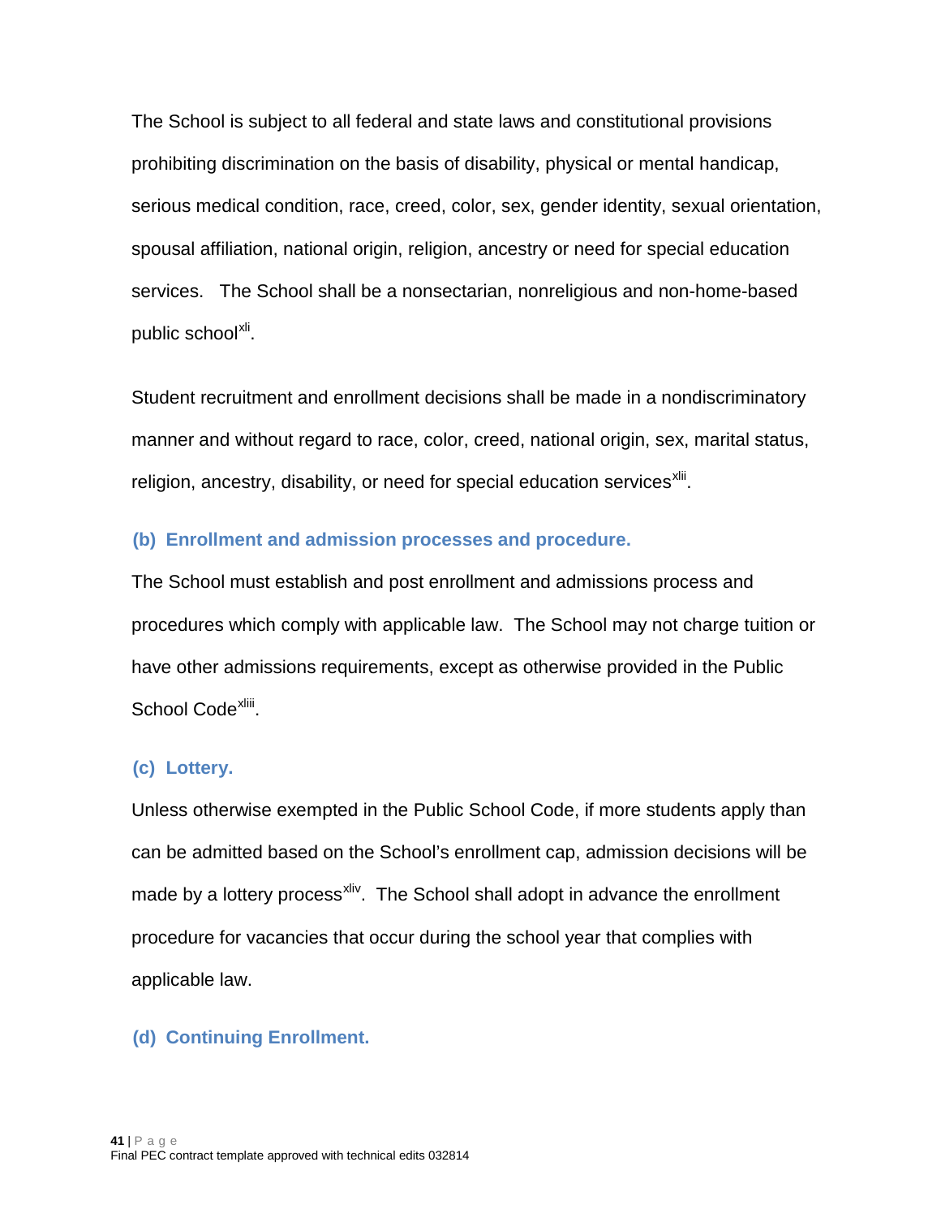The School is subject to all federal and state laws and constitutional provisions prohibiting discrimination on the basis of disability, physical or mental handicap, serious medical condition, race, creed, color, sex, gender identity, sexual orientation, spousal affiliation, national origin, religion, ancestry or need for special education services. The School shall be a nonsectarian, nonreligious and non-home-based public school[xli].

Student recruitment and enrollment decisions shall be made in a nondiscriminatory manner and without regard to race, color, creed, national origin, sex, marital status, religion, ancestry, disability, or need for special education services[xlii].

### (b) Enrollment and admission processes and procedure.

The School must establish and post enrollment and admissions process and procedures which comply with applicable law. The School may not charge tuition or have other admissions requirements, except as otherwise provided in the Public School Code[xliii].

### (c) Lottery.

Unless otherwise exempted in the Public School Code, if more students apply than can be admitted based on the School's enrollment cap, admission decisions will be made by a lottery process[xliv]. The School shall adopt in advance the enrollment procedure for vacancies that occur during the school year that complies with applicable law.

### (d) Continuing Enrollment.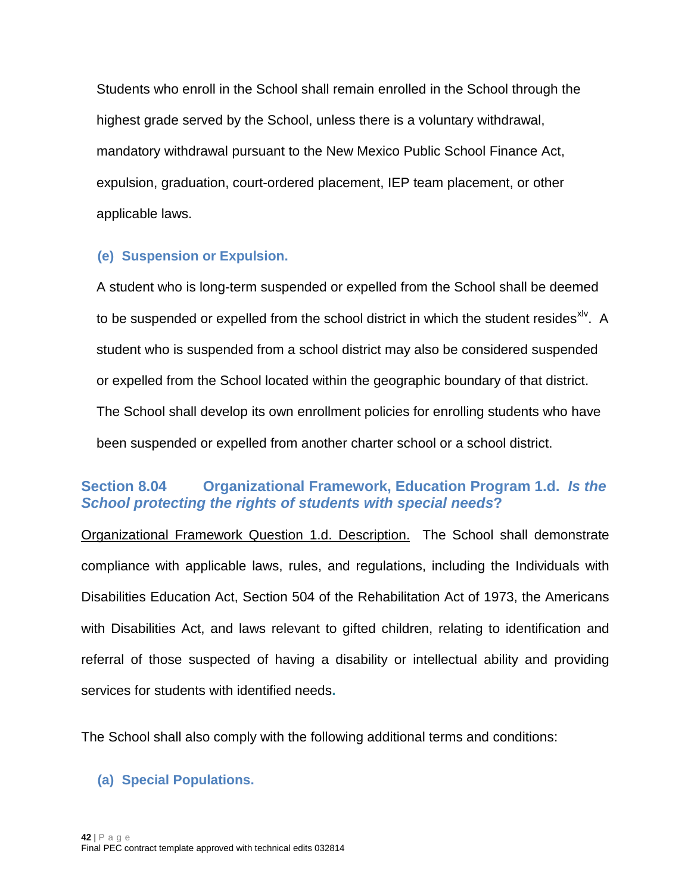Students who enroll in the School shall remain enrolled in the School through the highest grade served by the School, unless there is a voluntary withdrawal, mandatory withdrawal pursuant to the New Mexico Public School Finance Act, expulsion, graduation, court-ordered placement, IEP team placement, or other applicable laws.

**(e) Suspension or Expulsion.**

A student who is long-term suspended or expelled from the School shall be deemed to be suspended or expelled from the school district in which the student resides[xlv]. A student who is suspended from a school district may also be considered suspended or expelled from the School located within the geographic boundary of that district. The School shall develop its own enrollment policies for enrolling students who have been suspended or expelled from another charter school or a school district.

## Section 8.04 Organizational Framework, Education Program 1.d. *Is the School protecting the rights of students with special needs*?

Organizational Framework Question 1.d. Description. The School shall demonstrate compliance with applicable laws, rules, and regulations, including the Individuals with Disabilities Education Act, Section 504 of the Rehabilitation Act of 1973, the Americans with Disabilities Act, and laws relevant to gifted children, relating to identification and referral of those suspected of having a disability or intellectual ability and providing services for students with identified needs.

The School shall also comply with the following additional terms and conditions:

**(a) Special Populations.**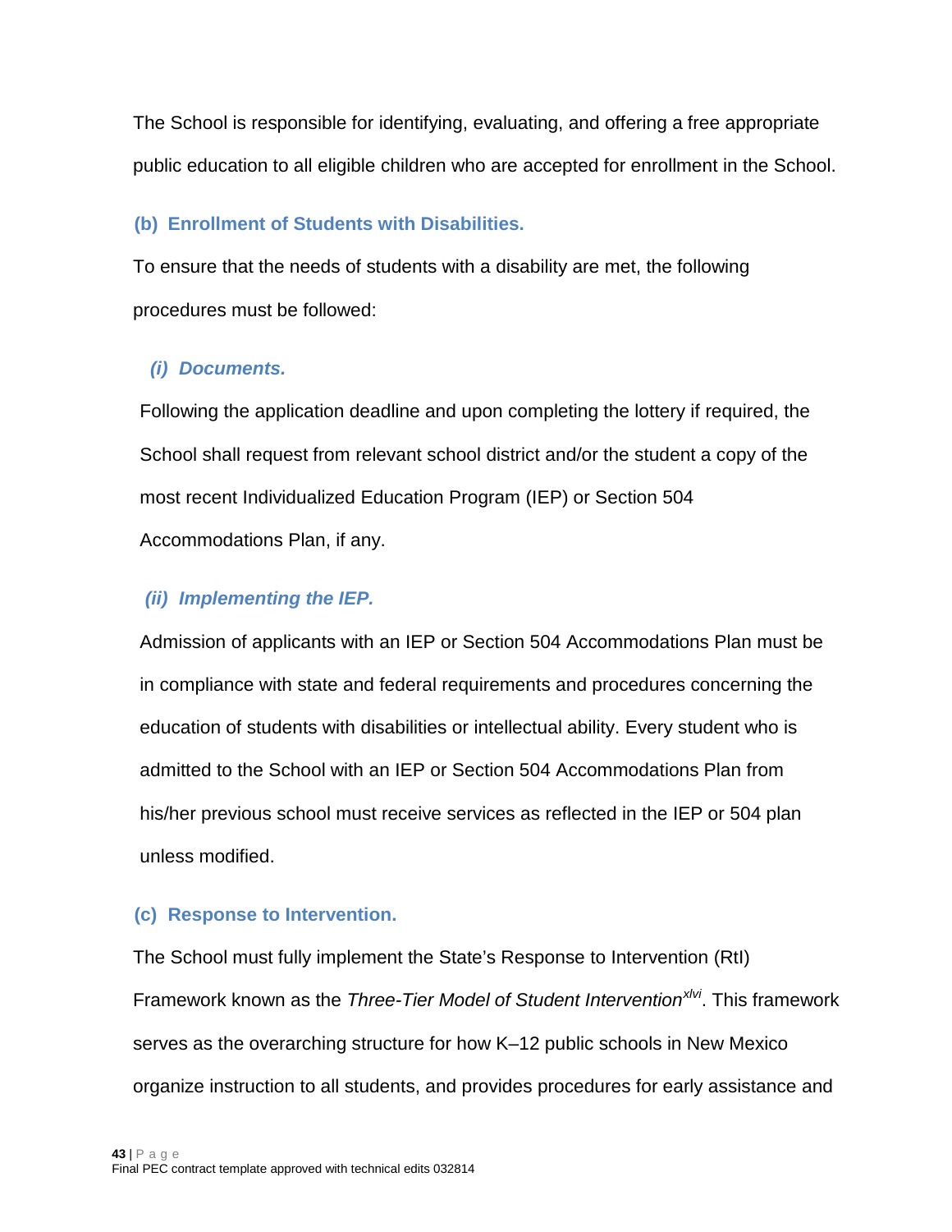The School is responsible for identifying, evaluating, and offering a free appropriate public education to all eligible children who are accepted for enrollment in the School.

### (b) Enrollment of Students with Disabilities.

To ensure that the needs of students with a disability are met, the following procedures must be followed:

#### *(i) Documents.*

Following the application deadline and upon completing the lottery if required, the School shall request from relevant school district and/or the student a copy of the most recent Individualized Education Program (IEP) or Section 504 Accommodations Plan, if any.

#### *(ii) Implementing the IEP.*

Admission of applicants with an IEP or Section 504 Accommodations Plan must be in compliance with state and federal requirements and procedures concerning the education of students with disabilities or intellectual ability. Every student who is admitted to the School with an IEP or Section 504 Accommodations Plan from his/her previous school must receive services as reflected in the IEP or 504 plan unless modified.

### (c) Response to Intervention.

The School must fully implement the State's Response to Intervention (RtI) Framework known as the *Three-Tier Model of Student Intervention*[xlvi]. This framework serves as the overarching structure for how K–12 public schools in New Mexico organize instruction to all students, and provides procedures for early assistance and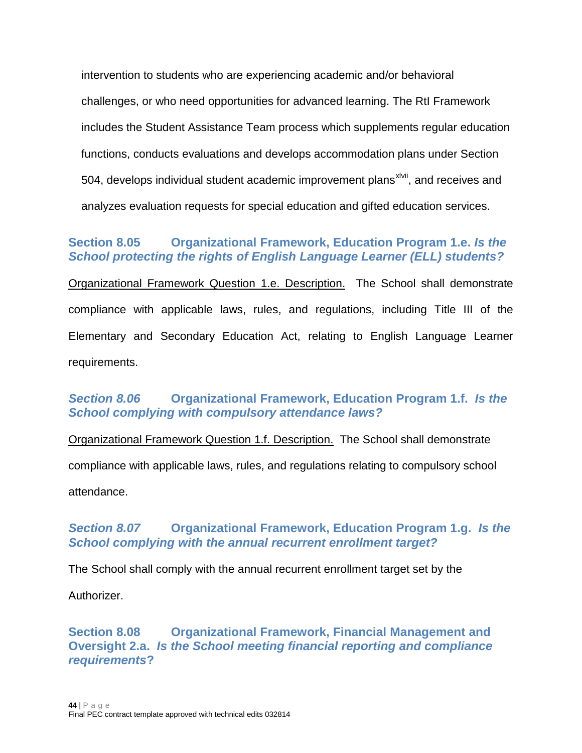intervention to students who are experiencing academic and/or behavioral challenges, or who need opportunities for advanced learning. The RtI Framework includes the Student Assistance Team process which supplements regular education functions, conducts evaluations and develops accommodation plans under Section 504, develops individual student academic improvement plans[xlvii], and receives and analyzes evaluation requests for special education and gifted education services.

### Section 8.05 Organizational Framework, Education Program 1.e. *Is the School protecting the rights of English Language Learner (ELL) students?*

Organizational Framework Question 1.e. Description. The School shall demonstrate compliance with applicable laws, rules, and regulations, including Title III of the Elementary and Secondary Education Act, relating to English Language Learner requirements.

### *Section 8.06* Organizational Framework, Education Program 1.f. *Is the School complying with compulsory attendance laws?*

Organizational Framework Question 1.f. Description. The School shall demonstrate compliance with applicable laws, rules, and regulations relating to compulsory school attendance.

### *Section 8.07* Organizational Framework, Education Program 1.g. *Is the School complying with the annual recurrent enrollment target?*

The School shall comply with the annual recurrent enrollment target set by the Authorizer.

### Section 8.08 Organizational Framework, Financial Management and Oversight 2.a. *Is the School meeting financial reporting and compliance requirements*?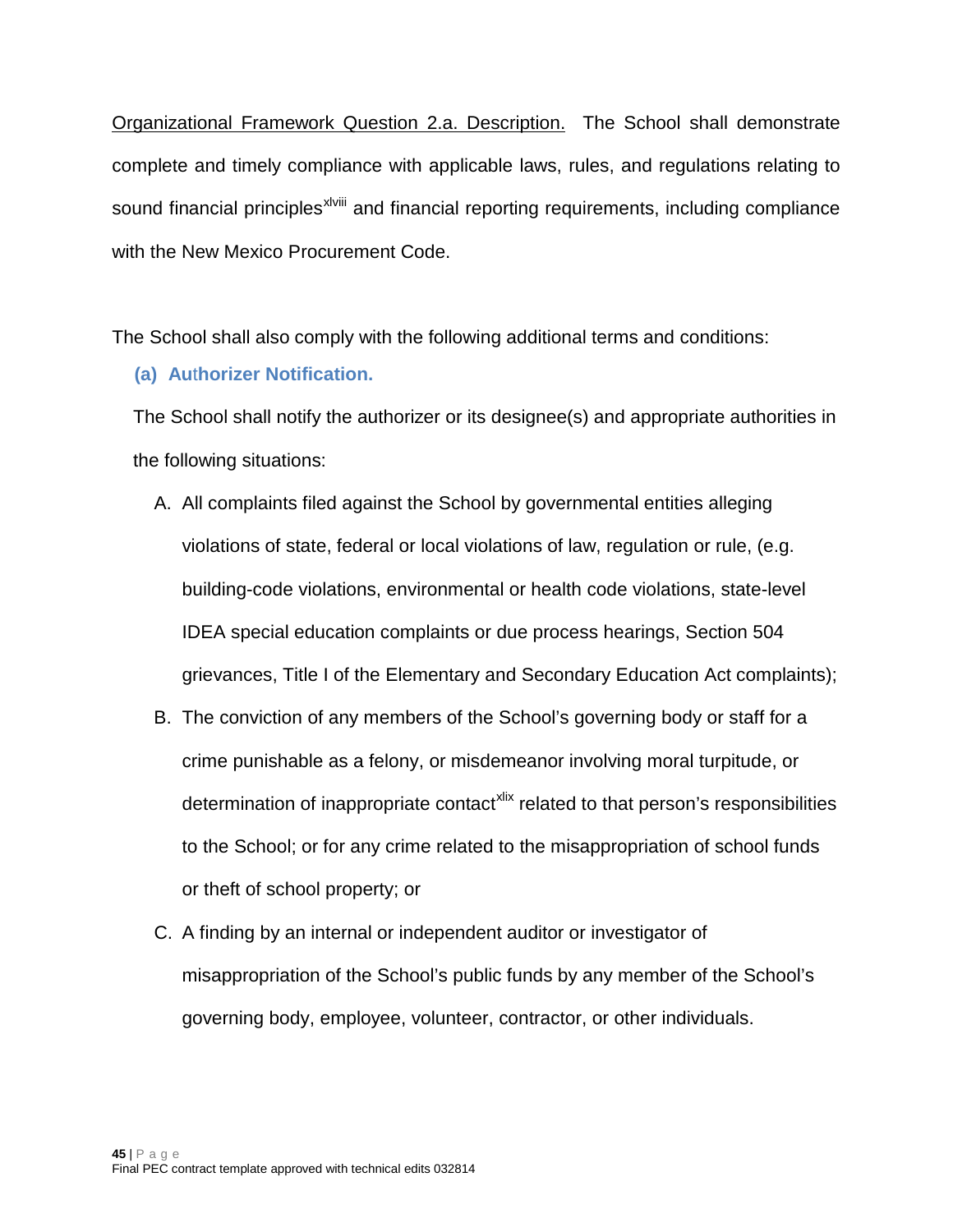Organizational Framework Question 2.a. Description. The School shall demonstrate complete and timely compliance with applicable laws, rules, and regulations relating to sound financial principles[xlviii] and financial reporting requirements, including compliance with the New Mexico Procurement Code.

The School shall also comply with the following additional terms and conditions:

**(a) Authorizer Notification.**

The School shall notify the authorizer or its designee(s) and appropriate authorities in the following situations:

A. All complaints filed against the School by governmental entities alleging violations of state, federal or local violations of law, regulation or rule, (e.g. building-code violations, environmental or health code violations, state-level IDEA special education complaints or due process hearings, Section 504 grievances, Title I of the Elementary and Secondary Education Act complaints);

B. The conviction of any members of the School's governing body or staff for a crime punishable as a felony, or misdemeanor involving moral turpitude, or determination of inappropriate contact[xlix] related to that person's responsibilities to the School; or for any crime related to the misappropriation of school funds or theft of school property; or

C. A finding by an internal or independent auditor or investigator of misappropriation of the School's public funds by any member of the School's governing body, employee, volunteer, contractor, or other individuals.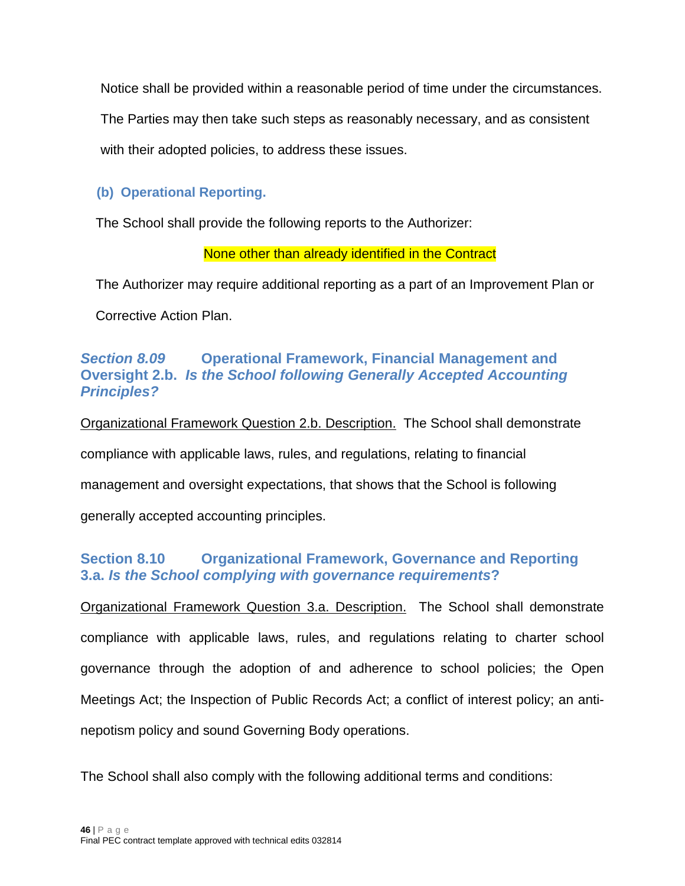Notice shall be provided within a reasonable period of time under the circumstances. The Parties may then take such steps as reasonably necessary, and as consistent with their adopted policies, to address these issues.

**(b) Operational Reporting.**

The School shall provide the following reports to the Authorizer:

None other than already identified in the Contract

The Authorizer may require additional reporting as a part of an Improvement Plan or Corrective Action Plan.

### *Section 8.09* Operational Framework, Financial Management and Oversight 2.b. *Is the School following Generally Accepted Accounting Principles?*

Organizational Framework Question 2.b. Description. The School shall demonstrate compliance with applicable laws, rules, and regulations, relating to financial management and oversight expectations, that shows that the School is following generally accepted accounting principles.

### Section 8.10 Organizational Framework, Governance and Reporting 3.a. *Is the School complying with governance requirements*?

Organizational Framework Question 3.a. Description. The School shall demonstrate compliance with applicable laws, rules, and regulations relating to charter school governance through the adoption of and adherence to school policies; the Open Meetings Act; the Inspection of Public Records Act; a conflict of interest policy; an anti-nepotism policy and sound Governing Body operations.

The School shall also comply with the following additional terms and conditions: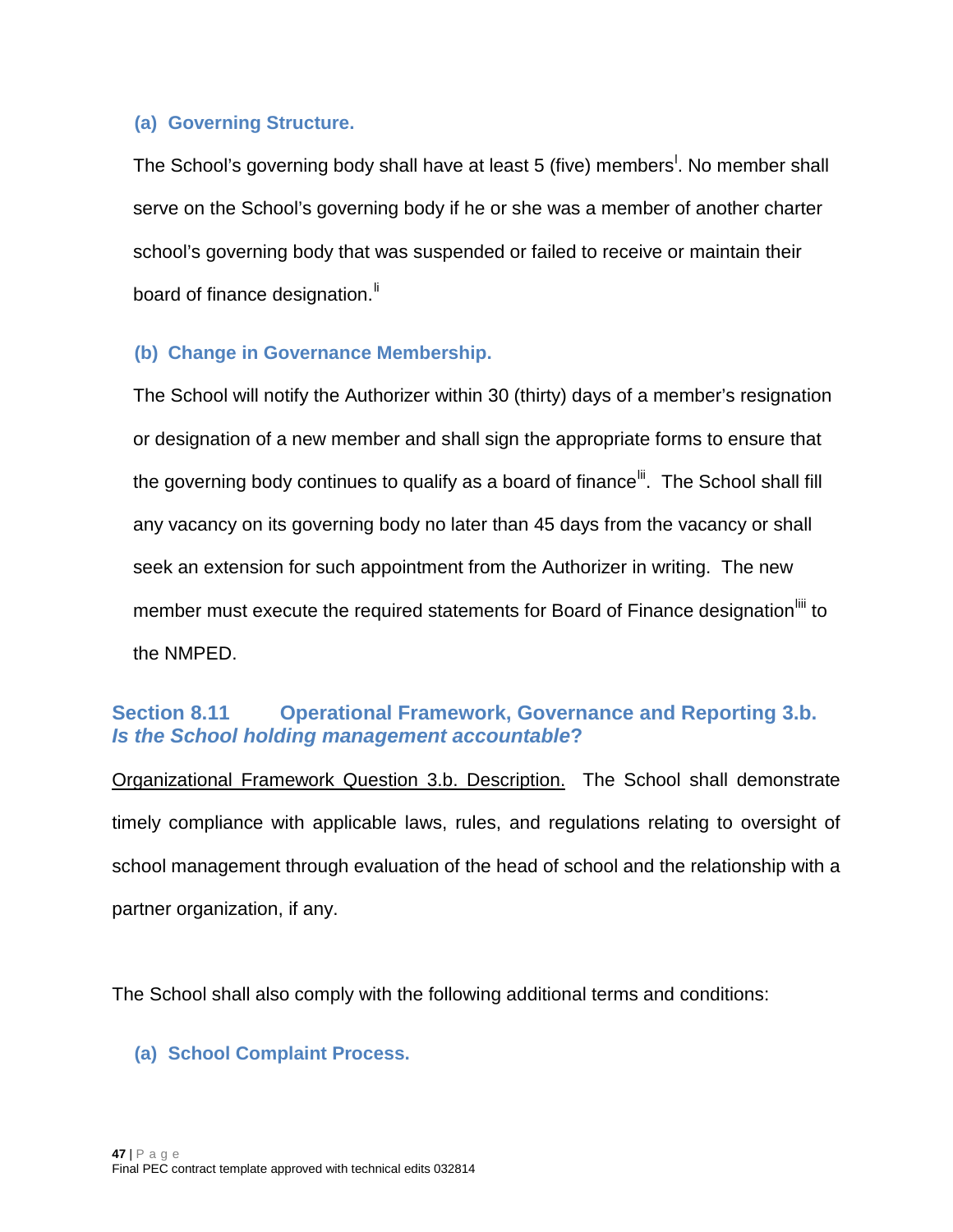### (a) Governing Structure.

The School's governing body shall have at least 5 (five) members[l]. No member shall serve on the School's governing body if he or she was a member of another charter school's governing body that was suspended or failed to receive or maintain their board of finance designation.[li]

### (b) Change in Governance Membership.

The School will notify the Authorizer within 30 (thirty) days of a member's resignation or designation of a new member and shall sign the appropriate forms to ensure that the governing body continues to qualify as a board of finance[lii]. The School shall fill any vacancy on its governing body no later than 45 days from the vacancy or shall seek an extension for such appointment from the Authorizer in writing. The new member must execute the required statements for Board of Finance designation[liii] to the NMPED.

## Section 8.11 Operational Framework, Governance and Reporting 3.b. *Is the School holding management accountable*?

Organizational Framework Question 3.b. Description. The School shall demonstrate timely compliance with applicable laws, rules, and regulations relating to oversight of school management through evaluation of the head of school and the relationship with a partner organization, if any.

The School shall also comply with the following additional terms and conditions:

### (a) School Complaint Process.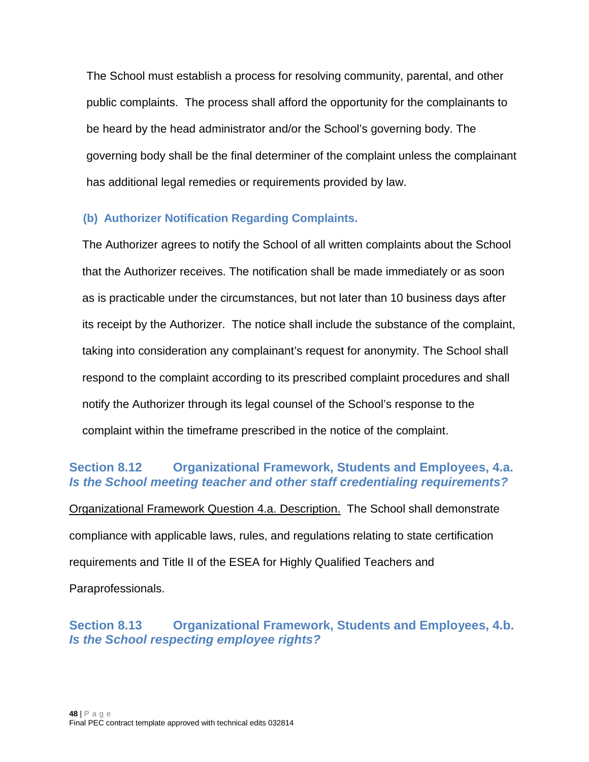The School must establish a process for resolving community, parental, and other public complaints. The process shall afford the opportunity for the complainants to be heard by the head administrator and/or the School's governing body. The governing body shall be the final determiner of the complaint unless the complainant has additional legal remedies or requirements provided by law.

### (b) Authorizer Notification Regarding Complaints.

The Authorizer agrees to notify the School of all written complaints about the School that the Authorizer receives. The notification shall be made immediately or as soon as is practicable under the circumstances, but not later than 10 business days after its receipt by the Authorizer. The notice shall include the substance of the complaint, taking into consideration any complainant's request for anonymity. The School shall respond to the complaint according to its prescribed complaint procedures and shall notify the Authorizer through its legal counsel of the School's response to the complaint within the timeframe prescribed in the notice of the complaint.

## Section 8.12 Organizational Framework, Students and Employees, 4.a. *Is the School meeting teacher and other staff credentialing requirements?*

Organizational Framework Question 4.a. Description. The School shall demonstrate compliance with applicable laws, rules, and regulations relating to state certification requirements and Title II of the ESEA for Highly Qualified Teachers and Paraprofessionals.

## Section 8.13 Organizational Framework, Students and Employees, 4.b. *Is the School respecting employee rights?*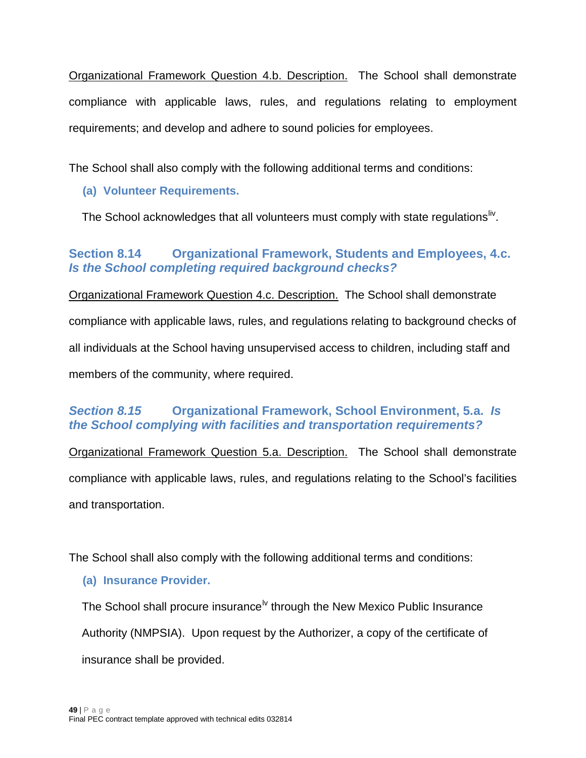<u>Organizational Framework Question 4.b. Description.</u> The School shall demonstrate compliance with applicable laws, rules, and regulations relating to employment requirements; and develop and adhere to sound policies for employees.

The School shall also comply with the following additional terms and conditions:

**(a) Volunteer Requirements.**

The School acknowledges that all volunteers must comply with state regulations[liv].

## Section 8.14 Organizational Framework, Students and Employees, 4.c. *Is the School completing required background checks?*

<u>Organizational Framework Question 4.c. Description.</u> The School shall demonstrate compliance with applicable laws, rules, and regulations relating to background checks of all individuals at the School having unsupervised access to children, including staff and members of the community, where required.

## *Section 8.15* Organizational Framework, School Environment, 5.a. *Is the School complying with facilities and transportation requirements?*

<u>Organizational Framework Question 5.a. Description.</u> The School shall demonstrate compliance with applicable laws, rules, and regulations relating to the School's facilities and transportation.

The School shall also comply with the following additional terms and conditions:

**(a) Insurance Provider.**

The School shall procure insurance[lv] through the New Mexico Public Insurance Authority (NMPSIA). Upon request by the Authorizer, a copy of the certificate of insurance shall be provided.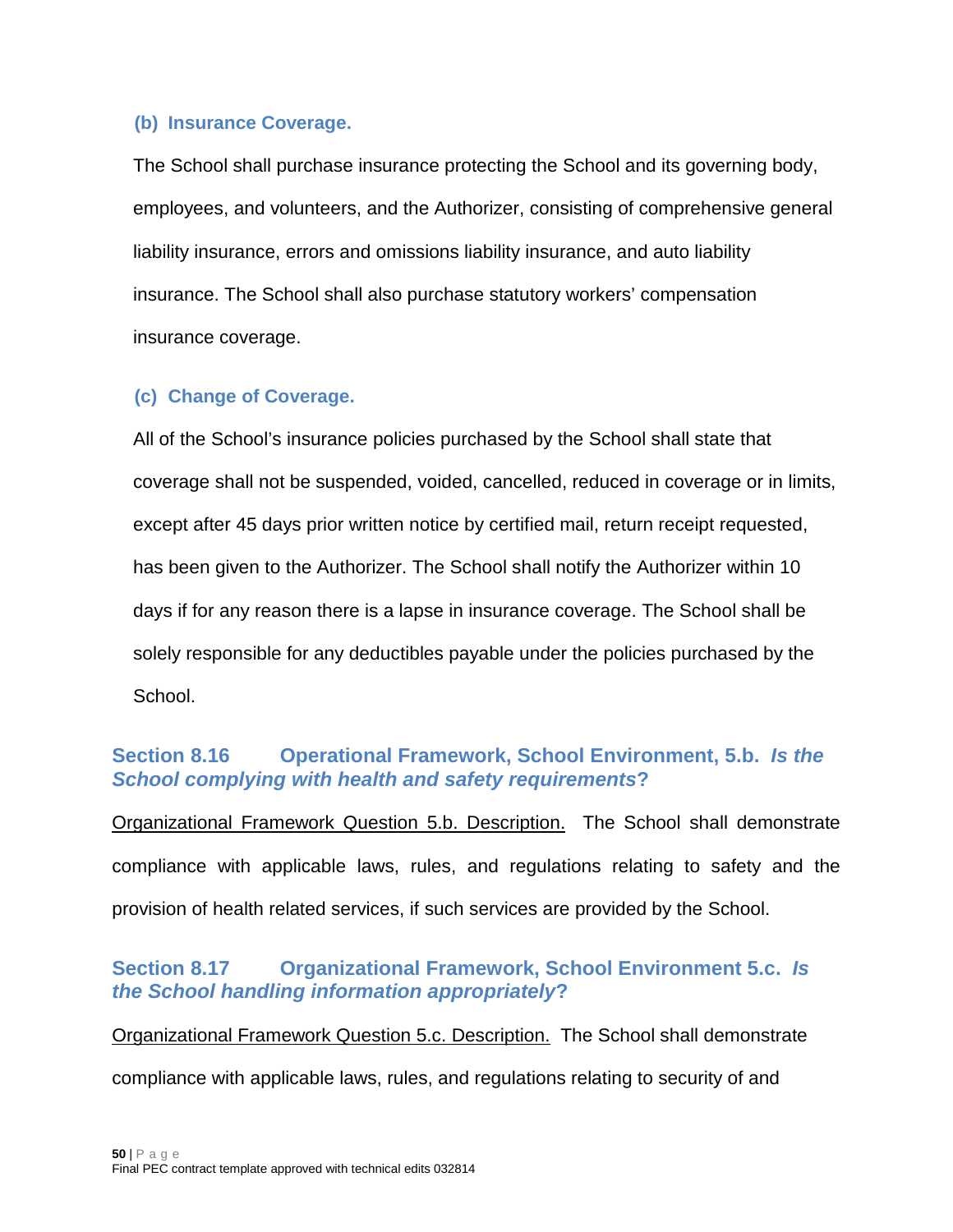#### (b) Insurance Coverage.

The School shall purchase insurance protecting the School and its governing body, employees, and volunteers, and the Authorizer, consisting of comprehensive general liability insurance, errors and omissions liability insurance, and auto liability insurance. The School shall also purchase statutory workers' compensation insurance coverage.

#### (c) Change of Coverage.

All of the School's insurance policies purchased by the School shall state that coverage shall not be suspended, voided, cancelled, reduced in coverage or in limits, except after 45 days prior written notice by certified mail, return receipt requested, has been given to the Authorizer. The School shall notify the Authorizer within 10 days if for any reason there is a lapse in insurance coverage. The School shall be solely responsible for any deductibles payable under the policies purchased by the School.

### Section 8.16 Operational Framework, School Environment, 5.b. *Is the School complying with health and safety requirements*?

Organizational Framework Question 5.b. Description. The School shall demonstrate compliance with applicable laws, rules, and regulations relating to safety and the provision of health related services, if such services are provided by the School.

### Section 8.17 Organizational Framework, School Environment 5.c. *Is the School handling information appropriately*?

Organizational Framework Question 5.c. Description. The School shall demonstrate compliance with applicable laws, rules, and regulations relating to security of and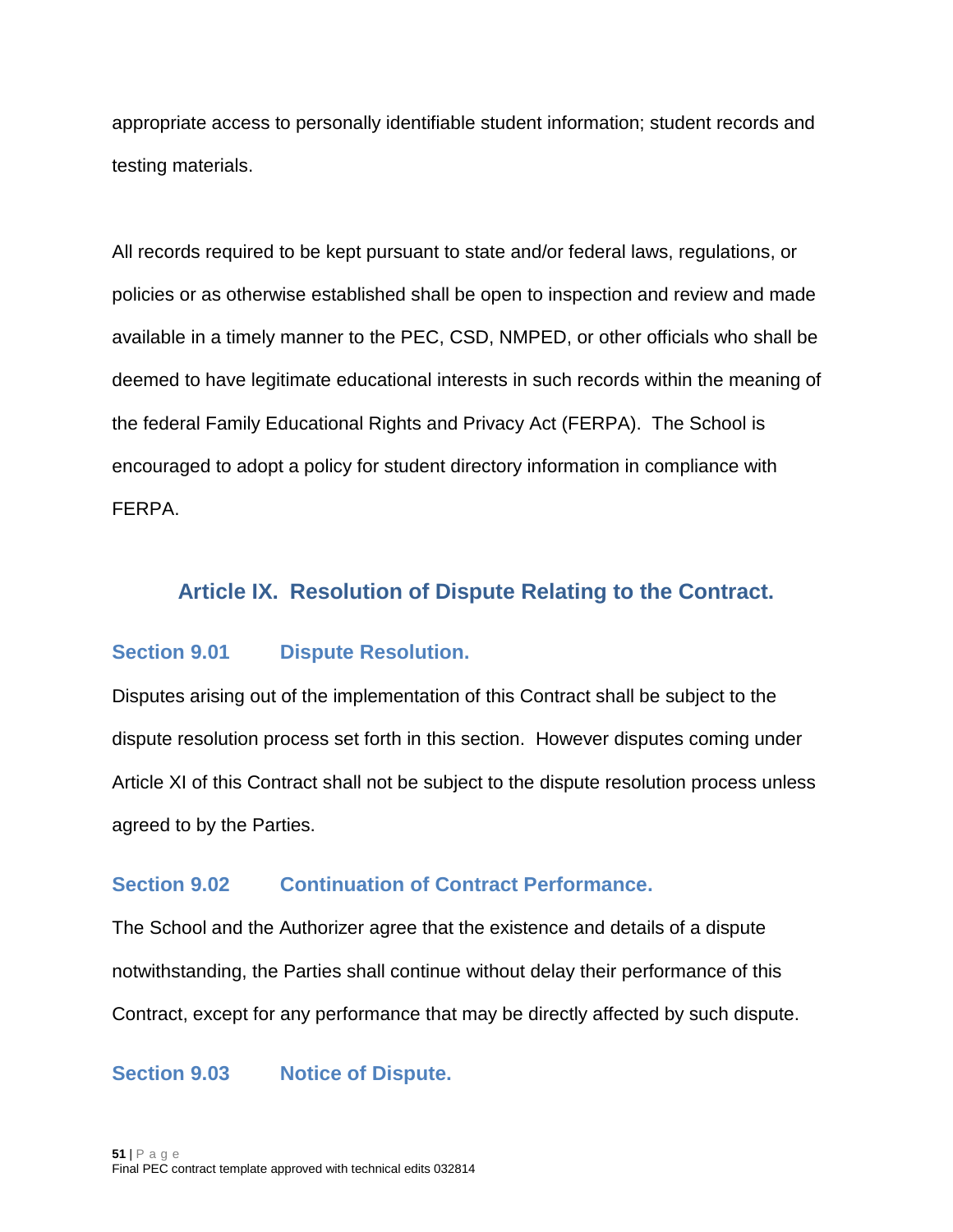appropriate access to personally identifiable student information; student records and testing materials.

All records required to be kept pursuant to state and/or federal laws, regulations, or policies or as otherwise established shall be open to inspection and review and made available in a timely manner to the PEC, CSD, NMPED, or other officials who shall be deemed to have legitimate educational interests in such records within the meaning of the federal Family Educational Rights and Privacy Act (FERPA). The School is encouraged to adopt a policy for student directory information in compliance with FERPA.

## Article IX. Resolution of Dispute Relating to the Contract.

### Section 9.01 Dispute Resolution.

Disputes arising out of the implementation of this Contract shall be subject to the dispute resolution process set forth in this section. However disputes coming under Article XI of this Contract shall not be subject to the dispute resolution process unless agreed to by the Parties.

### Section 9.02 Continuation of Contract Performance.

The School and the Authorizer agree that the existence and details of a dispute notwithstanding, the Parties shall continue without delay their performance of this Contract, except for any performance that may be directly affected by such dispute.

### Section 9.03 Notice of Dispute.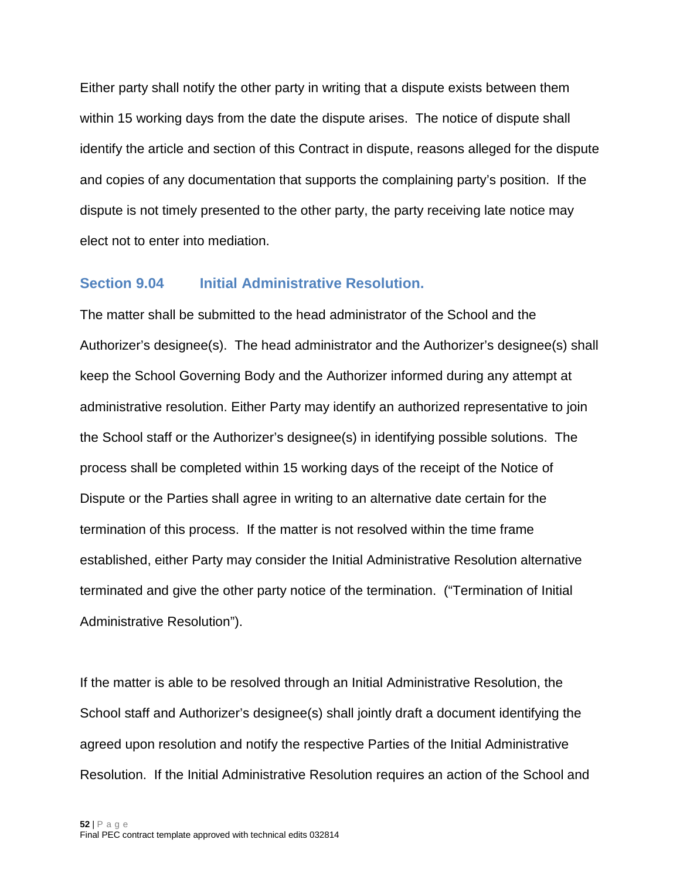Either party shall notify the other party in writing that a dispute exists between them within 15 working days from the date the dispute arises. The notice of dispute shall identify the article and section of this Contract in dispute, reasons alleged for the dispute and copies of any documentation that supports the complaining party's position. If the dispute is not timely presented to the other party, the party receiving late notice may elect not to enter into mediation.

### Section 9.04 Initial Administrative Resolution.

The matter shall be submitted to the head administrator of the School and the Authorizer's designee(s). The head administrator and the Authorizer's designee(s) shall keep the School Governing Body and the Authorizer informed during any attempt at administrative resolution. Either Party may identify an authorized representative to join the School staff or the Authorizer's designee(s) in identifying possible solutions. The process shall be completed within 15 working days of the receipt of the Notice of Dispute or the Parties shall agree in writing to an alternative date certain for the termination of this process. If the matter is not resolved within the time frame established, either Party may consider the Initial Administrative Resolution alternative terminated and give the other party notice of the termination. ("Termination of Initial Administrative Resolution").

If the matter is able to be resolved through an Initial Administrative Resolution, the School staff and Authorizer's designee(s) shall jointly draft a document identifying the agreed upon resolution and notify the respective Parties of the Initial Administrative Resolution. If the Initial Administrative Resolution requires an action of the School and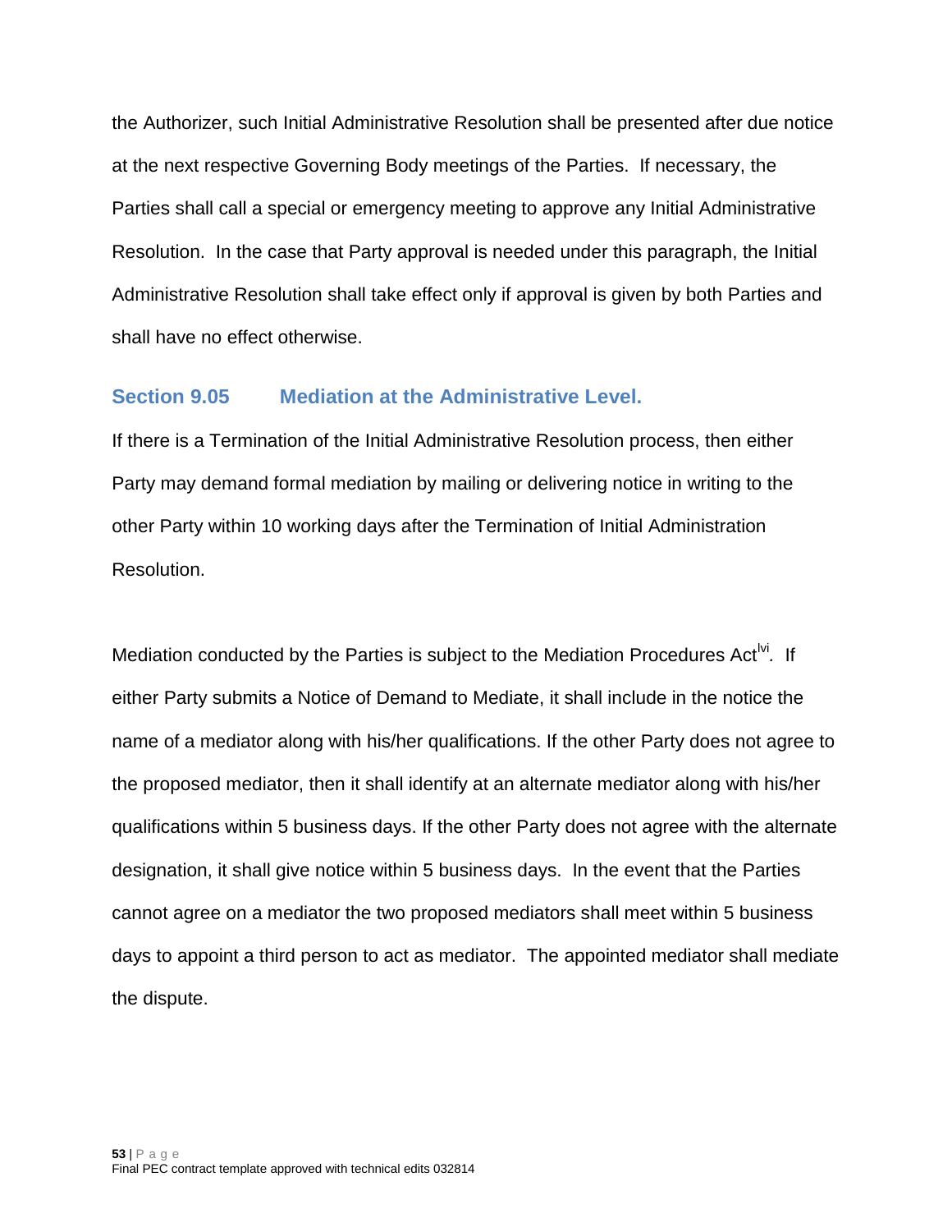the Authorizer, such Initial Administrative Resolution shall be presented after due notice at the next respective Governing Body meetings of the Parties. If necessary, the Parties shall call a special or emergency meeting to approve any Initial Administrative Resolution. In the case that Party approval is needed under this paragraph, the Initial Administrative Resolution shall take effect only if approval is given by both Parties and shall have no effect otherwise.

## Section 9.05 Mediation at the Administrative Level.

If there is a Termination of the Initial Administrative Resolution process, then either Party may demand formal mediation by mailing or delivering notice in writing to the other Party within 10 working days after the Termination of Initial Administration Resolution.

Mediation conducted by the Parties is subject to the Mediation Procedures Act[lvi]. If either Party submits a Notice of Demand to Mediate, it shall include in the notice the name of a mediator along with his/her qualifications. If the other Party does not agree to the proposed mediator, then it shall identify at an alternate mediator along with his/her qualifications within 5 business days. If the other Party does not agree with the alternate designation, it shall give notice within 5 business days. In the event that the Parties cannot agree on a mediator the two proposed mediators shall meet within 5 business days to appoint a third person to act as mediator. The appointed mediator shall mediate the dispute.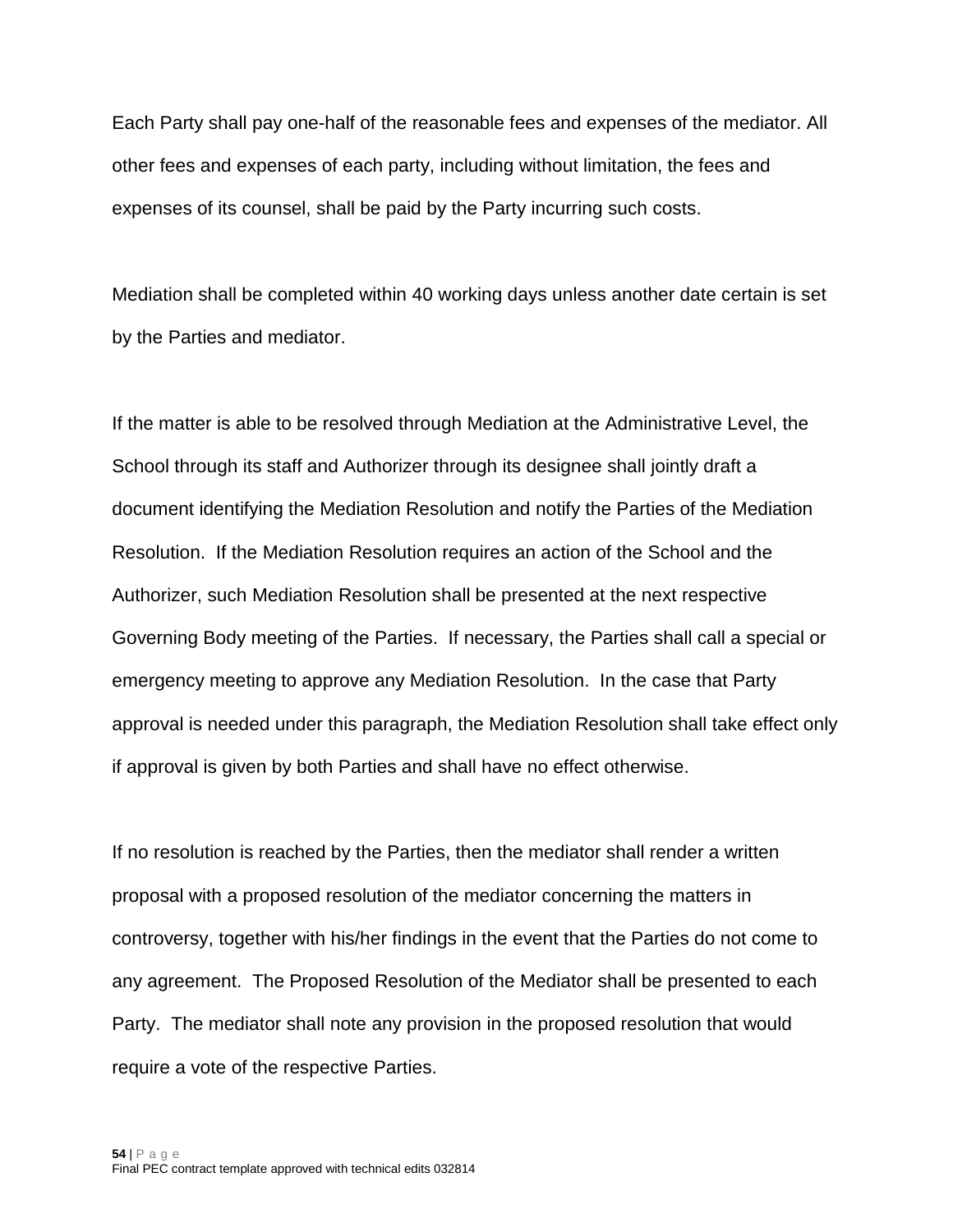Each Party shall pay one-half of the reasonable fees and expenses of the mediator. All other fees and expenses of each party, including without limitation, the fees and expenses of its counsel, shall be paid by the Party incurring such costs.

Mediation shall be completed within 40 working days unless another date certain is set by the Parties and mediator.

If the matter is able to be resolved through Mediation at the Administrative Level, the School through its staff and Authorizer through its designee shall jointly draft a document identifying the Mediation Resolution and notify the Parties of the Mediation Resolution. If the Mediation Resolution requires an action of the School and the Authorizer, such Mediation Resolution shall be presented at the next respective Governing Body meeting of the Parties. If necessary, the Parties shall call a special or emergency meeting to approve any Mediation Resolution. In the case that Party approval is needed under this paragraph, the Mediation Resolution shall take effect only if approval is given by both Parties and shall have no effect otherwise.

If no resolution is reached by the Parties, then the mediator shall render a written proposal with a proposed resolution of the mediator concerning the matters in controversy, together with his/her findings in the event that the Parties do not come to any agreement. The Proposed Resolution of the Mediator shall be presented to each Party. The mediator shall note any provision in the proposed resolution that would require a vote of the respective Parties.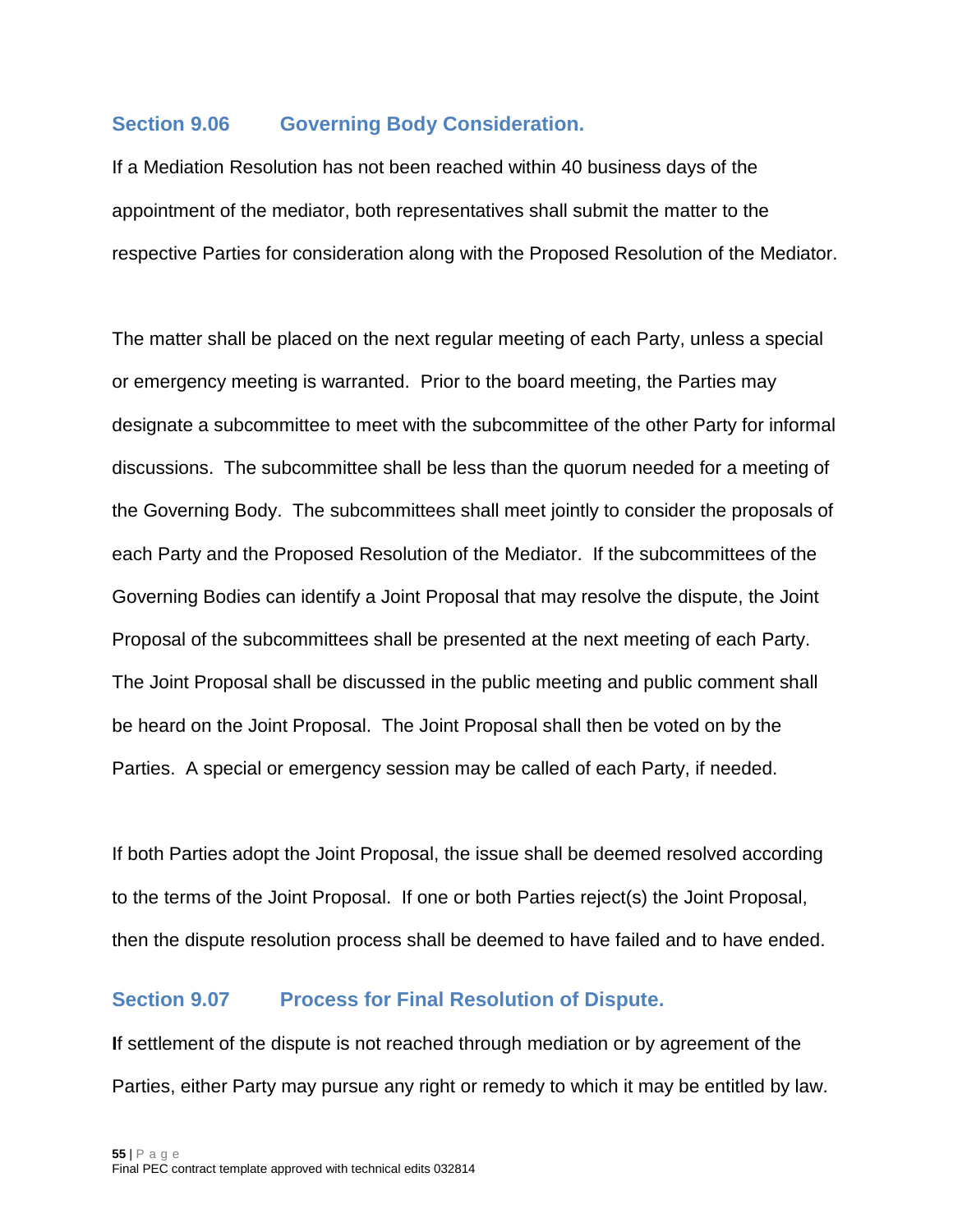### Section 9.06 Governing Body Consideration.

If a Mediation Resolution has not been reached within 40 business days of the appointment of the mediator, both representatives shall submit the matter to the respective Parties for consideration along with the Proposed Resolution of the Mediator.

The matter shall be placed on the next regular meeting of each Party, unless a special or emergency meeting is warranted. Prior to the board meeting, the Parties may designate a subcommittee to meet with the subcommittee of the other Party for informal discussions. The subcommittee shall be less than the quorum needed for a meeting of the Governing Body. The subcommittees shall meet jointly to consider the proposals of each Party and the Proposed Resolution of the Mediator. If the subcommittees of the Governing Bodies can identify a Joint Proposal that may resolve the dispute, the Joint Proposal of the subcommittees shall be presented at the next meeting of each Party. The Joint Proposal shall be discussed in the public meeting and public comment shall be heard on the Joint Proposal. The Joint Proposal shall then be voted on by the Parties. A special or emergency session may be called of each Party, if needed.

If both Parties adopt the Joint Proposal, the issue shall be deemed resolved according to the terms of the Joint Proposal. If one or both Parties reject(s) the Joint Proposal, then the dispute resolution process shall be deemed to have failed and to have ended.

### Section 9.07 Process for Final Resolution of Dispute.

If settlement of the dispute is not reached through mediation or by agreement of the Parties, either Party may pursue any right or remedy to which it may be entitled by law.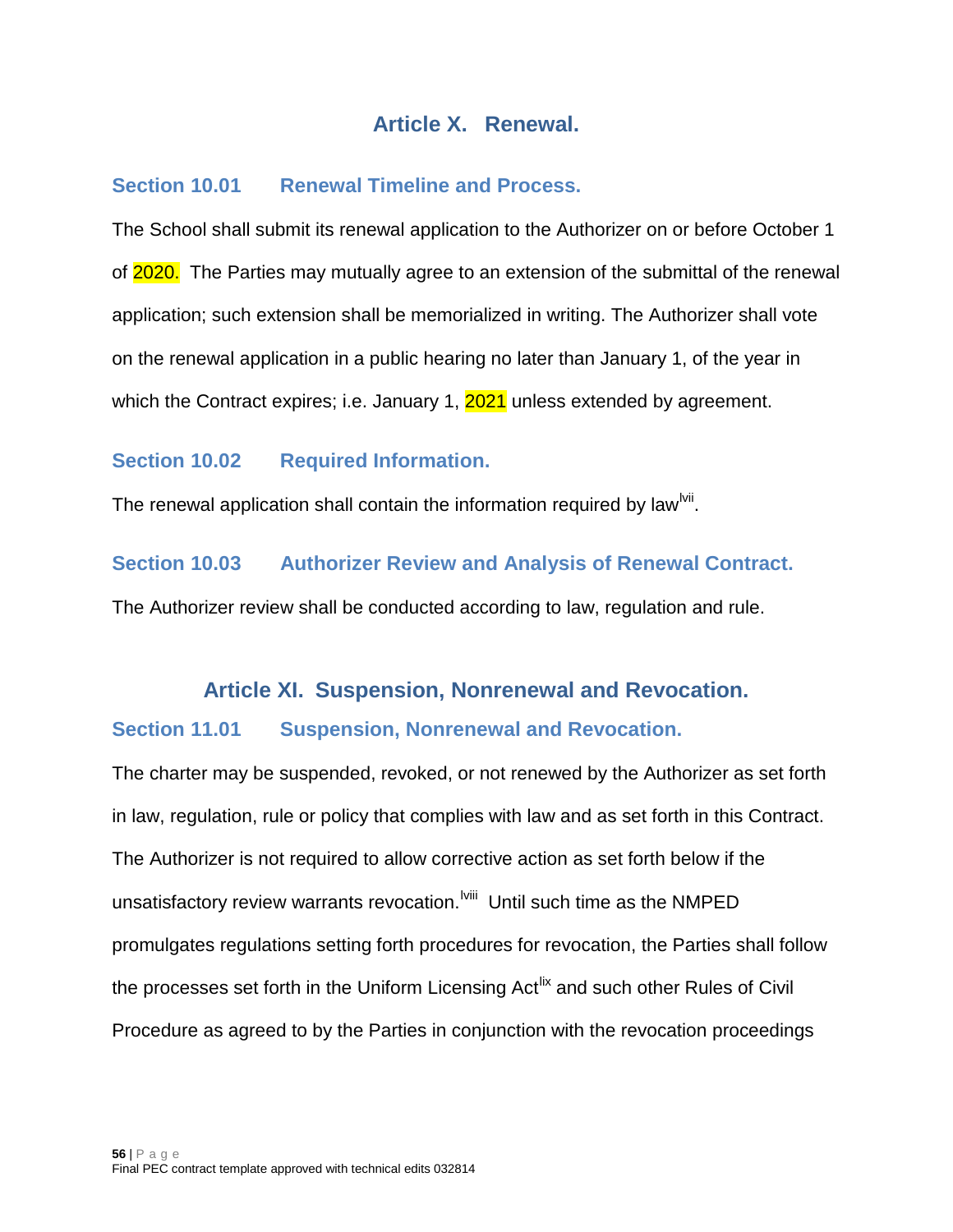## Article X. Renewal.

### Section 10.01 Renewal Timeline and Process.

The School shall submit its renewal application to the Authorizer on or before October 1 of 2020. The Parties may mutually agree to an extension of the submittal of the renewal application; such extension shall be memorialized in writing. The Authorizer shall vote on the renewal application in a public hearing no later than January 1, of the year in which the Contract expires; i.e. January 1, 2021 unless extended by agreement.

### Section 10.02 Required Information.

The renewal application shall contain the information required by law[lvii].

### Section 10.03 Authorizer Review and Analysis of Renewal Contract.

The Authorizer review shall be conducted according to law, regulation and rule.

## Article XI. Suspension, Nonrenewal and Revocation.

### Section 11.01 Suspension, Nonrenewal and Revocation.

The charter may be suspended, revoked, or not renewed by the Authorizer as set forth in law, regulation, rule or policy that complies with law and as set forth in this Contract. The Authorizer is not required to allow corrective action as set forth below if the unsatisfactory review warrants revocation.[lviii] Until such time as the NMPED promulgates regulations setting forth procedures for revocation, the Parties shall follow the processes set forth in the Uniform Licensing Act[lix] and such other Rules of Civil Procedure as agreed to by the Parties in conjunction with the revocation proceedings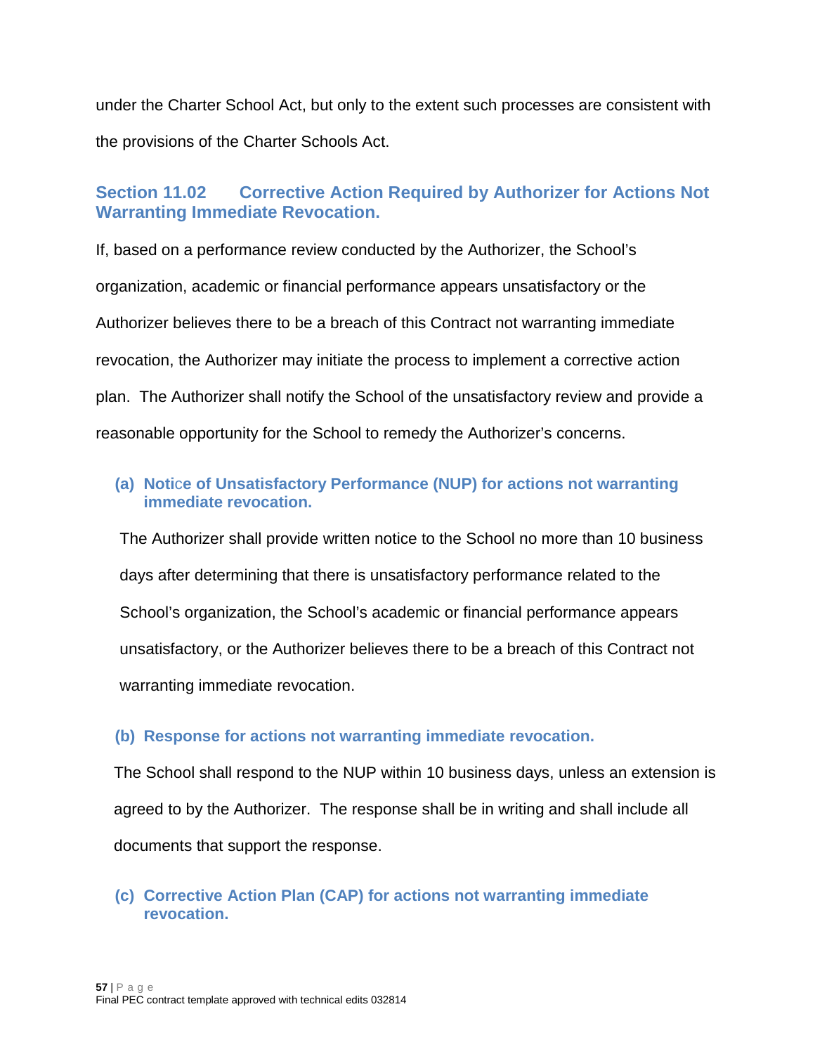under the Charter School Act, but only to the extent such processes are consistent with the provisions of the Charter Schools Act.

### Section 11.02 Corrective Action Required by Authorizer for Actions Not Warranting Immediate Revocation.

If, based on a performance review conducted by the Authorizer, the School's organization, academic or financial performance appears unsatisfactory or the Authorizer believes there to be a breach of this Contract not warranting immediate revocation, the Authorizer may initiate the process to implement a corrective action plan. The Authorizer shall notify the School of the unsatisfactory review and provide a reasonable opportunity for the School to remedy the Authorizer's concerns.

#### (a) Notice of Unsatisfactory Performance (NUP) for actions not warranting immediate revocation.

The Authorizer shall provide written notice to the School no more than 10 business days after determining that there is unsatisfactory performance related to the School's organization, the School's academic or financial performance appears unsatisfactory, or the Authorizer believes there to be a breach of this Contract not warranting immediate revocation.

#### (b) Response for actions not warranting immediate revocation.

The School shall respond to the NUP within 10 business days, unless an extension is agreed to by the Authorizer. The response shall be in writing and shall include all documents that support the response.

#### (c) Corrective Action Plan (CAP) for actions not warranting immediate revocation.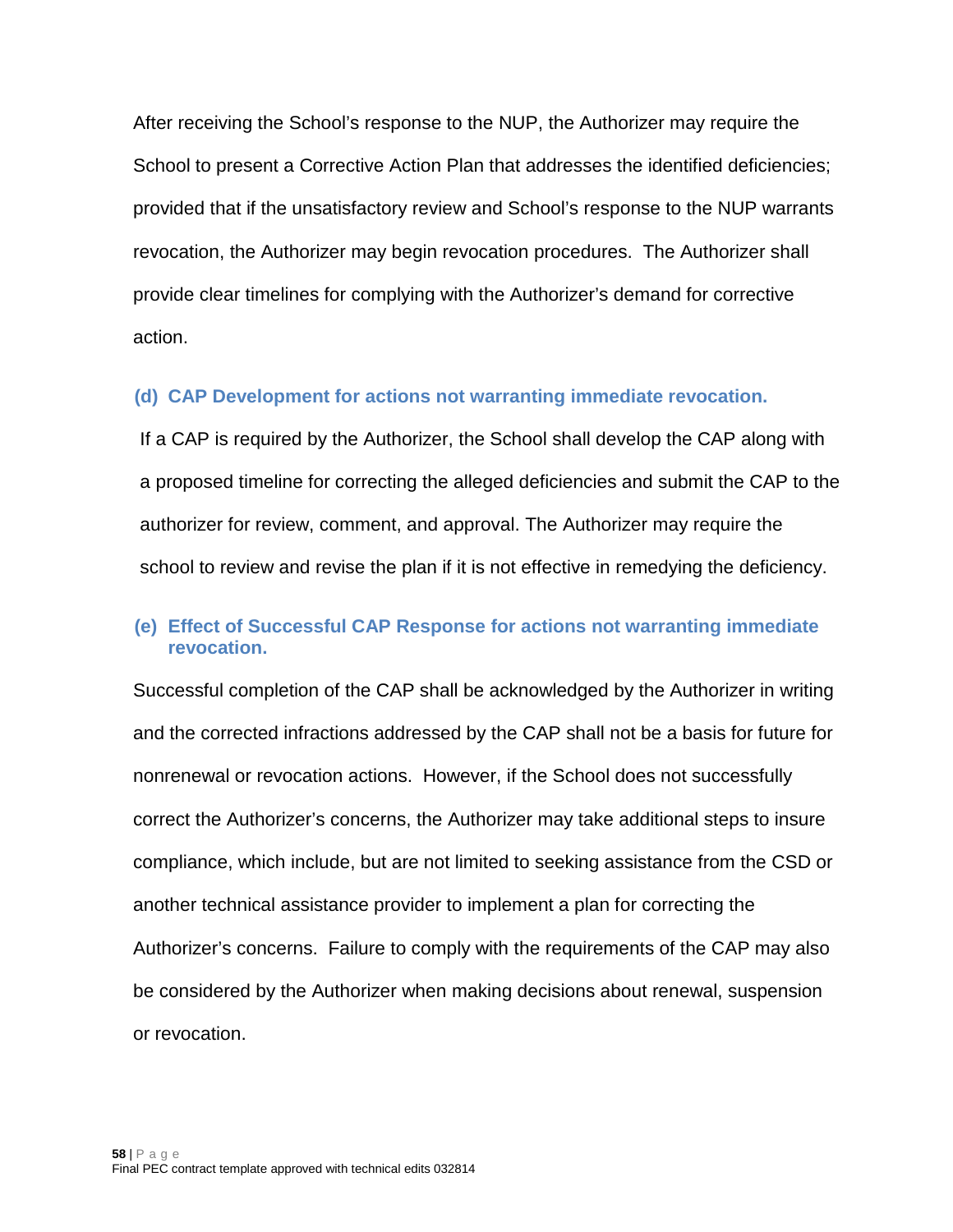After receiving the School's response to the NUP, the Authorizer may require the School to present a Corrective Action Plan that addresses the identified deficiencies; provided that if the unsatisfactory review and School's response to the NUP warrants revocation, the Authorizer may begin revocation procedures. The Authorizer shall provide clear timelines for complying with the Authorizer's demand for corrective action.

### (d) CAP Development for actions not warranting immediate revocation.

If a CAP is required by the Authorizer, the School shall develop the CAP along with a proposed timeline for correcting the alleged deficiencies and submit the CAP to the authorizer for review, comment, and approval. The Authorizer may require the school to review and revise the plan if it is not effective in remedying the deficiency.

### (e) Effect of Successful CAP Response for actions not warranting immediate revocation.

Successful completion of the CAP shall be acknowledged by the Authorizer in writing and the corrected infractions addressed by the CAP shall not be a basis for future for nonrenewal or revocation actions. However, if the School does not successfully correct the Authorizer's concerns, the Authorizer may take additional steps to insure compliance, which include, but are not limited to seeking assistance from the CSD or another technical assistance provider to implement a plan for correcting the Authorizer's concerns. Failure to comply with the requirements of the CAP may also be considered by the Authorizer when making decisions about renewal, suspension or revocation.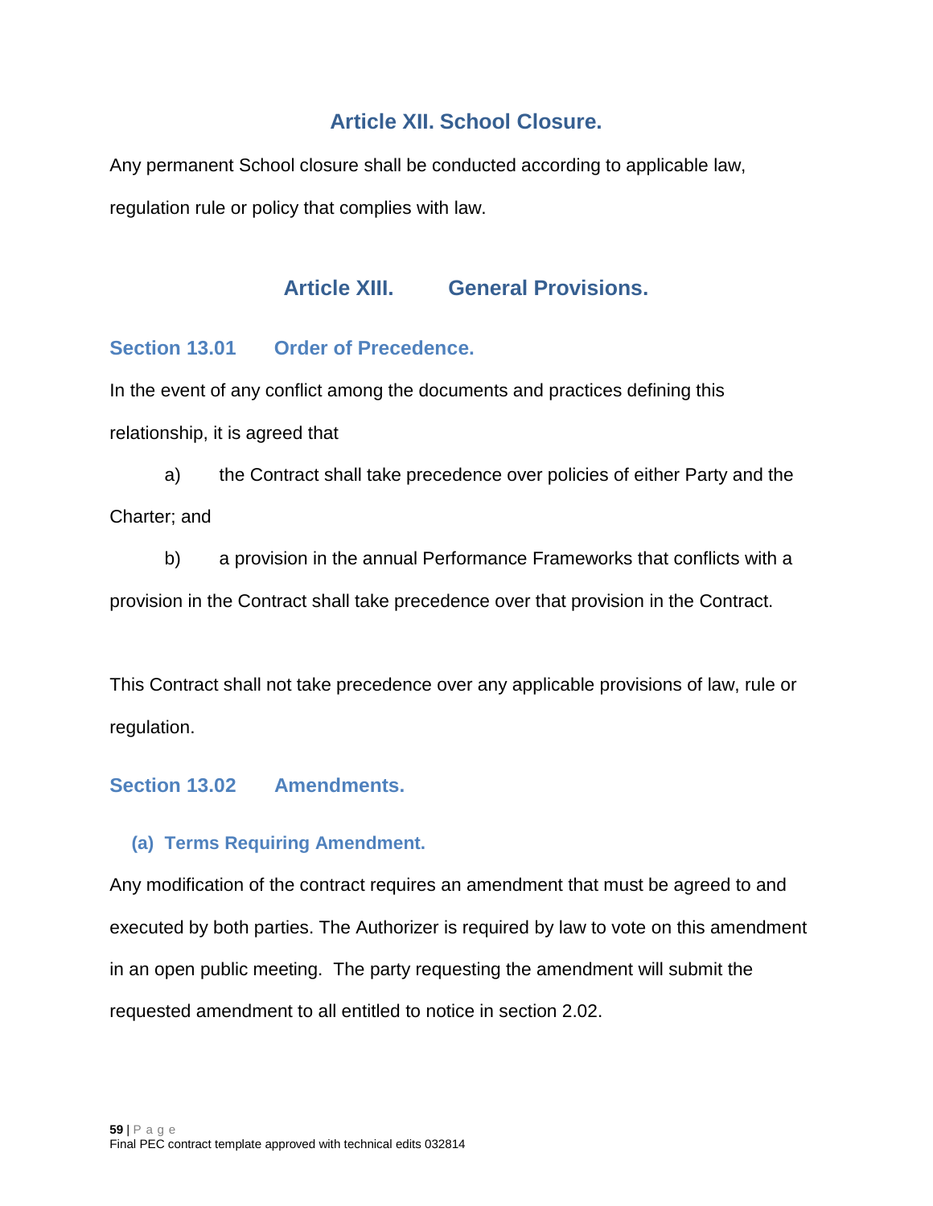# Article XII. School Closure.

Any permanent School closure shall be conducted according to applicable law, regulation rule or policy that complies with law.

# Article XIII. General Provisions.

## Section 13.01 Order of Precedence.

In the event of any conflict among the documents and practices defining this relationship, it is agreed that

a) the Contract shall take precedence over policies of either Party and the Charter; and

b) a provision in the annual Performance Frameworks that conflicts with a provision in the Contract shall take precedence over that provision in the Contract.

This Contract shall not take precedence over any applicable provisions of law, rule or regulation.

## Section 13.02 Amendments.

### (a) Terms Requiring Amendment.

Any modification of the contract requires an amendment that must be agreed to and executed by both parties. The Authorizer is required by law to vote on this amendment in an open public meeting. The party requesting the amendment will submit the requested amendment to all entitled to notice in section 2.02.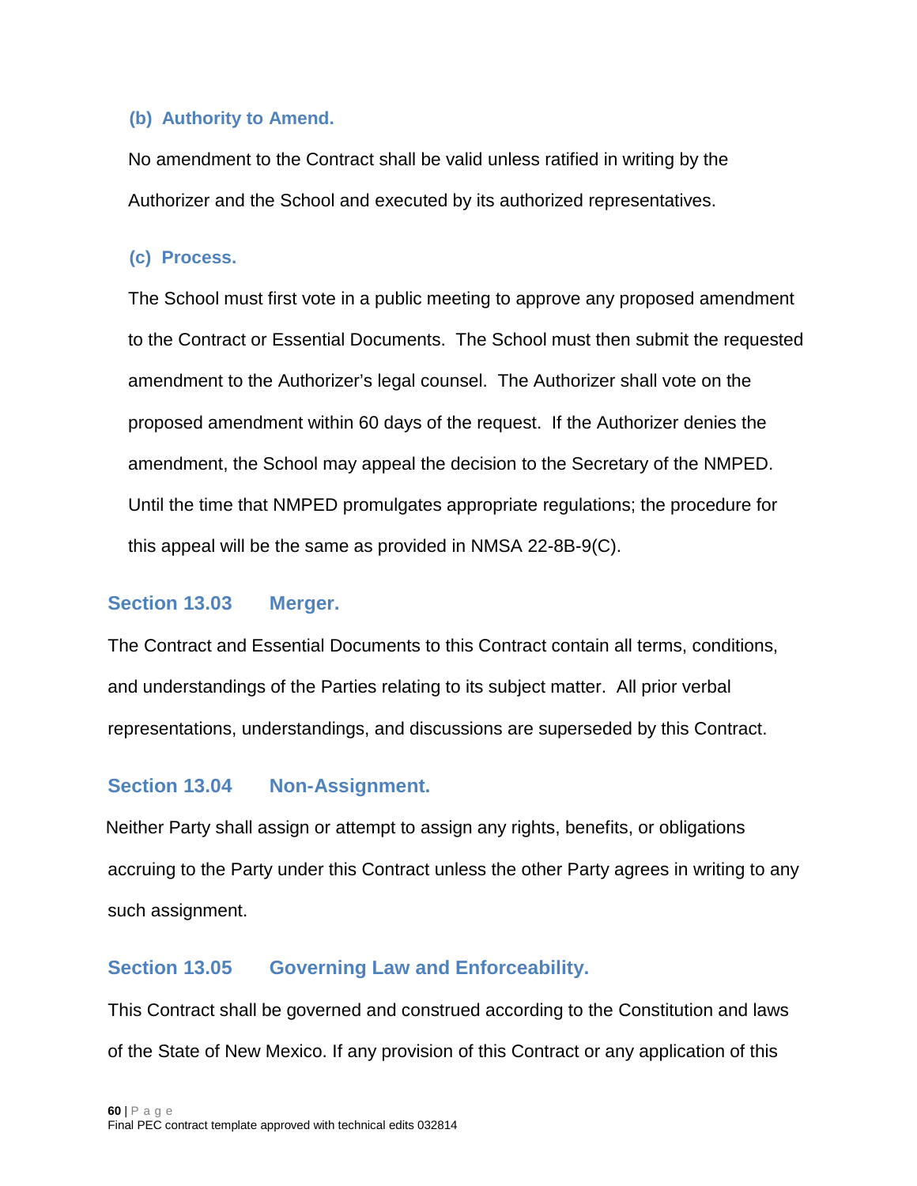**(b) Authority to Amend.**

No amendment to the Contract shall be valid unless ratified in writing by the Authorizer and the School and executed by its authorized representatives.

**(c) Process.**

The School must first vote in a public meeting to approve any proposed amendment to the Contract or Essential Documents. The School must then submit the requested amendment to the Authorizer's legal counsel. The Authorizer shall vote on the proposed amendment within 60 days of the request. If the Authorizer denies the amendment, the School may appeal the decision to the Secretary of the NMPED. Until the time that NMPED promulgates appropriate regulations; the procedure for this appeal will be the same as provided in NMSA 22-8B-9(C).

## Section 13.03 Merger.

The Contract and Essential Documents to this Contract contain all terms, conditions, and understandings of the Parties relating to its subject matter. All prior verbal representations, understandings, and discussions are superseded by this Contract.

## Section 13.04 Non-Assignment.

Neither Party shall assign or attempt to assign any rights, benefits, or obligations accruing to the Party under this Contract unless the other Party agrees in writing to any such assignment.

## Section 13.05 Governing Law and Enforceability.

This Contract shall be governed and construed according to the Constitution and laws of the State of New Mexico. If any provision of this Contract or any application of this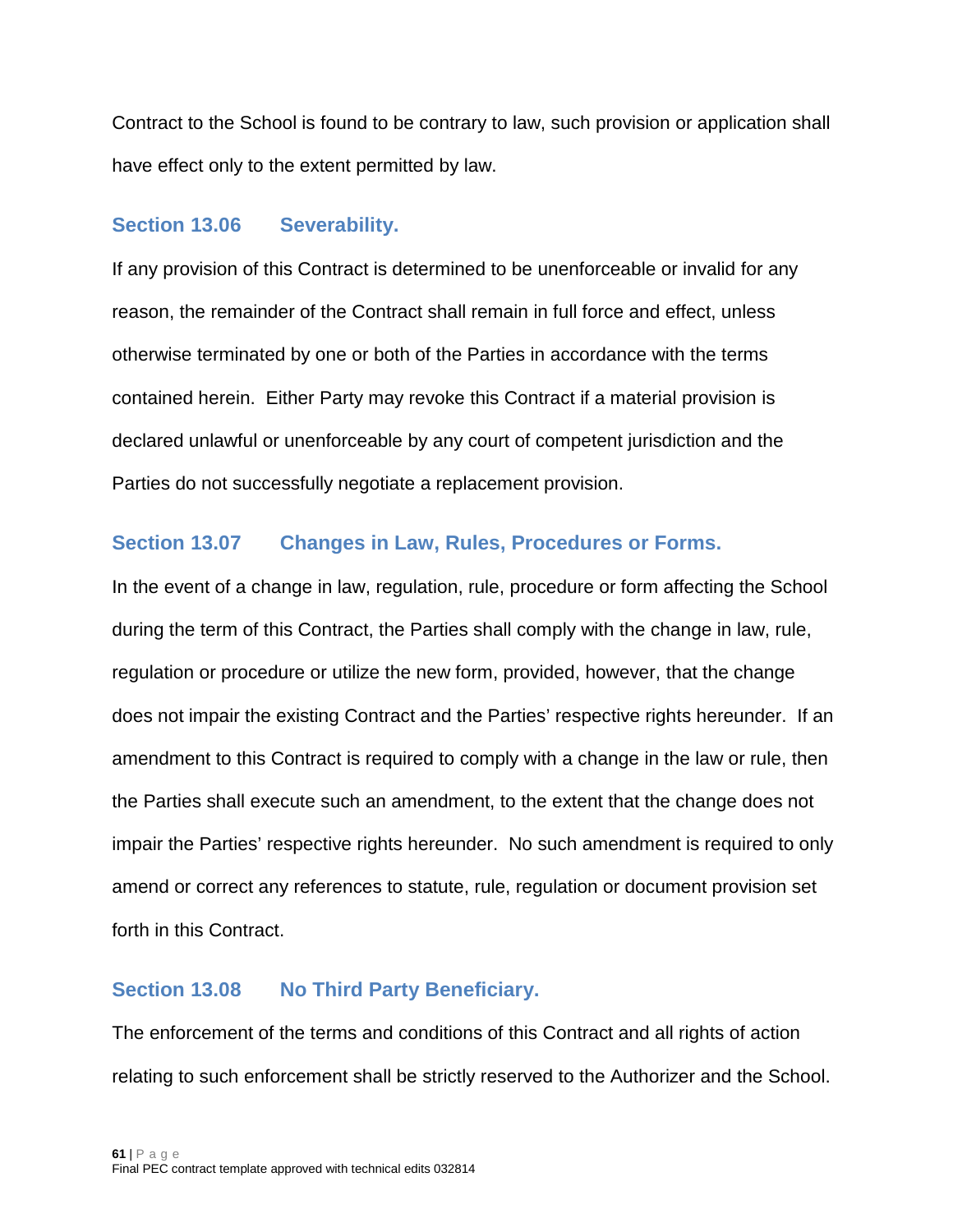Contract to the School is found to be contrary to law, such provision or application shall have effect only to the extent permitted by law.

### Section 13.06 Severability.

If any provision of this Contract is determined to be unenforceable or invalid for any reason, the remainder of the Contract shall remain in full force and effect, unless otherwise terminated by one or both of the Parties in accordance with the terms contained herein. Either Party may revoke this Contract if a material provision is declared unlawful or unenforceable by any court of competent jurisdiction and the Parties do not successfully negotiate a replacement provision.

### Section 13.07 Changes in Law, Rules, Procedures or Forms.

In the event of a change in law, regulation, rule, procedure or form affecting the School during the term of this Contract, the Parties shall comply with the change in law, rule, regulation or procedure or utilize the new form, provided, however, that the change does not impair the existing Contract and the Parties' respective rights hereunder. If an amendment to this Contract is required to comply with a change in the law or rule, then the Parties shall execute such an amendment, to the extent that the change does not impair the Parties' respective rights hereunder. No such amendment is required to only amend or correct any references to statute, rule, regulation or document provision set forth in this Contract.

### Section 13.08 No Third Party Beneficiary.

The enforcement of the terms and conditions of this Contract and all rights of action relating to such enforcement shall be strictly reserved to the Authorizer and the School.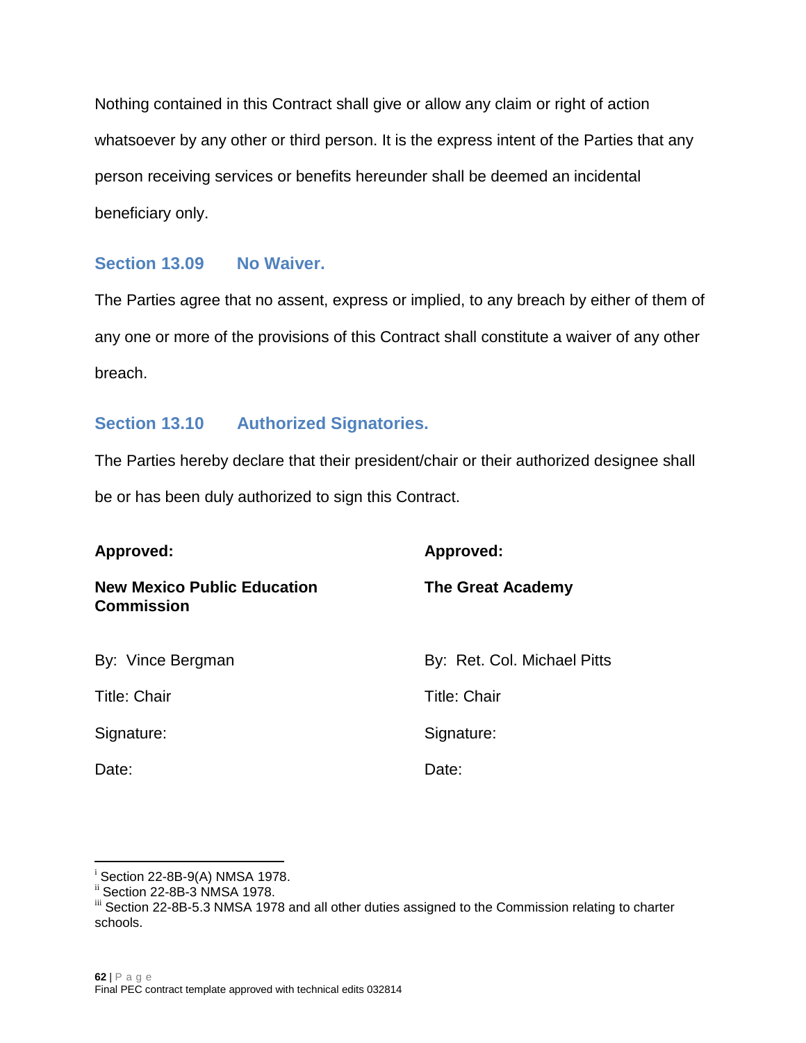Nothing contained in this Contract shall give or allow any claim or right of action whatsoever by any other or third person. It is the express intent of the Parties that any person receiving services or benefits hereunder shall be deemed an incidental beneficiary only.

### Section 13.09 No Waiver.

The Parties agree that no assent, express or implied, to any breach by either of them of any one or more of the provisions of this Contract shall constitute a waiver of any other breach.

### Section 13.10 Authorized Signatories.

The Parties hereby declare that their president/chair or their authorized designee shall be or has been duly authorized to sign this Contract.

| **Approved:** | **Approved:** |
|---|---|
| **New Mexico Public Education Commission** | **The Great Academy** |
| By: Vince Bergman | By: Ret. Col. Michael Pitts |
| Title: Chair | Title: Chair |
| Signature: | Signature: |
| Date: | Date: |

---

[i] Section 22-8B-9(A) NMSA 1978.
[ii] Section 22-8B-3 NMSA 1978.
[iii] Section 22-8B-5.3 NMSA 1978 and all other duties assigned to the Commission relating to charter schools.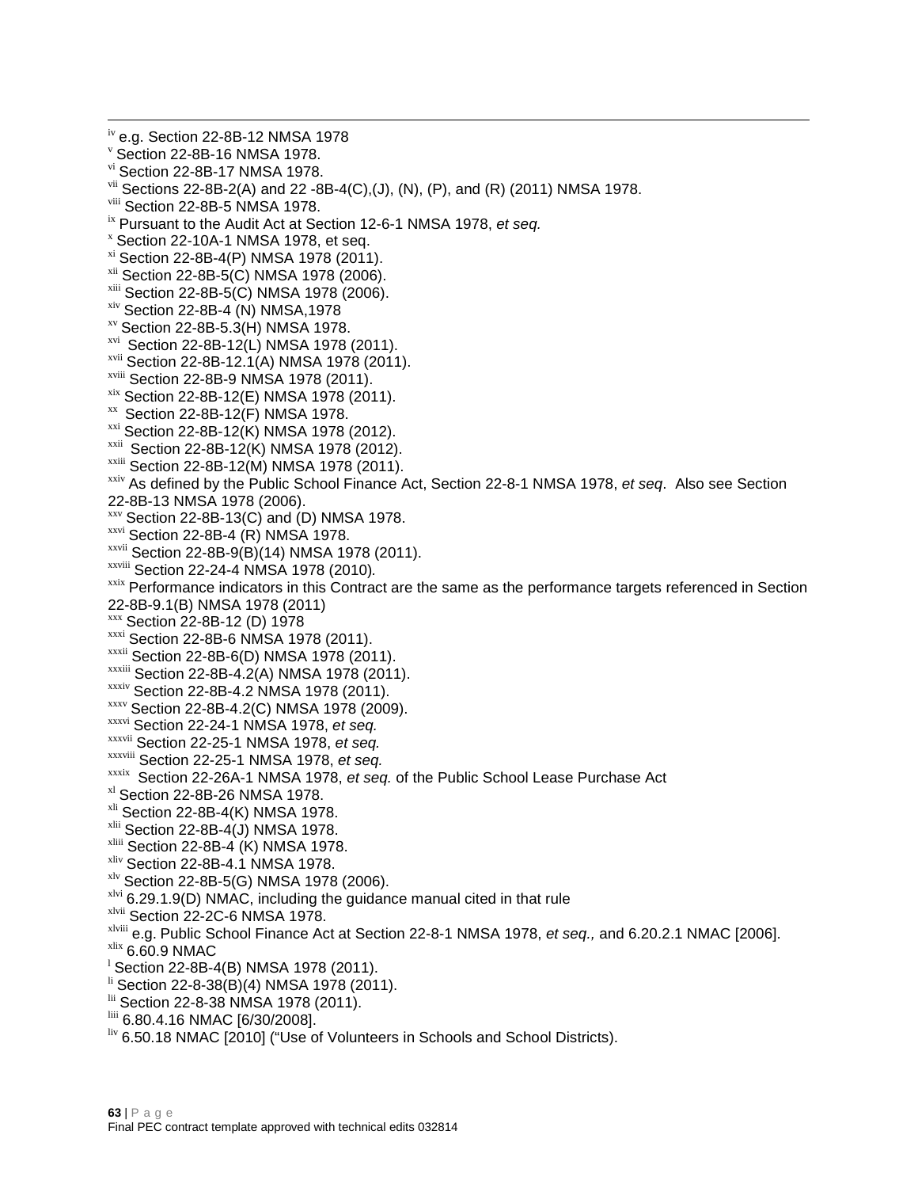[iv] e.g. Section 22-8B-12 NMSA 1978

[v] Section 22-8B-16 NMSA 1978.

[vi] Section 22-8B-17 NMSA 1978.

[vii] Sections 22-8B-2(A) and 22 -8B-4(C),(J), (N), (P), and (R) (2011) NMSA 1978.

[viii] Section 22-8B-5 NMSA 1978.

[ix] Pursuant to the Audit Act at Section 12-6-1 NMSA 1978, *et seq.*

[x] Section 22-10A-1 NMSA 1978, et seq.

[xi] Section 22-8B-4(P) NMSA 1978 (2011).

[xii] Section 22-8B-5(C) NMSA 1978 (2006).

[xiii] Section 22-8B-5(C) NMSA 1978 (2006).

[xiv] Section 22-8B-4 (N) NMSA,1978

[xv] Section 22-8B-5.3(H) NMSA 1978.

[xvi] Section 22-8B-12(L) NMSA 1978 (2011).

[xvii] Section 22-8B-12.1(A) NMSA 1978 (2011).

[xviii] Section 22-8B-9 NMSA 1978 (2011).

[xix] Section 22-8B-12(E) NMSA 1978 (2011).

[xx] Section 22-8B-12(F) NMSA 1978.

[xxi] Section 22-8B-12(K) NMSA 1978 (2012).

[xxii] Section 22-8B-12(K) NMSA 1978 (2012).

[xxiii] Section 22-8B-12(M) NMSA 1978 (2011).

[xxiv] As defined by the Public School Finance Act, Section 22-8-1 NMSA 1978, *et seq*. Also see Section 22-8B-13 NMSA 1978 (2006).

[xxv] Section 22-8B-13(C) and (D) NMSA 1978.

[xxvi] Section 22-8B-4 (R) NMSA 1978.

[xxvii] Section 22-8B-9(B)(14) NMSA 1978 (2011).

[xxviii] Section 22-24-4 NMSA 1978 (2010).

[xxix] Performance indicators in this Contract are the same as the performance targets referenced in Section 22-8B-9.1(B) NMSA 1978 (2011)

[xxx] Section 22-8B-12 (D) 1978

[xxxi] Section 22-8B-6 NMSA 1978 (2011).

[xxxii] Section 22-8B-6(D) NMSA 1978 (2011).

[xxxiii] Section 22-8B-4.2(A) NMSA 1978 (2011).

[xxxiv] Section 22-8B-4.2 NMSA 1978 (2011).

[xxxv] Section 22-8B-4.2(C) NMSA 1978 (2009).

[xxxvi] Section 22-24-1 NMSA 1978, *et seq.*

[xxxvii] Section 22-25-1 NMSA 1978, *et seq.*

[xxxviii] Section 22-25-1 NMSA 1978, *et seq.*

[xxxix] Section 22-26A-1 NMSA 1978, *et seq.* of the Public School Lease Purchase Act

[xl] Section 22-8B-26 NMSA 1978.

[xli] Section 22-8B-4(K) NMSA 1978.

[xlii] Section 22-8B-4(J) NMSA 1978.

[xliii] Section 22-8B-4 (K) NMSA 1978.

[xliv] Section 22-8B-4.1 NMSA 1978.

[xlv] Section 22-8B-5(G) NMSA 1978 (2006).

[xlvi] 6.29.1.9(D) NMAC, including the guidance manual cited in that rule

[xlvii] Section 22-2C-6 NMSA 1978.

[xlviii] e.g. Public School Finance Act at Section 22-8-1 NMSA 1978, *et seq.,* and 6.20.2.1 NMAC [2006].

[xlix] 6.60.9 NMAC

[l] Section 22-8B-4(B) NMSA 1978 (2011).

[li] Section 22-8-38(B)(4) NMSA 1978 (2011).

[lii] Section 22-8-38 NMSA 1978 (2011).

[liii] 6.80.4.16 NMAC [6/30/2008].

[liv] 6.50.18 NMAC [2010] ("Use of Volunteers in Schools and School Districts).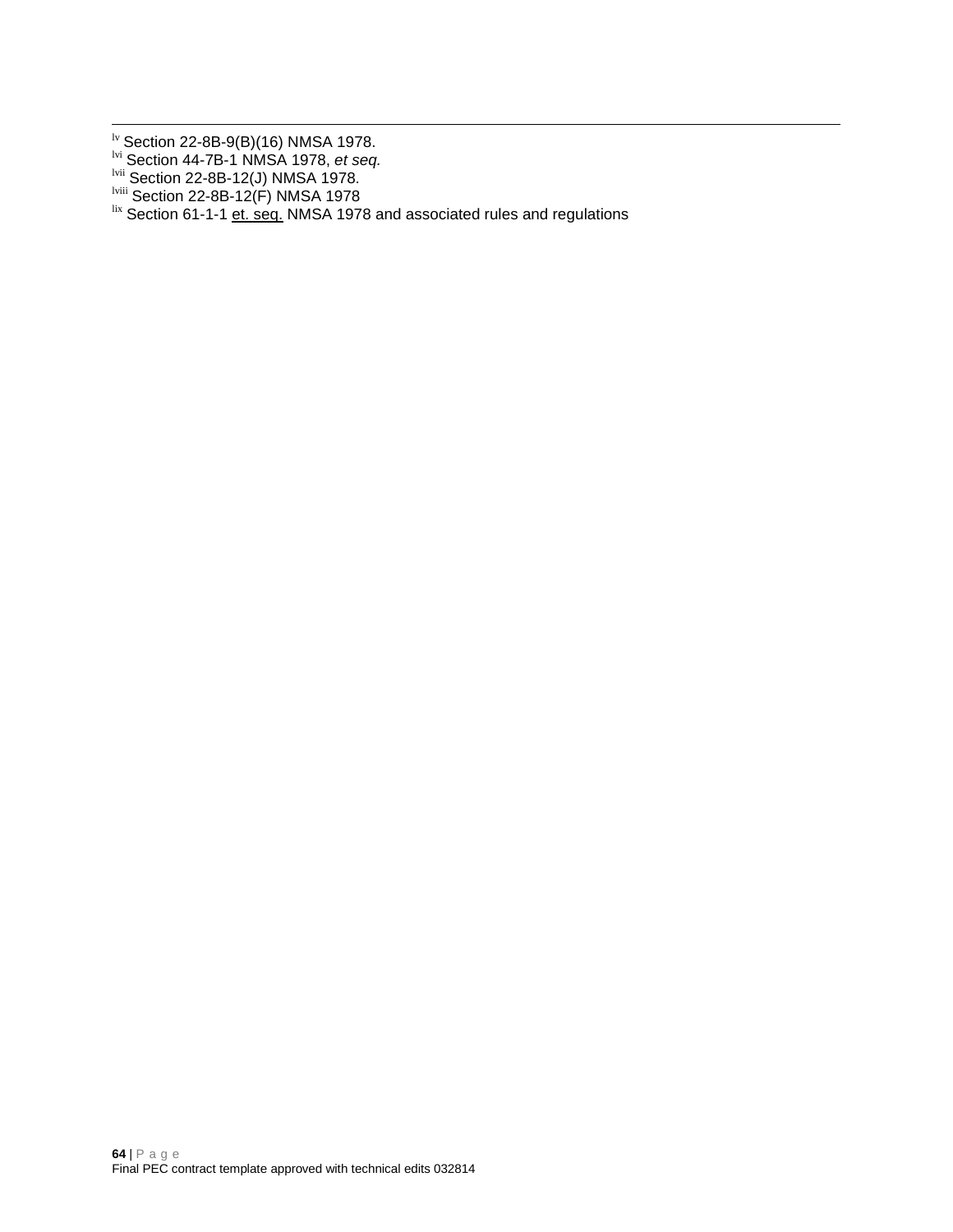---

[lv] Section 22-8B-9(B)(16) NMSA 1978.
[lvi] Section 44-7B-1 NMSA 1978, *et seq.*
[lvii] Section 22-8B-12(J) NMSA 1978.
[lviii] Section 22-8B-12(F) NMSA 1978
[lix] Section 61-1-1 <u>et. seq.</u> NMSA 1978 and associated rules and regulations